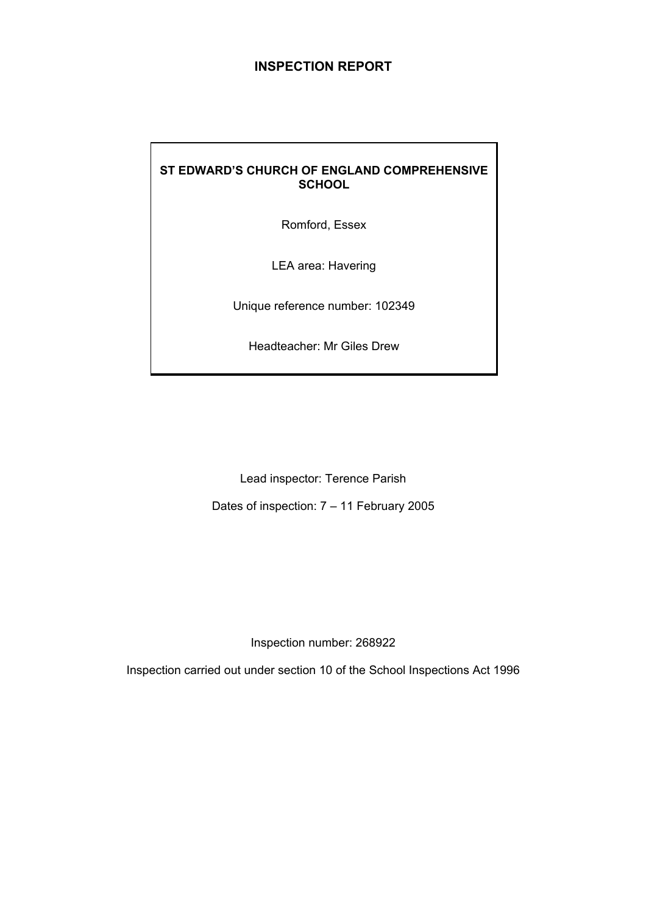# INSPECTION REPORT

**ST EDWARD'S CHURCH OF ENGLAND COMPREHENSIVE SCHOOL**

Romford, Essex

LEA area: Havering

Unique reference number: 102349

Headteacher: Mr Giles Drew

Lead inspector: Terence Parish

Dates of inspection: 7 – 11 February 2005

Inspection number: 268922

Inspection carried out under section 10 of the School Inspections Act 1996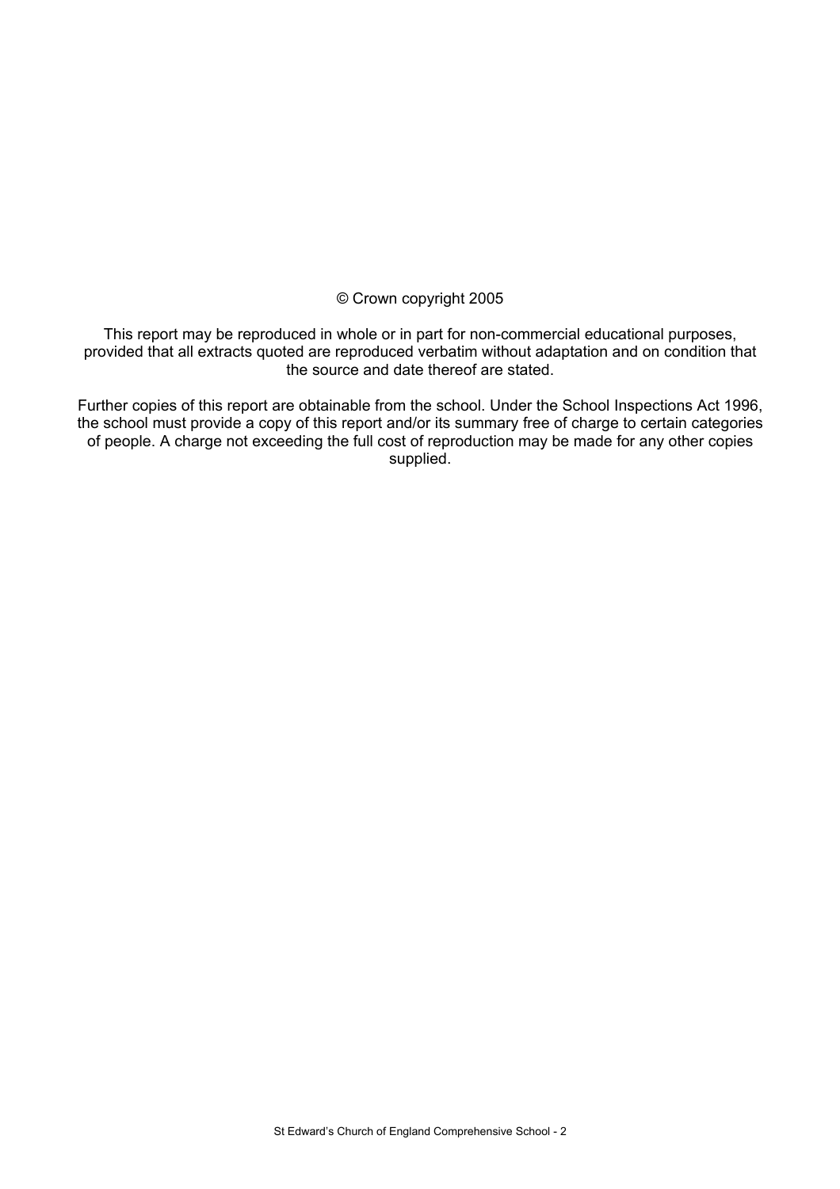© Crown copyright 2005

This report may be reproduced in whole or in part for non-commercial educational purposes, provided that all extracts quoted are reproduced verbatim without adaptation and on condition that the source and date thereof are stated.

Further copies of this report are obtainable from the school. Under the School Inspections Act 1996, the school must provide a copy of this report and/or its summary free of charge to certain categories of people. A charge not exceeding the full cost of reproduction may be made for any other copies supplied.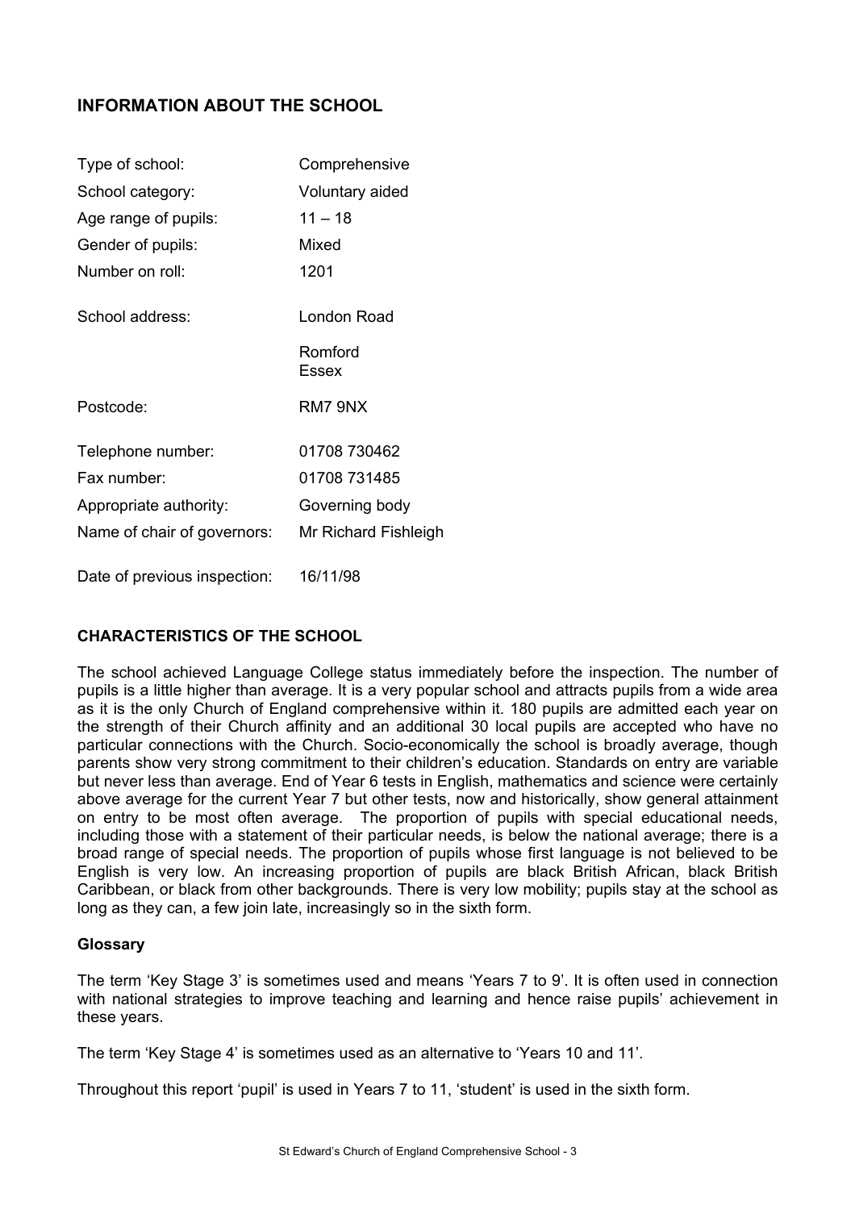## INFORMATION ABOUT THE SCHOOL

| | |
|---|---|
| Type of school: | Comprehensive |
| School category: | Voluntary aided |
| Age range of pupils: | 11 – 18 |
| Gender of pupils: | Mixed |
| Number on roll: | 1201 |
| School address: | London Road<br>Romford<br>Essex |
| Postcode: | RM7 9NX |
| Telephone number: | 01708 730462 |
| Fax number: | 01708 731485 |
| Appropriate authority: | Governing body |
| Name of chair of governors: | Mr Richard Fishleigh |
| Date of previous inspection: | 16/11/98 |

## CHARACTERISTICS OF THE SCHOOL

The school achieved Language College status immediately before the inspection. The number of pupils is a little higher than average. It is a very popular school and attracts pupils from a wide area as it is the only Church of England comprehensive within it. 180 pupils are admitted each year on the strength of their Church affinity and an additional 30 local pupils are accepted who have no particular connections with the Church. Socio-economically the school is broadly average, though parents show very strong commitment to their children's education. Standards on entry are variable but never less than average. End of Year 6 tests in English, mathematics and science were certainly above average for the current Year 7 but other tests, now and historically, show general attainment on entry to be most often average. The proportion of pupils with special educational needs, including those with a statement of their particular needs, is below the national average; there is a broad range of special needs. The proportion of pupils whose first language is not believed to be English is very low. An increasing proportion of pupils are black British African, black British Caribbean, or black from other backgrounds. There is very low mobility; pupils stay at the school as long as they can, a few join late, increasingly so in the sixth form.

### Glossary

The term 'Key Stage 3' is sometimes used and means 'Years 7 to 9'. It is often used in connection with national strategies to improve teaching and learning and hence raise pupils' achievement in these years.

The term 'Key Stage 4' is sometimes used as an alternative to 'Years 10 and 11'.

Throughout this report 'pupil' is used in Years 7 to 11, 'student' is used in the sixth form.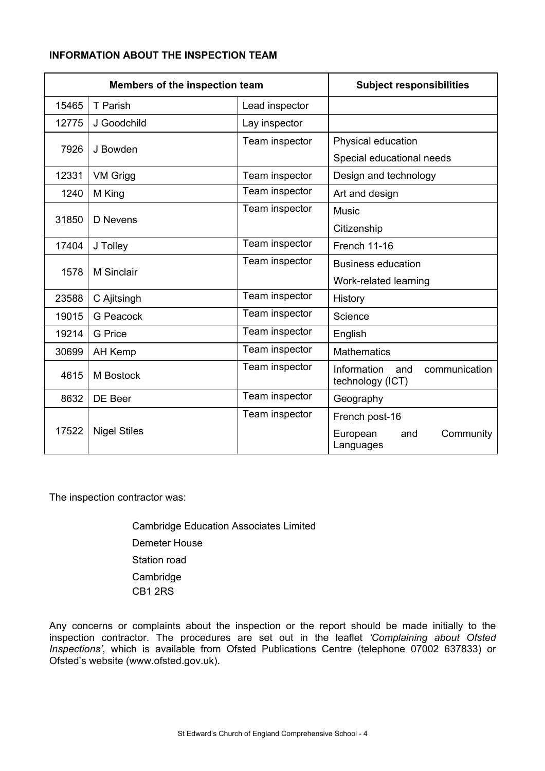**INFORMATION ABOUT THE INSPECTION TEAM**

| Members of the inspection team | | | Subject responsibilities |
|---|---|---|---|
| 15465 | T Parish | Lead inspector | |
| 12775 | J Goodchild | Lay inspector | |
| 7926 | J Bowden | Team inspector | Physical education<br>Special educational needs |
| 12331 | VM Grigg | Team inspector | Design and technology |
| 1240 | M King | Team inspector | Art and design |
| 31850 | D Nevens | Team inspector | Music<br>Citizenship |
| 17404 | J Tolley | Team inspector | French 11-16 |
| 1578 | M Sinclair | Team inspector | Business education<br>Work-related learning |
| 23588 | C Ajitsingh | Team inspector | History |
| 19015 | G Peacock | Team inspector | Science |
| 19214 | G Price | Team inspector | English |
| 30699 | AH Kemp | Team inspector | Mathematics |
| 4615 | M Bostock | Team inspector | Information and communication technology (ICT) |
| 8632 | DE Beer | Team inspector | Geography |
| 17522 | Nigel Stiles | Team inspector | French post-16<br>European and Community Languages |

The inspection contractor was:

Cambridge Education Associates Limited  
Demeter House  
Station road  
Cambridge  
CB1 2RS

Any concerns or complaints about the inspection or the report should be made initially to the inspection contractor. The procedures are set out in the leaflet *'Complaining about Ofsted Inspections'*, which is available from Ofsted Publications Centre (telephone 07002 637833) or Ofsted's website (www.ofsted.gov.uk).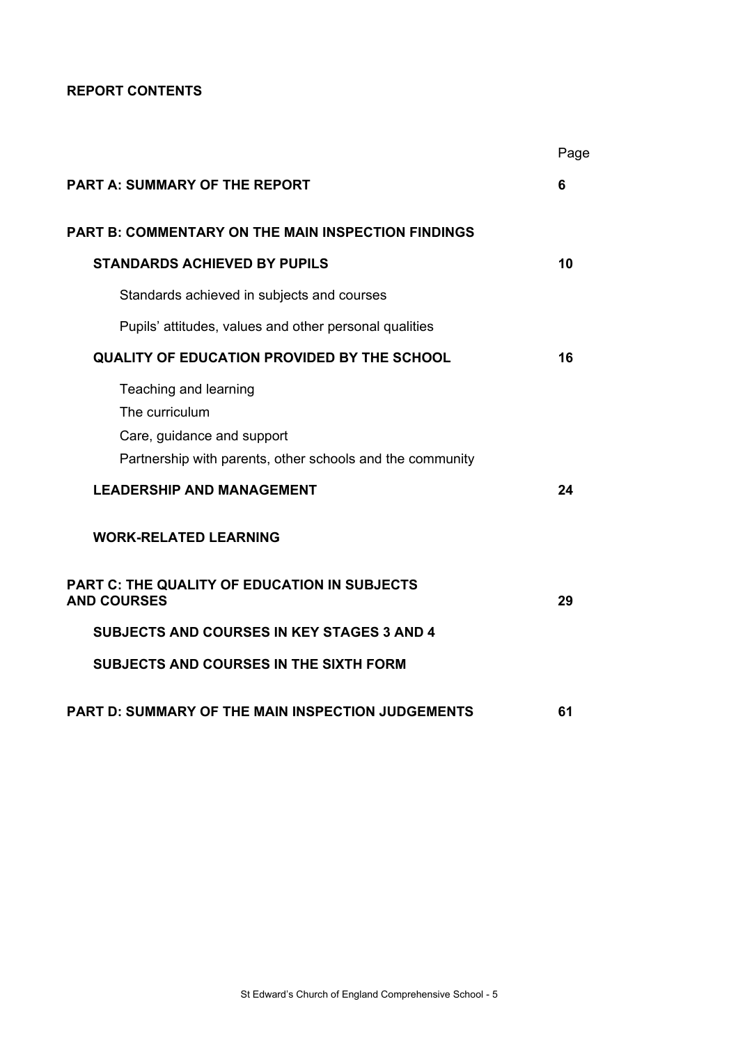**REPORT CONTENTS**

| | Page |
|---|---|
| **PART A: SUMMARY OF THE REPORT** | **6** |
| **PART B: COMMENTARY ON THE MAIN INSPECTION FINDINGS** | |
| **STANDARDS ACHIEVED BY PUPILS** | **10** |
| Standards achieved in subjects and courses | |
| Pupils' attitudes, values and other personal qualities | |
| **QUALITY OF EDUCATION PROVIDED BY THE SCHOOL** | **16** |
| Teaching and learning<br>The curriculum<br>Care, guidance and support<br>Partnership with parents, other schools and the community | |
| **LEADERSHIP AND MANAGEMENT** | **24** |
| **WORK-RELATED LEARNING** | |
| **PART C: THE QUALITY OF EDUCATION IN SUBJECTS AND COURSES** | **29** |
| **SUBJECTS AND COURSES IN KEY STAGES 3 AND 4** | |
| **SUBJECTS AND COURSES IN THE SIXTH FORM** | |
| **PART D: SUMMARY OF THE MAIN INSPECTION JUDGEMENTS** | **61** |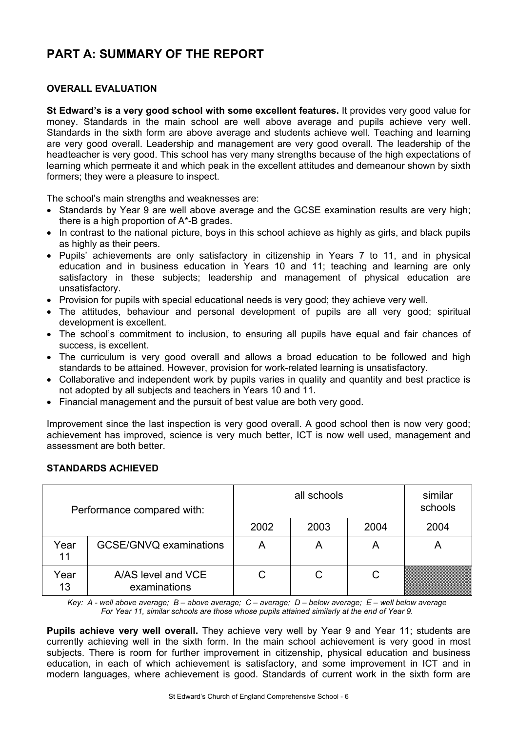# PART A: SUMMARY OF THE REPORT

### OVERALL EVALUATION

**St Edward's is a very good school with some excellent features.** It provides very good value for money. Standards in the main school are well above average and pupils achieve very well. Standards in the sixth form are above average and students achieve well. Teaching and learning are very good overall. Leadership and management are very good overall. The leadership of the headteacher is very good. This school has very many strengths because of the high expectations of learning which permeate it and which peak in the excellent attitudes and demeanour shown by sixth formers; they were a pleasure to inspect.

The school's main strengths and weaknesses are:

- Standards by Year 9 are well above average and the GCSE examination results are very high; there is a high proportion of A*-B grades.
- In contrast to the national picture, boys in this school achieve as highly as girls, and black pupils as highly as their peers.
- Pupils' achievements are only satisfactory in citizenship in Years 7 to 11, and in physical education and in business education in Years 10 and 11; teaching and learning are only satisfactory in these subjects; leadership and management of physical education are unsatisfactory.
- Provision for pupils with special educational needs is very good; they achieve very well.
- The attitudes, behaviour and personal development of pupils are all very good; spiritual development is excellent.
- The school's commitment to inclusion, to ensuring all pupils have equal and fair chances of success, is excellent.
- The curriculum is very good overall and allows a broad education to be followed and high standards to be attained. However, provision for work-related learning is unsatisfactory.
- Collaborative and independent work by pupils varies in quality and quantity and best practice is not adopted by all subjects and teachers in Years 10 and 11.
- Financial management and the pursuit of best value are both very good.

Improvement since the last inspection is very good overall. A good school then is now very good; achievement has improved, science is very much better, ICT is now well used, management and assessment are both better.

### STANDARDS ACHIEVED

| Performance compared with: | | all schools | | | similar schools |
|---|---|---|---|---|---|
| | | 2002 | 2003 | 2004 | 2004 |
| Year 11 | GCSE/GNVQ examinations | A | A | A | A |
| Year 13 | A/AS level and VCE examinations | C | C | C | |

*Key: A - well above average; B – above average; C – average; D – below average; E – well below average*
*For Year 11, similar schools are those whose pupils attained similarly at the end of Year 9.*

**Pupils achieve very well overall.** They achieve very well by Year 9 and Year 11; students are currently achieving well in the sixth form. In the main school achievement is very good in most subjects. There is room for further improvement in citizenship, physical education and business education, in each of which achievement is satisfactory, and some improvement in ICT and in modern languages, where achievement is good. Standards of current work in the sixth form are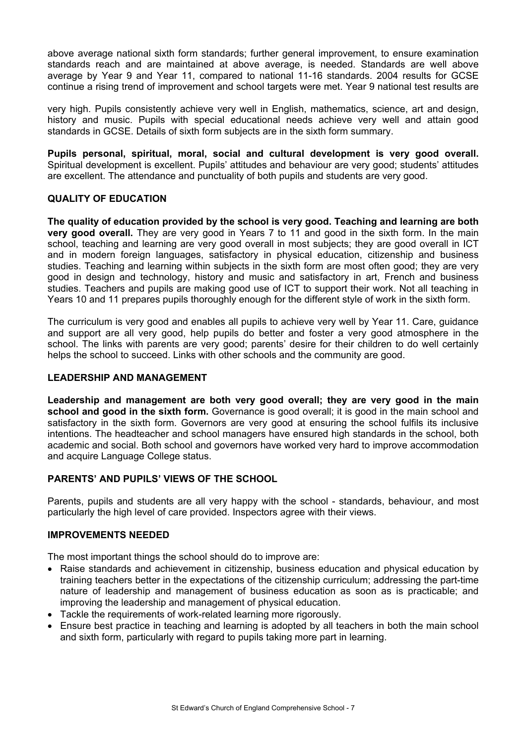above average national sixth form standards; further general improvement, to ensure examination standards reach and are maintained at above average, is needed. Standards are well above average by Year 9 and Year 11, compared to national 11-16 standards. 2004 results for GCSE continue a rising trend of improvement and school targets were met. Year 9 national test results are

very high. Pupils consistently achieve very well in English, mathematics, science, art and design, history and music. Pupils with special educational needs achieve very well and attain good standards in GCSE. Details of sixth form subjects are in the sixth form summary.

**Pupils personal, spiritual, moral, social and cultural development is very good overall.** Spiritual development is excellent. Pupils' attitudes and behaviour are very good; students' attitudes are excellent. The attendance and punctuality of both pupils and students are very good.

### QUALITY OF EDUCATION

**The quality of education provided by the school is very good. Teaching and learning are both very good overall.** They are very good in Years 7 to 11 and good in the sixth form. In the main school, teaching and learning are very good overall in most subjects; they are good overall in ICT and in modern foreign languages, satisfactory in physical education, citizenship and business studies. Teaching and learning within subjects in the sixth form are most often good; they are very good in design and technology, history and music and satisfactory in art, French and business studies. Teachers and pupils are making good use of ICT to support their work. Not all teaching in Years 10 and 11 prepares pupils thoroughly enough for the different style of work in the sixth form.

The curriculum is very good and enables all pupils to achieve very well by Year 11. Care, guidance and support are all very good, help pupils do better and foster a very good atmosphere in the school. The links with parents are very good; parents' desire for their children to do well certainly helps the school to succeed. Links with other schools and the community are good.

### LEADERSHIP AND MANAGEMENT

**Leadership and management are both very good overall; they are very good in the main school and good in the sixth form.** Governance is good overall; it is good in the main school and satisfactory in the sixth form. Governors are very good at ensuring the school fulfils its inclusive intentions. The headteacher and school managers have ensured high standards in the school, both academic and social. Both school and governors have worked very hard to improve accommodation and acquire Language College status.

### PARENTS' AND PUPILS' VIEWS OF THE SCHOOL

Parents, pupils and students are all very happy with the school - standards, behaviour, and most particularly the high level of care provided. Inspectors agree with their views.

### IMPROVEMENTS NEEDED

The most important things the school should do to improve are:

- Raise standards and achievement in citizenship, business education and physical education by training teachers better in the expectations of the citizenship curriculum; addressing the part-time nature of leadership and management of business education as soon as is practicable; and improving the leadership and management of physical education.
- Tackle the requirements of work-related learning more rigorously.
- Ensure best practice in teaching and learning is adopted by all teachers in both the main school and sixth form, particularly with regard to pupils taking more part in learning.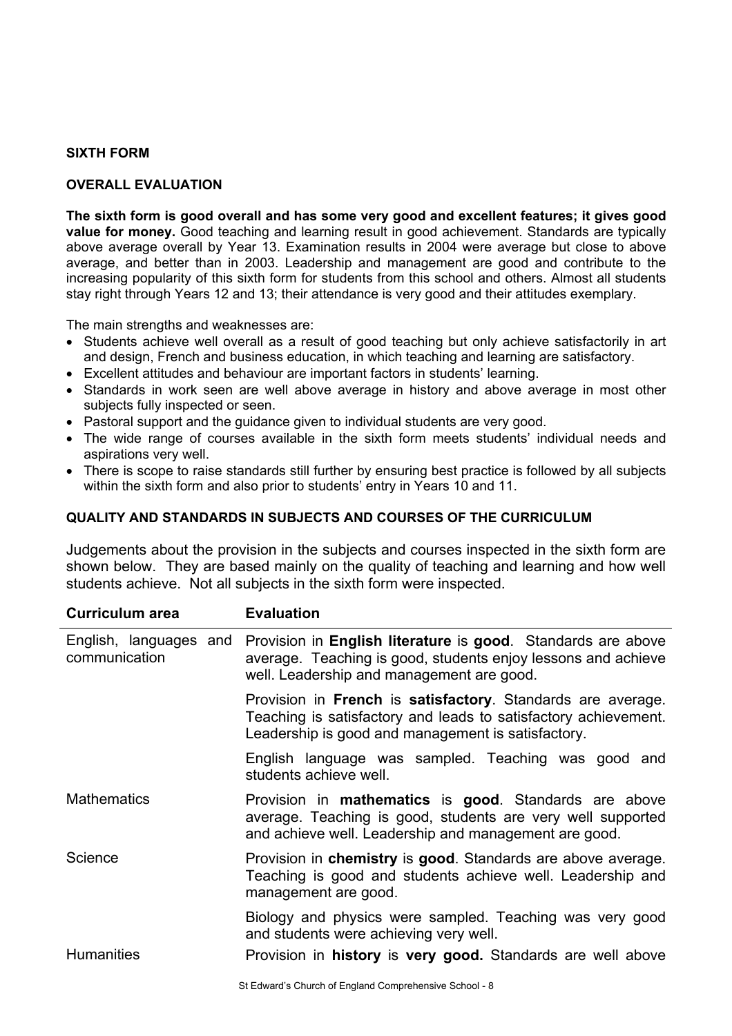## SIXTH FORM

### OVERALL EVALUATION

**The sixth form is good overall and has some very good and excellent features; it gives good value for money.** Good teaching and learning result in good achievement. Standards are typically above average overall by Year 13. Examination results in 2004 were average but close to above average, and better than in 2003. Leadership and management are good and contribute to the increasing popularity of this sixth form for students from this school and others. Almost all students stay right through Years 12 and 13; their attendance is very good and their attitudes exemplary.

The main strengths and weaknesses are:

- Students achieve well overall as a result of good teaching but only achieve satisfactorily in art and design, French and business education, in which teaching and learning are satisfactory.
- Excellent attitudes and behaviour are important factors in students' learning.
- Standards in work seen are well above average in history and above average in most other subjects fully inspected or seen.
- Pastoral support and the guidance given to individual students are very good.
- The wide range of courses available in the sixth form meets students' individual needs and aspirations very well.
- There is scope to raise standards still further by ensuring best practice is followed by all subjects within the sixth form and also prior to students' entry in Years 10 and 11.

### QUALITY AND STANDARDS IN SUBJECTS AND COURSES OF THE CURRICULUM

Judgements about the provision in the subjects and courses inspected in the sixth form are shown below. They are based mainly on the quality of teaching and learning and how well students achieve. Not all subjects in the sixth form were inspected.

| Curriculum area | Evaluation |
|---|---|
| English, languages and communication | Provision in **English literature** is **good**. Standards are above average. Teaching is good, students enjoy lessons and achieve well. Leadership and management are good. |
| | Provision in **French** is **satisfactory**. Standards are average. Teaching is satisfactory and leads to satisfactory achievement. Leadership is good and management is satisfactory. |
| | English language was sampled. Teaching was good and students achieve well. |
| Mathematics | Provision in **mathematics** is **good**. Standards are above average. Teaching is good, students are very well supported and achieve well. Leadership and management are good. |
| Science | Provision in **chemistry** is **good**. Standards are above average. Teaching is good and students achieve well. Leadership and management are good. |
| | Biology and physics were sampled. Teaching was very good and students were achieving very well. |
| Humanities | Provision in **history** is **very good.** Standards are well above |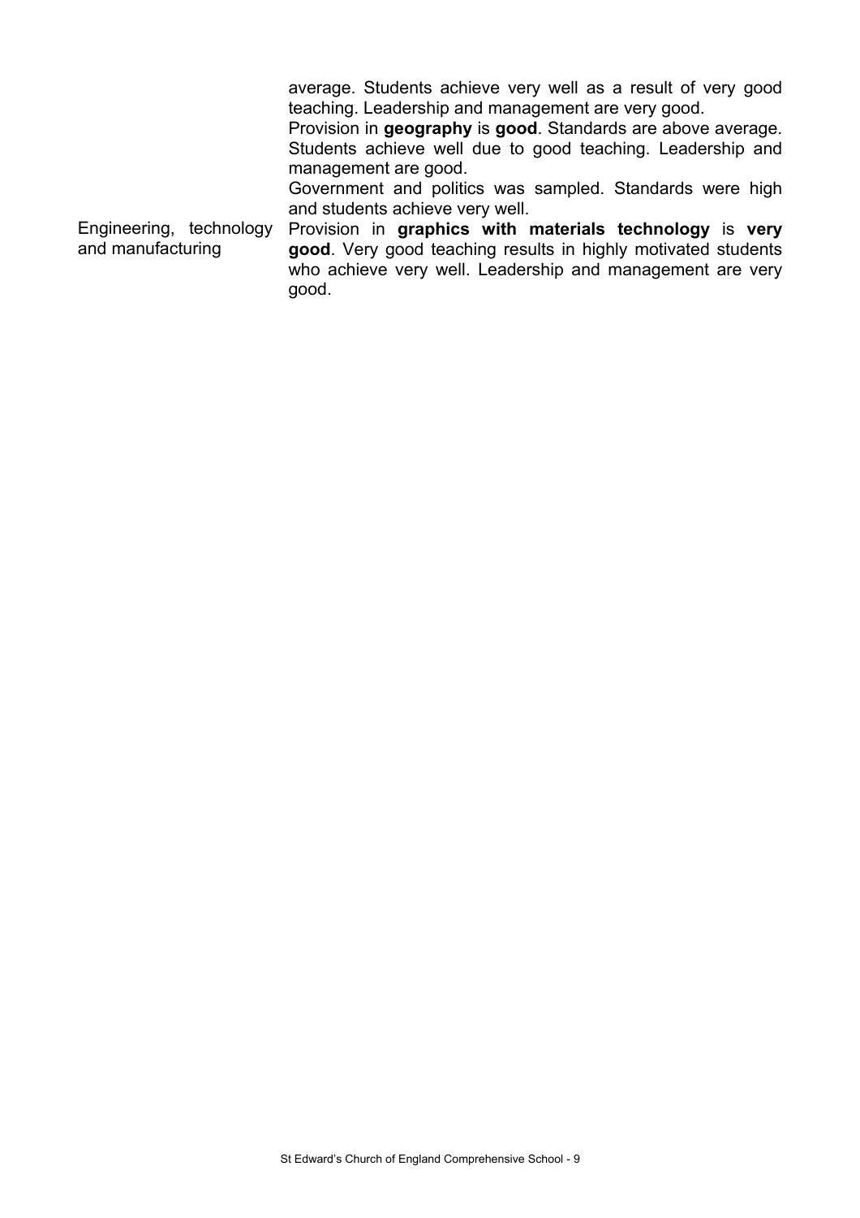| | |
|---|---|
| | average. Students achieve very well as a result of very good teaching. Leadership and management are very good. Provision in **geography** is **good**. Standards are above average. Students achieve well due to good teaching. Leadership and management are good. Government and politics was sampled. Standards were high and students achieve very well. |
| Engineering, technology and manufacturing | Provision in **graphics with materials technology** is **very good**. Very good teaching results in highly motivated students who achieve very well. Leadership and management are very good. |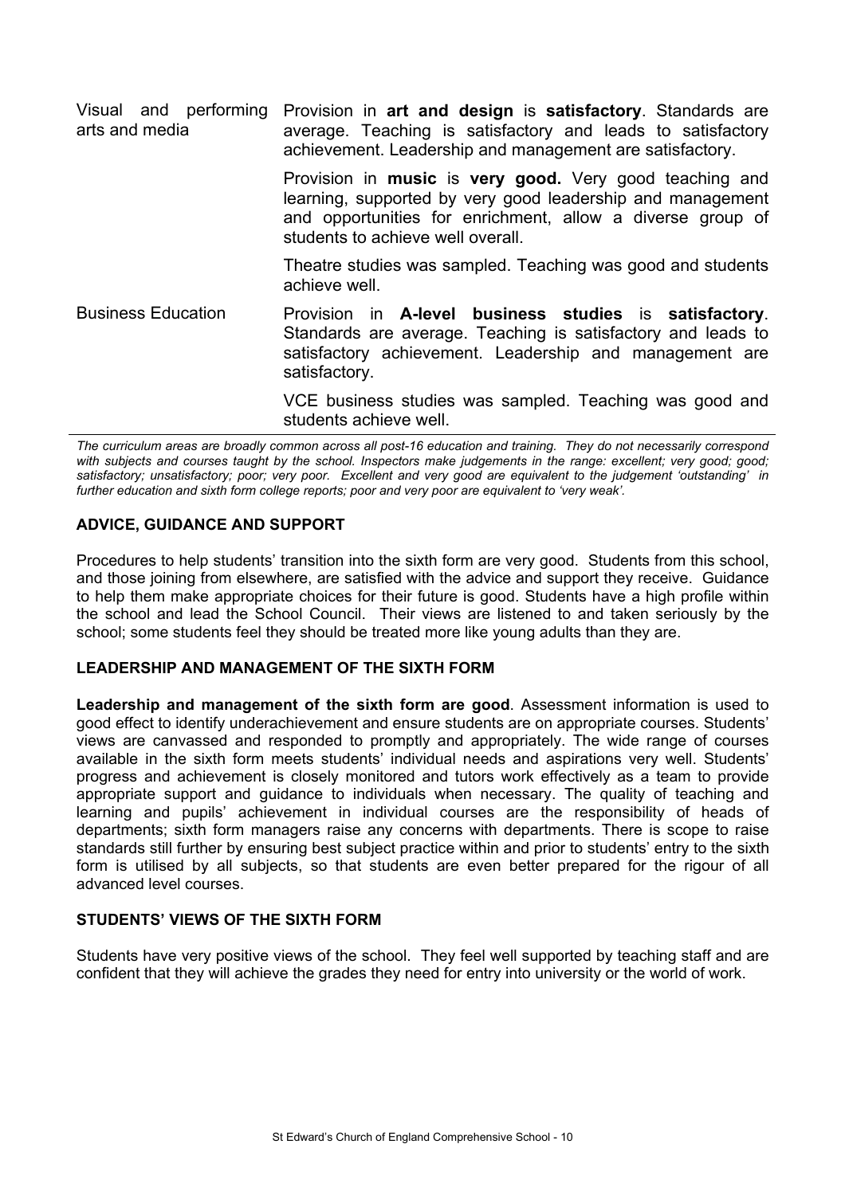| | |
|---|---|
| Visual and performing arts and media | Provision in **art and design** is **satisfactory**. Standards are average. Teaching is satisfactory and leads to satisfactory achievement. Leadership and management are satisfactory. |
| | Provision in **music** is **very good.** Very good teaching and learning, supported by very good leadership and management and opportunities for enrichment, allow a diverse group of students to achieve well overall. |
| | Theatre studies was sampled. Teaching was good and students achieve well. |
| Business Education | Provision in **A-level business studies** is **satisfactory**. Standards are average. Teaching is satisfactory and leads to satisfactory achievement. Leadership and management are satisfactory. |
| | VCE business studies was sampled. Teaching was good and students achieve well. |

*The curriculum areas are broadly common across all post-16 education and training. They do not necessarily correspond with subjects and courses taught by the school. Inspectors make judgements in the range: excellent; very good; good; satisfactory; unsatisfactory; poor; very poor. Excellent and very good are equivalent to the judgement 'outstanding' in further education and sixth form college reports; poor and very poor are equivalent to 'very weak'.*

### ADVICE, GUIDANCE AND SUPPORT

Procedures to help students' transition into the sixth form are very good. Students from this school, and those joining from elsewhere, are satisfied with the advice and support they receive. Guidance to help them make appropriate choices for their future is good. Students have a high profile within the school and lead the School Council. Their views are listened to and taken seriously by the school; some students feel they should be treated more like young adults than they are.

### LEADERSHIP AND MANAGEMENT OF THE SIXTH FORM

**Leadership and management of the sixth form are good**. Assessment information is used to good effect to identify underachievement and ensure students are on appropriate courses. Students' views are canvassed and responded to promptly and appropriately. The wide range of courses available in the sixth form meets students' individual needs and aspirations very well. Students' progress and achievement is closely monitored and tutors work effectively as a team to provide appropriate support and guidance to individuals when necessary. The quality of teaching and learning and pupils' achievement in individual courses are the responsibility of heads of departments; sixth form managers raise any concerns with departments. There is scope to raise standards still further by ensuring best subject practice within and prior to students' entry to the sixth form is utilised by all subjects, so that students are even better prepared for the rigour of all advanced level courses.

### STUDENTS' VIEWS OF THE SIXTH FORM

Students have very positive views of the school. They feel well supported by teaching staff and are confident that they will achieve the grades they need for entry into university or the world of work.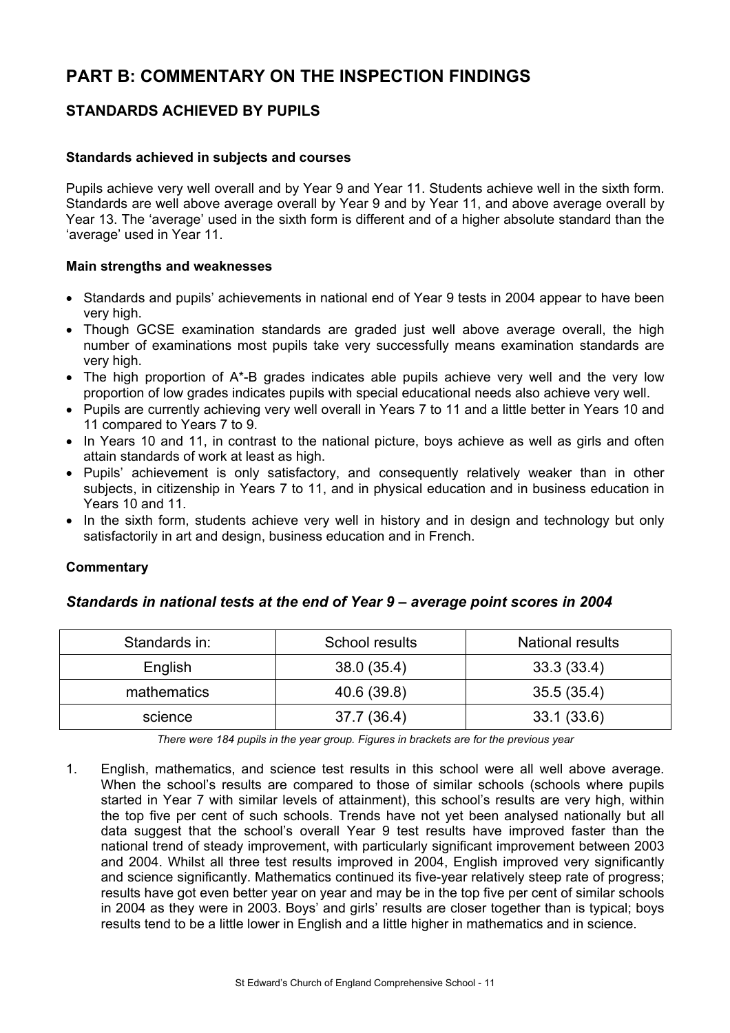# PART B: COMMENTARY ON THE INSPECTION FINDINGS

## STANDARDS ACHIEVED BY PUPILS

### Standards achieved in subjects and courses

Pupils achieve very well overall and by Year 9 and Year 11. Students achieve well in the sixth form. Standards are well above average overall by Year 9 and by Year 11, and above average overall by Year 13. The 'average' used in the sixth form is different and of a higher absolute standard than the 'average' used in Year 11.

### Main strengths and weaknesses

- Standards and pupils' achievements in national end of Year 9 tests in 2004 appear to have been very high.
- Though GCSE examination standards are graded just well above average overall, the high number of examinations most pupils take very successfully means examination standards are very high.
- The high proportion of A*-B grades indicates able pupils achieve very well and the very low proportion of low grades indicates pupils with special educational needs also achieve very well.
- Pupils are currently achieving very well overall in Years 7 to 11 and a little better in Years 10 and 11 compared to Years 7 to 9.
- In Years 10 and 11, in contrast to the national picture, boys achieve as well as girls and often attain standards of work at least as high.
- Pupils' achievement is only satisfactory, and consequently relatively weaker than in other subjects, in citizenship in Years 7 to 11, and in physical education and in business education in Years 10 and 11.
- In the sixth form, students achieve very well in history and in design and technology but only satisfactorily in art and design, business education and in French.

### Commentary

### *Standards in national tests at the end of Year 9 – average point scores in 2004*

| Standards in: | School results | National results |
|---|---|---|
| English | 38.0 (35.4) | 33.3 (33.4) |
| mathematics | 40.6 (39.8) | 35.5 (35.4) |
| science | 37.7 (36.4) | 33.1 (33.6) |

*There were 184 pupils in the year group. Figures in brackets are for the previous year*

1. English, mathematics, and science test results in this school were all well above average. When the school's results are compared to those of similar schools (schools where pupils started in Year 7 with similar levels of attainment), this school's results are very high, within the top five per cent of such schools. Trends have not yet been analysed nationally but all data suggest that the school's overall Year 9 test results have improved faster than the national trend of steady improvement, with particularly significant improvement between 2003 and 2004. Whilst all three test results improved in 2004, English improved very significantly and science significantly. Mathematics continued its five-year relatively steep rate of progress; results have got even better year on year and may be in the top five per cent of similar schools in 2004 as they were in 2003. Boys' and girls' results are closer together than is typical; boys results tend to be a little lower in English and a little higher in mathematics and in science.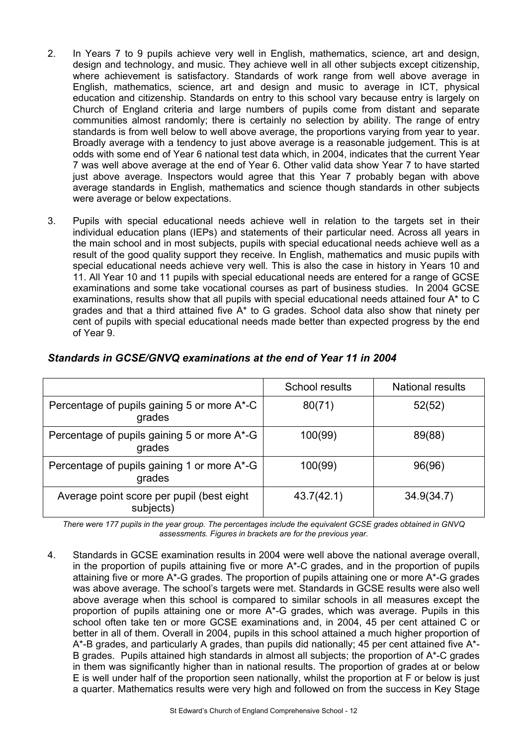2. In Years 7 to 9 pupils achieve very well in English, mathematics, science, art and design, design and technology, and music. They achieve well in all other subjects except citizenship, where achievement is satisfactory. Standards of work range from well above average in English, mathematics, science, art and design and music to average in ICT, physical education and citizenship. Standards on entry to this school vary because entry is largely on Church of England criteria and large numbers of pupils come from distant and separate communities almost randomly; there is certainly no selection by ability. The range of entry standards is from well below to well above average, the proportions varying from year to year. Broadly average with a tendency to just above average is a reasonable judgement. This is at odds with some end of Year 6 national test data which, in 2004, indicates that the current Year 7 was well above average at the end of Year 6. Other valid data show Year 7 to have started just above average. Inspectors would agree that this Year 7 probably began with above average standards in English, mathematics and science though standards in other subjects were average or below expectations.

3. Pupils with special educational needs achieve well in relation to the targets set in their individual education plans (IEPs) and statements of their particular need. Across all years in the main school and in most subjects, pupils with special educational needs achieve well as a result of the good quality support they receive. In English, mathematics and music pupils with special educational needs achieve very well. This is also the case in history in Years 10 and 11. All Year 10 and 11 pupils with special educational needs are entered for a range of GCSE examinations and some take vocational courses as part of business studies. In 2004 GCSE examinations, results show that all pupils with special educational needs attained four A* to C grades and that a third attained five A* to G grades. School data also show that ninety per cent of pupils with special educational needs made better than expected progress by the end of Year 9.

### *Standards in GCSE/GNVQ examinations at the end of Year 11 in 2004*

| | School results | National results |
|---|---|---|
| Percentage of pupils gaining 5 or more A*-C grades | 80(71) | 52(52) |
| Percentage of pupils gaining 5 or more A*-G grades | 100(99) | 89(88) |
| Percentage of pupils gaining 1 or more A*-G grades | 100(99) | 96(96) |
| Average point score per pupil (best eight subjects) | 43.7(42.1) | 34.9(34.7) |

*There were 177 pupils in the year group. The percentages include the equivalent GCSE grades obtained in GNVQ assessments. Figures in brackets are for the previous year.*

4. Standards in GCSE examination results in 2004 were well above the national average overall, in the proportion of pupils attaining five or more A*-C grades, and in the proportion of pupils attaining five or more A*-G grades. The proportion of pupils attaining one or more A*-G grades was above average. The school's targets were met. Standards in GCSE results were also well above average when this school is compared to similar schools in all measures except the proportion of pupils attaining one or more A*-G grades, which was average. Pupils in this school often take ten or more GCSE examinations and, in 2004, 45 per cent attained C or better in all of them. Overall in 2004, pupils in this school attained a much higher proportion of A*-B grades, and particularly A grades, than pupils did nationally; 45 per cent attained five A*-B grades. Pupils attained high standards in almost all subjects; the proportion of A*-C grades in them was significantly higher than in national results. The proportion of grades at or below E is well under half of the proportion seen nationally, whilst the proportion at F or below is just a quarter. Mathematics results were very high and followed on from the success in Key Stage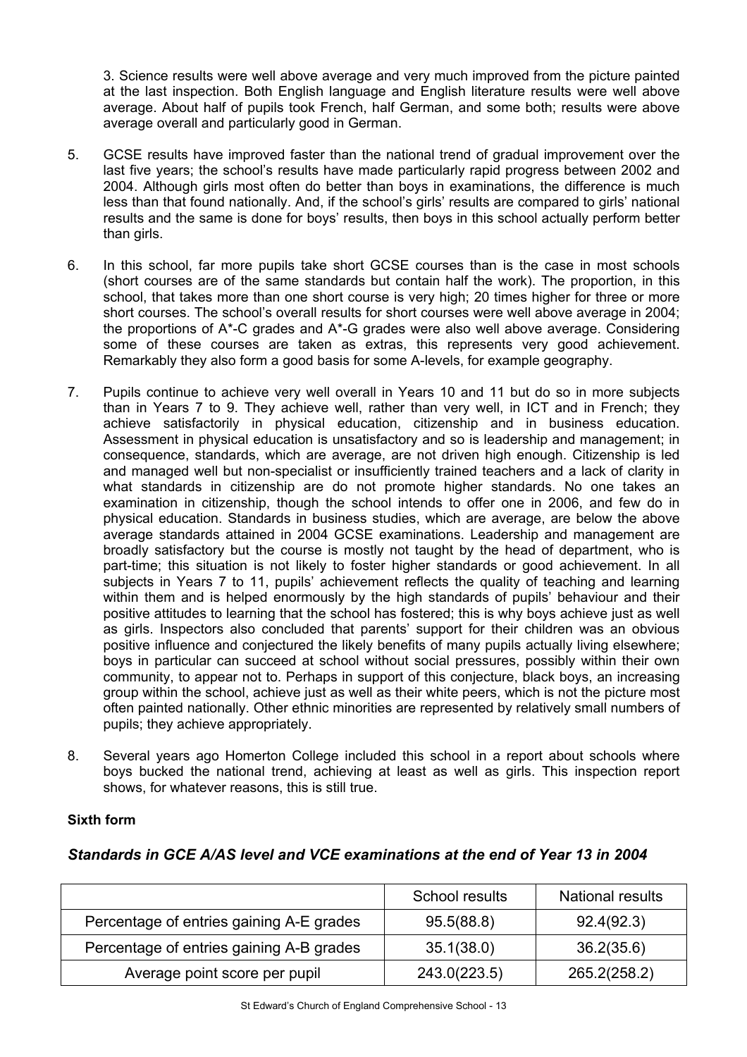3. Science results were well above average and very much improved from the picture painted at the last inspection. Both English language and English literature results were well above average. About half of pupils took French, half German, and some both; results were above average overall and particularly good in German.

5. GCSE results have improved faster than the national trend of gradual improvement over the last five years; the school's results have made particularly rapid progress between 2002 and 2004. Although girls most often do better than boys in examinations, the difference is much less than that found nationally. And, if the school's girls' results are compared to girls' national results and the same is done for boys' results, then boys in this school actually perform better than girls.

6. In this school, far more pupils take short GCSE courses than is the case in most schools (short courses are of the same standards but contain half the work). The proportion, in this school, that takes more than one short course is very high; 20 times higher for three or more short courses. The school's overall results for short courses were well above average in 2004; the proportions of A*-C grades and A*-G grades were also well above average. Considering some of these courses are taken as extras, this represents very good achievement. Remarkably they also form a good basis for some A-levels, for example geography.

7. Pupils continue to achieve very well overall in Years 10 and 11 but do so in more subjects than in Years 7 to 9. They achieve well, rather than very well, in ICT and in French; they achieve satisfactorily in physical education, citizenship and in business education. Assessment in physical education is unsatisfactory and so is leadership and management; in consequence, standards, which are average, are not driven high enough. Citizenship is led and managed well but non-specialist or insufficiently trained teachers and a lack of clarity in what standards in citizenship are do not promote higher standards. No one takes an examination in citizenship, though the school intends to offer one in 2006, and few do in physical education. Standards in business studies, which are average, are below the above average standards attained in 2004 GCSE examinations. Leadership and management are broadly satisfactory but the course is mostly not taught by the head of department, who is part-time; this situation is not likely to foster higher standards or good achievement. In all subjects in Years 7 to 11, pupils' achievement reflects the quality of teaching and learning within them and is helped enormously by the high standards of pupils' behaviour and their positive attitudes to learning that the school has fostered; this is why boys achieve just as well as girls. Inspectors also concluded that parents' support for their children was an obvious positive influence and conjectured the likely benefits of many pupils actually living elsewhere; boys in particular can succeed at school without social pressures, possibly within their own community, to appear not to. Perhaps in support of this conjecture, black boys, an increasing group within the school, achieve just as well as their white peers, which is not the picture most often painted nationally. Other ethnic minorities are represented by relatively small numbers of pupils; they achieve appropriately.

8. Several years ago Homerton College included this school in a report about schools where boys bucked the national trend, achieving at least as well as girls. This inspection report shows, for whatever reasons, this is still true.

**Sixth form**

### *Standards in GCE A/AS level and VCE examinations at the end of Year 13 in 2004*

| | School results | National results |
|---|---|---|
| Percentage of entries gaining A-E grades | 95.5(88.8) | 92.4(92.3) |
| Percentage of entries gaining A-B grades | 35.1(38.0) | 36.2(35.6) |
| Average point score per pupil | 243.0(223.5) | 265.2(258.2) |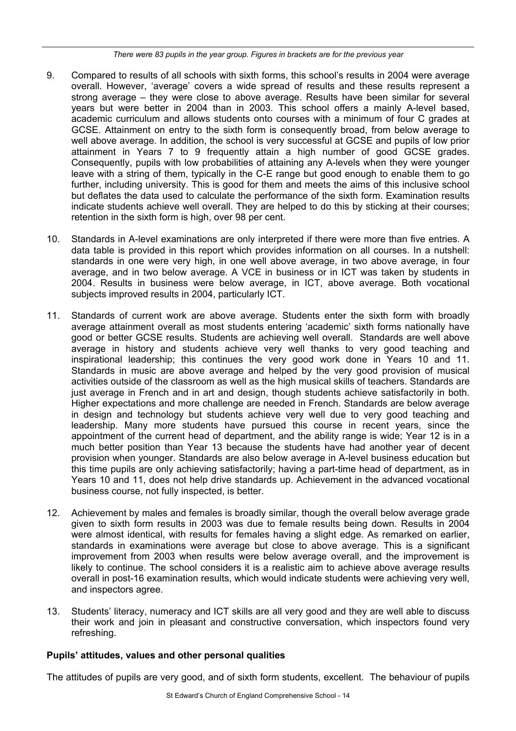*There were 83 pupils in the year group. Figures in brackets are for the previous year*

9. Compared to results of all schools with sixth forms, this school's results in 2004 were average overall. However, 'average' covers a wide spread of results and these results represent a strong average – they were close to above average. Results have been similar for several years but were better in 2004 than in 2003. This school offers a mainly A-level based, academic curriculum and allows students onto courses with a minimum of four C grades at GCSE. Attainment on entry to the sixth form is consequently broad, from below average to well above average. In addition, the school is very successful at GCSE and pupils of low prior attainment in Years 7 to 9 frequently attain a high number of good GCSE grades. Consequently, pupils with low probabilities of attaining any A-levels when they were younger leave with a string of them, typically in the C-E range but good enough to enable them to go further, including university. This is good for them and meets the aims of this inclusive school but deflates the data used to calculate the performance of the sixth form. Examination results indicate students achieve well overall. They are helped to do this by sticking at their courses; retention in the sixth form is high, over 98 per cent.

10. Standards in A-level examinations are only interpreted if there were more than five entries. A data table is provided in this report which provides information on all courses. In a nutshell: standards in one were very high, in one well above average, in two above average, in four average, and in two below average. A VCE in business or in ICT was taken by students in 2004. Results in business were below average, in ICT, above average. Both vocational subjects improved results in 2004, particularly ICT.

11. Standards of current work are above average. Students enter the sixth form with broadly average attainment overall as most students entering 'academic' sixth forms nationally have good or better GCSE results. Students are achieving well overall. Standards are well above average in history and students achieve very well thanks to very good teaching and inspirational leadership; this continues the very good work done in Years 10 and 11. Standards in music are above average and helped by the very good provision of musical activities outside of the classroom as well as the high musical skills of teachers. Standards are just average in French and in art and design, though students achieve satisfactorily in both. Higher expectations and more challenge are needed in French. Standards are below average in design and technology but students achieve very well due to very good teaching and leadership. Many more students have pursued this course in recent years, since the appointment of the current head of department, and the ability range is wide; Year 12 is in a much better position than Year 13 because the students have had another year of decent provision when younger. Standards are also below average in A-level business education but this time pupils are only achieving satisfactorily; having a part-time head of department, as in Years 10 and 11, does not help drive standards up. Achievement in the advanced vocational business course, not fully inspected, is better.

12. Achievement by males and females is broadly similar, though the overall below average grade given to sixth form results in 2003 was due to female results being down. Results in 2004 were almost identical, with results for females having a slight edge. As remarked on earlier, standards in examinations were average but close to above average. This is a significant improvement from 2003 when results were below average overall, and the improvement is likely to continue. The school considers it is a realistic aim to achieve above average results overall in post-16 examination results, which would indicate students were achieving very well, and inspectors agree.

13. Students' literacy, numeracy and ICT skills are all very good and they are well able to discuss their work and join in pleasant and constructive conversation, which inspectors found very refreshing.

### Pupils' attitudes, values and other personal qualities

The attitudes of pupils are very good, and of sixth form students, excellent. The behaviour of pupils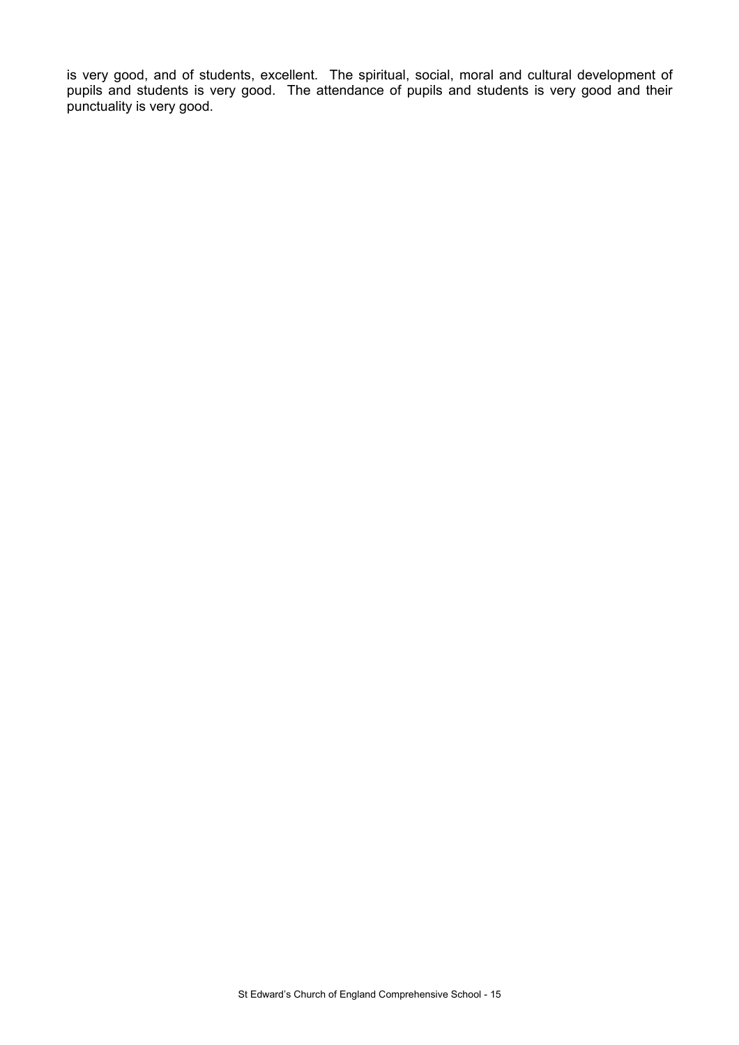is very good, and of students, excellent. The spiritual, social, moral and cultural development of pupils and students is very good. The attendance of pupils and students is very good and their punctuality is very good.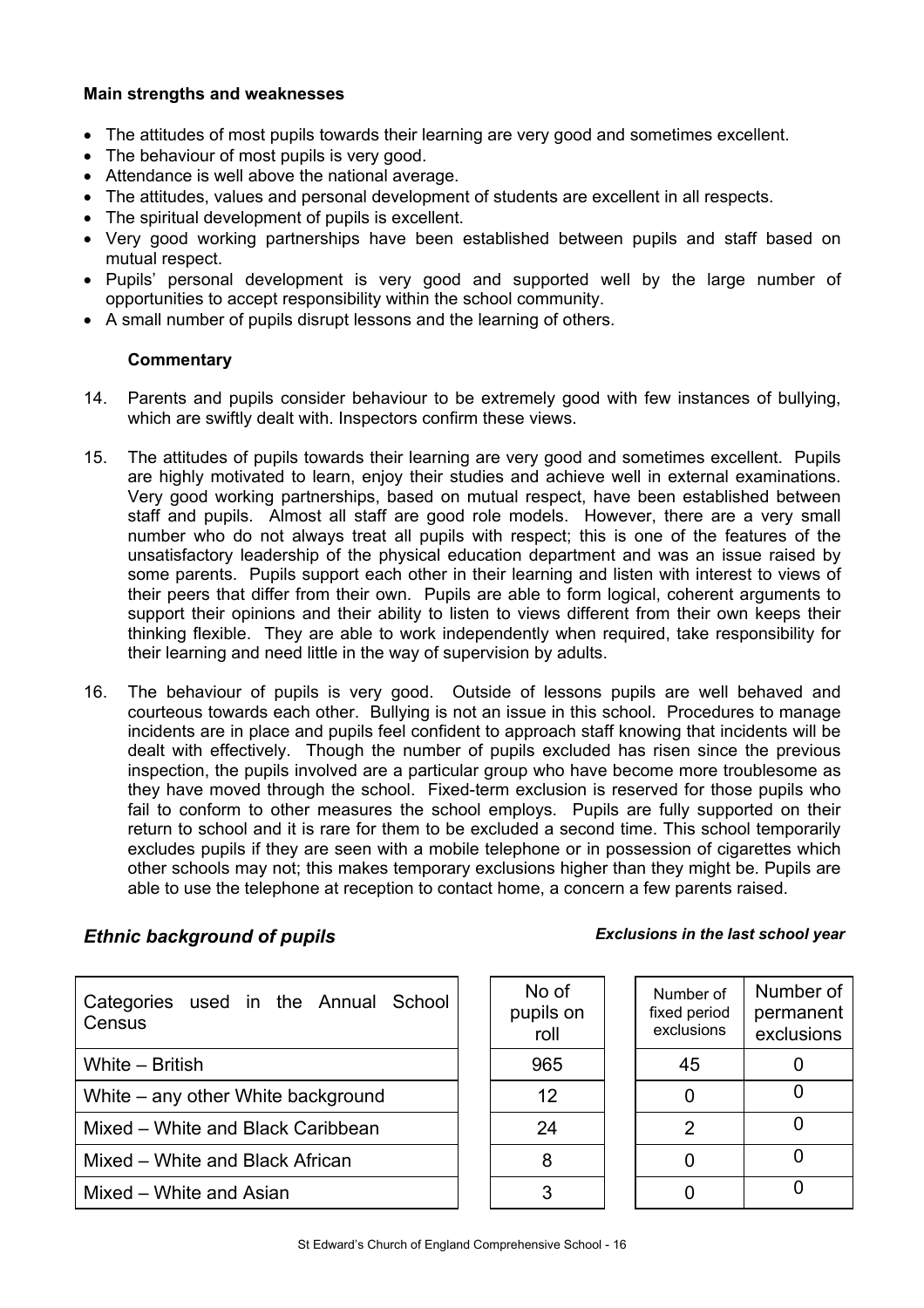**Main strengths and weaknesses**

- The attitudes of most pupils towards their learning are very good and sometimes excellent.
- The behaviour of most pupils is very good.
- Attendance is well above the national average.
- The attitudes, values and personal development of students are excellent in all respects.
- The spiritual development of pupils is excellent.
- Very good working partnerships have been established between pupils and staff based on mutual respect.
- Pupils' personal development is very good and supported well by the large number of opportunities to accept responsibility within the school community.
- A small number of pupils disrupt lessons and the learning of others.

**Commentary**

14. Parents and pupils consider behaviour to be extremely good with few instances of bullying, which are swiftly dealt with. Inspectors confirm these views.

15. The attitudes of pupils towards their learning are very good and sometimes excellent. Pupils are highly motivated to learn, enjoy their studies and achieve well in external examinations. Very good working partnerships, based on mutual respect, have been established between staff and pupils. Almost all staff are good role models. However, there are a very small number who do not always treat all pupils with respect; this is one of the features of the unsatisfactory leadership of the physical education department and was an issue raised by some parents. Pupils support each other in their learning and listen with interest to views of their peers that differ from their own. Pupils are able to form logical, coherent arguments to support their opinions and their ability to listen to views different from their own keeps their thinking flexible. They are able to work independently when required, take responsibility for their learning and need little in the way of supervision by adults.

16. The behaviour of pupils is very good. Outside of lessons pupils are well behaved and courteous towards each other. Bullying is not an issue in this school. Procedures to manage incidents are in place and pupils feel confident to approach staff knowing that incidents will be dealt with effectively. Though the number of pupils excluded has risen since the previous inspection, the pupils involved are a particular group who have become more troublesome as they have moved through the school. Fixed-term exclusion is reserved for those pupils who fail to conform to other measures the school employs. Pupils are fully supported on their return to school and it is rare for them to be excluded a second time. This school temporarily excludes pupils if they are seen with a mobile telephone or in possession of cigarettes which other schools may not; this makes temporary exclusions higher than they might be. Pupils are able to use the telephone at reception to contact home, a concern a few parents raised.

### *Ethnic background of pupils*

***Exclusions in the last school year***

| Categories used in the Annual School Census | No of pupils on roll | Number of fixed period exclusions | Number of permanent exclusions |
|---|---|---|---|
| White – British | 965 | 45 | 0 |
| White – any other White background | 12 | 0 | 0 |
| Mixed – White and Black Caribbean | 24 | 2 | 0 |
| Mixed – White and Black African | 8 | 0 | 0 |
| Mixed – White and Asian | 3 | 0 | 0 |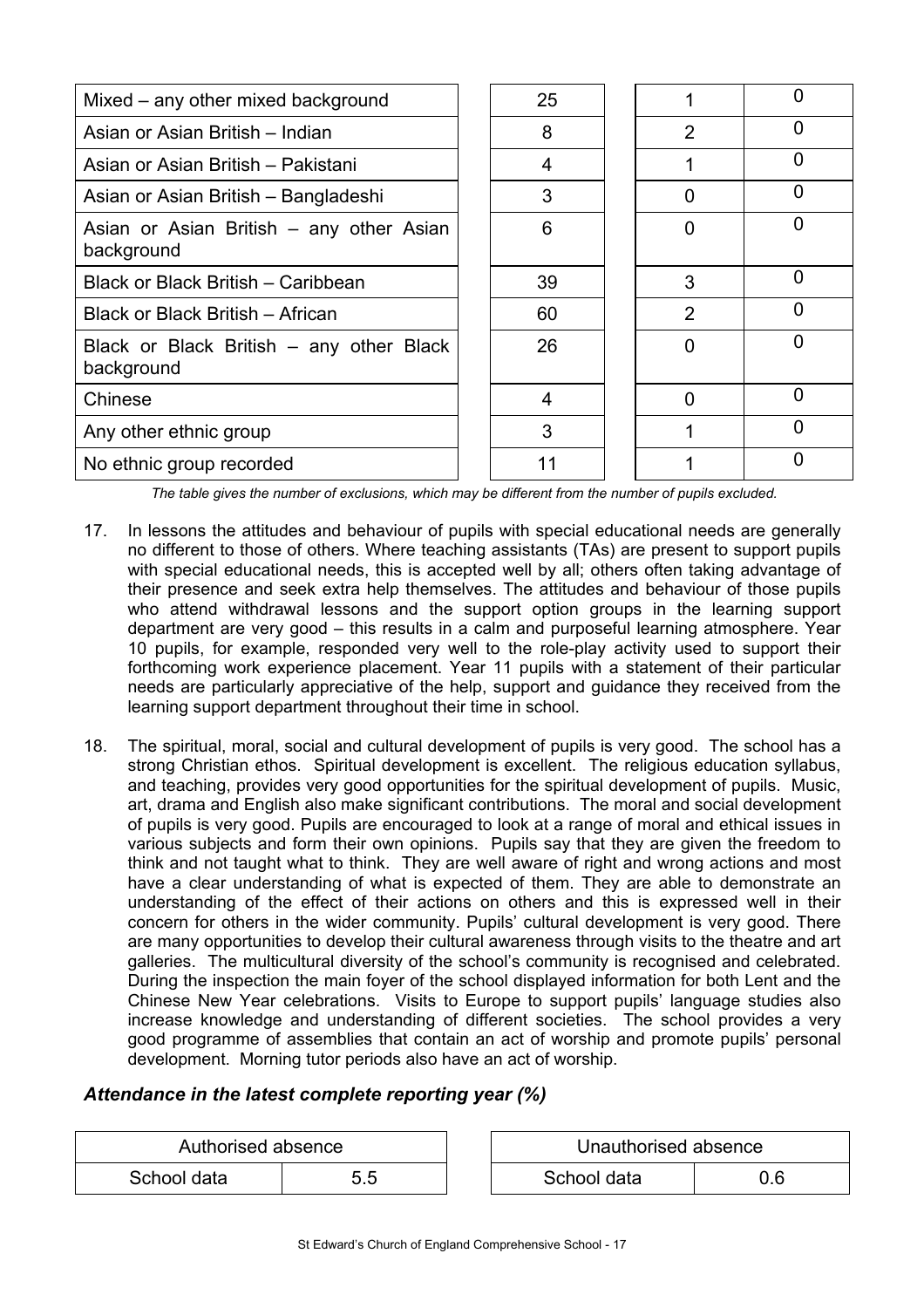| Mixed – any other mixed background | 25 | 1 | 0 |
|---|---|---|---|
| Asian or Asian British – Indian | 8 | 2 | 0 |
| Asian or Asian British – Pakistani | 4 | 1 | 0 |
| Asian or Asian British – Bangladeshi | 3 | 0 | 0 |
| Asian or Asian British – any other Asian background | 6 | 0 | 0 |
| Black or Black British – Caribbean | 39 | 3 | 0 |
| Black or Black British – African | 60 | 2 | 0 |
| Black or Black British – any other Black background | 26 | 0 | 0 |
| Chinese | 4 | 0 | 0 |
| Any other ethnic group | 3 | 1 | 0 |
| No ethnic group recorded | 11 | 1 | 0 |

*The table gives the number of exclusions, which may be different from the number of pupils excluded.*

17. In lessons the attitudes and behaviour of pupils with special educational needs are generally no different to those of others. Where teaching assistants (TAs) are present to support pupils with special educational needs, this is accepted well by all; others often taking advantage of their presence and seek extra help themselves. The attitudes and behaviour of those pupils who attend withdrawal lessons and the support option groups in the learning support department are very good – this results in a calm and purposeful learning atmosphere. Year 10 pupils, for example, responded very well to the role-play activity used to support their forthcoming work experience placement. Year 11 pupils with a statement of their particular needs are particularly appreciative of the help, support and guidance they received from the learning support department throughout their time in school.

18. The spiritual, moral, social and cultural development of pupils is very good. The school has a strong Christian ethos. Spiritual development is excellent. The religious education syllabus, and teaching, provides very good opportunities for the spiritual development of pupils. Music, art, drama and English also make significant contributions. The moral and social development of pupils is very good. Pupils are encouraged to look at a range of moral and ethical issues in various subjects and form their own opinions. Pupils say that they are given the freedom to think and not taught what to think. They are well aware of right and wrong actions and most have a clear understanding of what is expected of them. They are able to demonstrate an understanding of the effect of their actions on others and this is expressed well in their concern for others in the wider community. Pupils' cultural development is very good. There are many opportunities to develop their cultural awareness through visits to the theatre and art galleries. The multicultural diversity of the school's community is recognised and celebrated. During the inspection the main foyer of the school displayed information for both Lent and the Chinese New Year celebrations. Visits to Europe to support pupils' language studies also increase knowledge and understanding of different societies. The school provides a very good programme of assemblies that contain an act of worship and promote pupils' personal development. Morning tutor periods also have an act of worship.

### *Attendance in the latest complete reporting year (%)*

| Authorised absence | |
|---|---|
| School data | 5.5 |

| Unauthorised absence | |
|---|---|
| School data | 0.6 |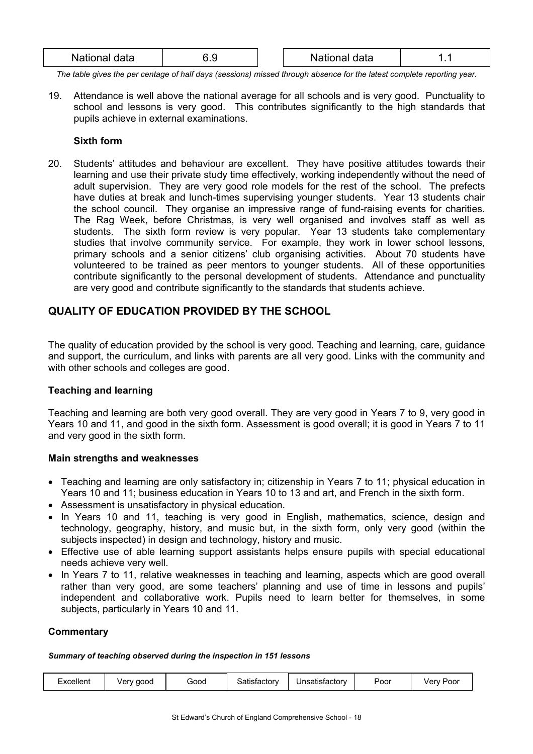| National data | 6.9 |
| --- | --- |

| National data | 1.1 |
| --- | --- |

*The table gives the per centage of half days (sessions) missed through absence for the latest complete reporting year.*

19. Attendance is well above the national average for all schools and is very good. Punctuality to school and lessons is very good. This contributes significantly to the high standards that pupils achieve in external examinations.

**Sixth form**

20. Students' attitudes and behaviour are excellent. They have positive attitudes towards their learning and use their private study time effectively, working independently without the need of adult supervision. They are very good role models for the rest of the school. The prefects have duties at break and lunch-times supervising younger students. Year 13 students chair the school council. They organise an impressive range of fund-raising events for charities. The Rag Week, before Christmas, is very well organised and involves staff as well as students. The sixth form review is very popular. Year 13 students take complementary studies that involve community service. For example, they work in lower school lessons, primary schools and a senior citizens' club organising activities. About 70 students have volunteered to be trained as peer mentors to younger students. All of these opportunities contribute significantly to the personal development of students. Attendance and punctuality are very good and contribute significantly to the standards that students achieve.

## QUALITY OF EDUCATION PROVIDED BY THE SCHOOL

The quality of education provided by the school is very good. Teaching and learning, care, guidance and support, the curriculum, and links with parents are all very good. Links with the community and with other schools and colleges are good.

### Teaching and learning

Teaching and learning are both very good overall. They are very good in Years 7 to 9, very good in Years 10 and 11, and good in the sixth form. Assessment is good overall; it is good in Years 7 to 11 and very good in the sixth form.

**Main strengths and weaknesses**

- Teaching and learning are only satisfactory in; citizenship in Years 7 to 11; physical education in Years 10 and 11; business education in Years 10 to 13 and art, and French in the sixth form.
- Assessment is unsatisfactory in physical education.
- In Years 10 and 11, teaching is very good in English, mathematics, science, design and technology, geography, history, and music but, in the sixth form, only very good (within the subjects inspected) in design and technology, history and music.
- Effective use of able learning support assistants helps ensure pupils with special educational needs achieve very well.
- In Years 7 to 11, relative weaknesses in teaching and learning, aspects which are good overall rather than very good, are some teachers' planning and use of time in lessons and pupils' independent and collaborative work. Pupils need to learn better for themselves, in some subjects, particularly in Years 10 and 11.

**Commentary**

***Summary of teaching observed during the inspection in 151 lessons***

| Excellent | Very good | Good | Satisfactory | Unsatisfactory | Poor | Very Poor |
| --- | --- | --- | --- | --- | --- | --- |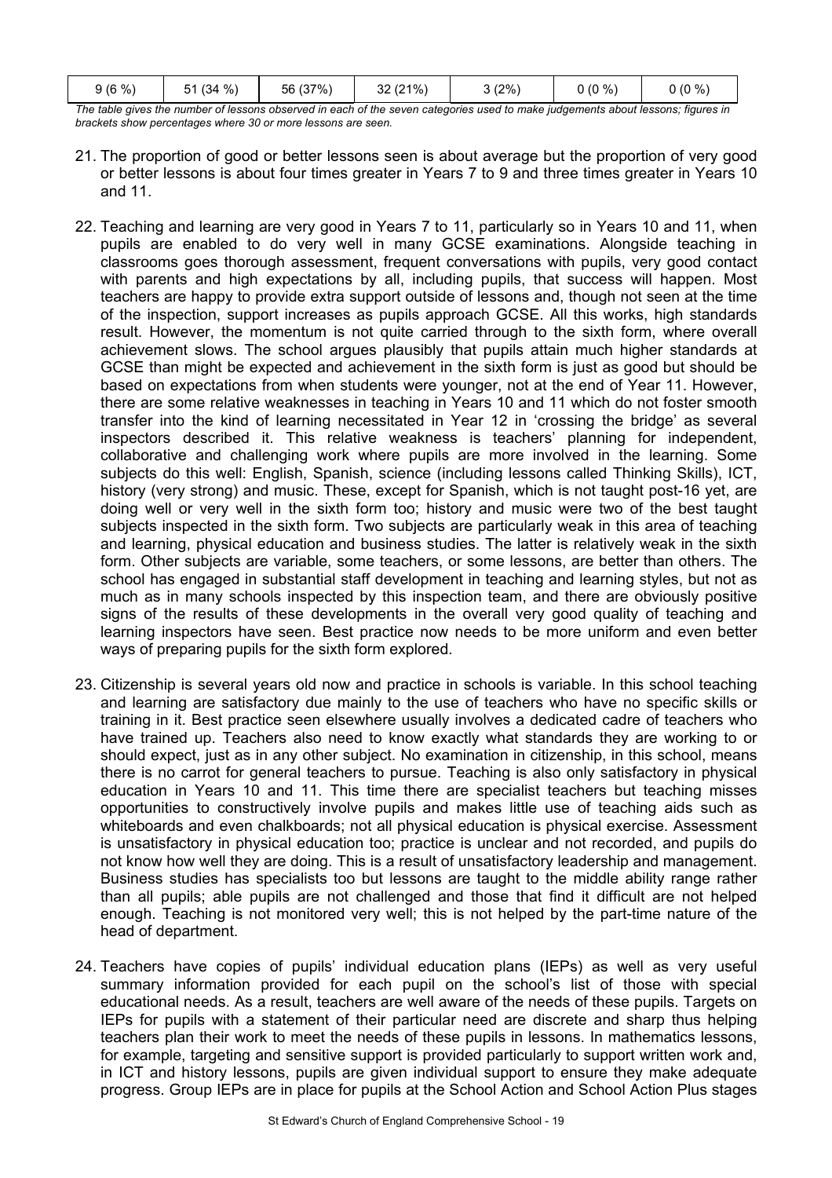| 9 (6 %) | 51 (34 %) | 56 (37%) | 32 (21%) | 3 (2%) | 0 (0 %) | 0 (0 %) |
|---|---|---|---|---|---|---|

*The table gives the number of lessons observed in each of the seven categories used to make judgements about lessons; figures in brackets show percentages where 30 or more lessons are seen.*

21. The proportion of good or better lessons seen is about average but the proportion of very good or better lessons is about four times greater in Years 7 to 9 and three times greater in Years 10 and 11.

22. Teaching and learning are very good in Years 7 to 11, particularly so in Years 10 and 11, when pupils are enabled to do very well in many GCSE examinations. Alongside teaching in classrooms goes thorough assessment, frequent conversations with pupils, very good contact with parents and high expectations by all, including pupils, that success will happen. Most teachers are happy to provide extra support outside of lessons and, though not seen at the time of the inspection, support increases as pupils approach GCSE. All this works, high standards result. However, the momentum is not quite carried through to the sixth form, where overall achievement slows. The school argues plausibly that pupils attain much higher standards at GCSE than might be expected and achievement in the sixth form is just as good but should be based on expectations from when students were younger, not at the end of Year 11. However, there are some relative weaknesses in teaching in Years 10 and 11 which do not foster smooth transfer into the kind of learning necessitated in Year 12 in 'crossing the bridge' as several inspectors described it. This relative weakness is teachers' planning for independent, collaborative and challenging work where pupils are more involved in the learning. Some subjects do this well: English, Spanish, science (including lessons called Thinking Skills), ICT, history (very strong) and music. These, except for Spanish, which is not taught post-16 yet, are doing well or very well in the sixth form too; history and music were two of the best taught subjects inspected in the sixth form. Two subjects are particularly weak in this area of teaching and learning, physical education and business studies. The latter is relatively weak in the sixth form. Other subjects are variable, some teachers, or some lessons, are better than others. The school has engaged in substantial staff development in teaching and learning styles, but not as much as in many schools inspected by this inspection team, and there are obviously positive signs of the results of these developments in the overall very good quality of teaching and learning inspectors have seen. Best practice now needs to be more uniform and even better ways of preparing pupils for the sixth form explored.

23. Citizenship is several years old now and practice in schools is variable. In this school teaching and learning are satisfactory due mainly to the use of teachers who have no specific skills or training in it. Best practice seen elsewhere usually involves a dedicated cadre of teachers who have trained up. Teachers also need to know exactly what standards they are working to or should expect, just as in any other subject. No examination in citizenship, in this school, means there is no carrot for general teachers to pursue. Teaching is also only satisfactory in physical education in Years 10 and 11. This time there are specialist teachers but teaching misses opportunities to constructively involve pupils and makes little use of teaching aids such as whiteboards and even chalkboards; not all physical education is physical exercise. Assessment is unsatisfactory in physical education too; practice is unclear and not recorded, and pupils do not know how well they are doing. This is a result of unsatisfactory leadership and management. Business studies has specialists too but lessons are taught to the middle ability range rather than all pupils; able pupils are not challenged and those that find it difficult are not helped enough. Teaching is not monitored very well; this is not helped by the part-time nature of the head of department.

24. Teachers have copies of pupils' individual education plans (IEPs) as well as very useful summary information provided for each pupil on the school's list of those with special educational needs. As a result, teachers are well aware of the needs of these pupils. Targets on IEPs for pupils with a statement of their particular need are discrete and sharp thus helping teachers plan their work to meet the needs of these pupils in lessons. In mathematics lessons, for example, targeting and sensitive support is provided particularly to support written work and, in ICT and history lessons, pupils are given individual support to ensure they make adequate progress. Group IEPs are in place for pupils at the School Action and School Action Plus stages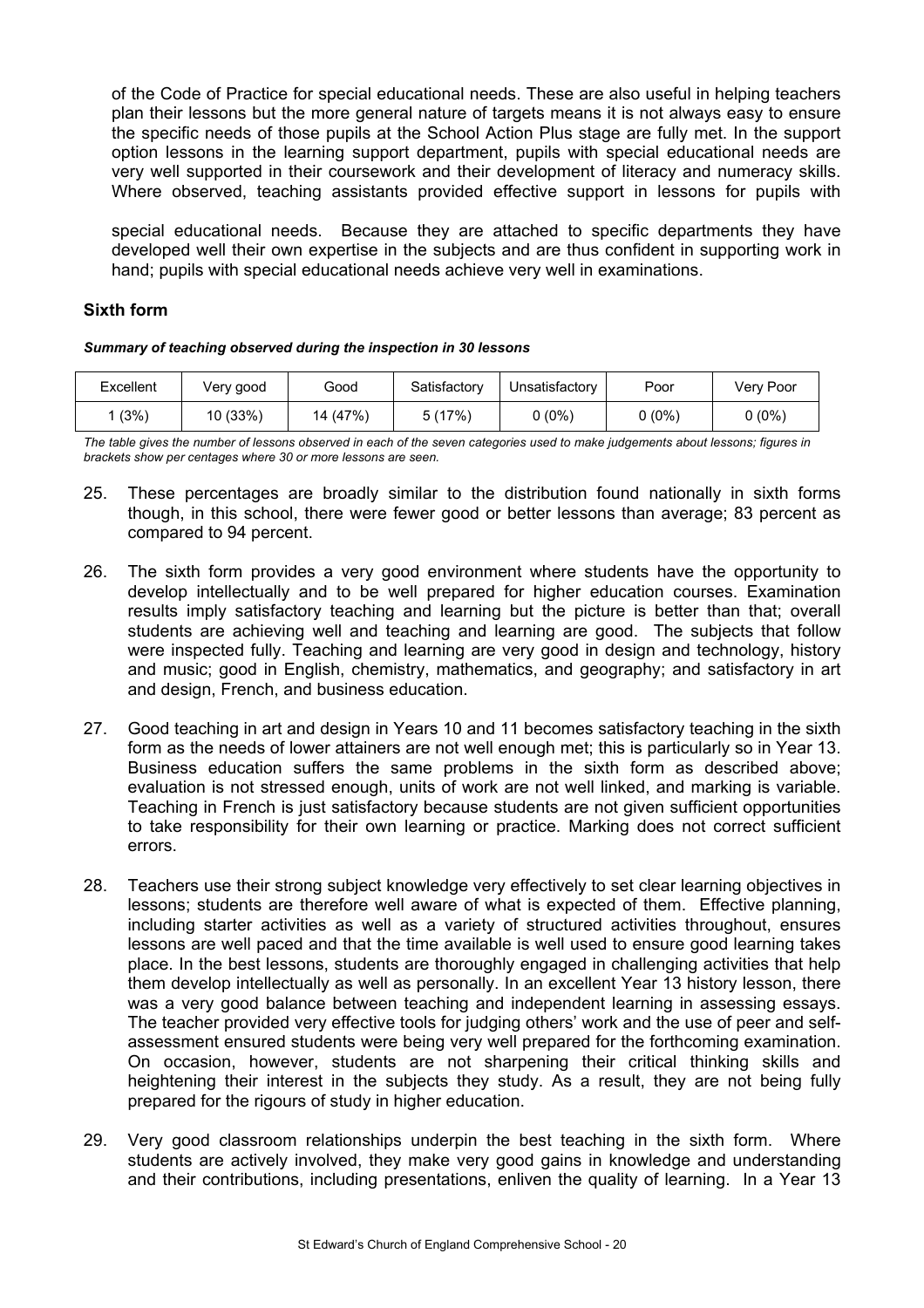of the Code of Practice for special educational needs. These are also useful in helping teachers plan their lessons but the more general nature of targets means it is not always easy to ensure the specific needs of those pupils at the School Action Plus stage are fully met. In the support option lessons in the learning support department, pupils with special educational needs are very well supported in their coursework and their development of literacy and numeracy skills. Where observed, teaching assistants provided effective support in lessons for pupils with special educational needs. Because they are attached to specific departments they have developed well their own expertise in the subjects and are thus confident in supporting work in hand; pupils with special educational needs achieve very well in examinations.

### Sixth form

***Summary of teaching observed during the inspection in 30 lessons***

| Excellent | Very good | Good | Satisfactory | Unsatisfactory | Poor | Very Poor |
|---|---|---|---|---|---|---|
| 1 (3%) | 10 (33%) | 14 (47%) | 5 (17%) | 0 (0%) | 0 (0%) | 0 (0%) |

*The table gives the number of lessons observed in each of the seven categories used to make judgements about lessons; figures in brackets show per centages where 30 or more lessons are seen.*

25. These percentages are broadly similar to the distribution found nationally in sixth forms though, in this school, there were fewer good or better lessons than average; 83 percent as compared to 94 percent.

26. The sixth form provides a very good environment where students have the opportunity to develop intellectually and to be well prepared for higher education courses. Examination results imply satisfactory teaching and learning but the picture is better than that; overall students are achieving well and teaching and learning are good. The subjects that follow were inspected fully. Teaching and learning are very good in design and technology, history and music; good in English, chemistry, mathematics, and geography; and satisfactory in art and design, French, and business education.

27. Good teaching in art and design in Years 10 and 11 becomes satisfactory teaching in the sixth form as the needs of lower attainers are not well enough met; this is particularly so in Year 13. Business education suffers the same problems in the sixth form as described above; evaluation is not stressed enough, units of work are not well linked, and marking is variable. Teaching in French is just satisfactory because students are not given sufficient opportunities to take responsibility for their own learning or practice. Marking does not correct sufficient errors.

28. Teachers use their strong subject knowledge very effectively to set clear learning objectives in lessons; students are therefore well aware of what is expected of them. Effective planning, including starter activities as well as a variety of structured activities throughout, ensures lessons are well paced and that the time available is well used to ensure good learning takes place. In the best lessons, students are thoroughly engaged in challenging activities that help them develop intellectually as well as personally. In an excellent Year 13 history lesson, there was a very good balance between teaching and independent learning in assessing essays. The teacher provided very effective tools for judging others' work and the use of peer and self-assessment ensured students were being very well prepared for the forthcoming examination. On occasion, however, students are not sharpening their critical thinking skills and heightening their interest in the subjects they study. As a result, they are not being fully prepared for the rigours of study in higher education.

29. Very good classroom relationships underpin the best teaching in the sixth form. Where students are actively involved, they make very good gains in knowledge and understanding and their contributions, including presentations, enliven the quality of learning. In a Year 13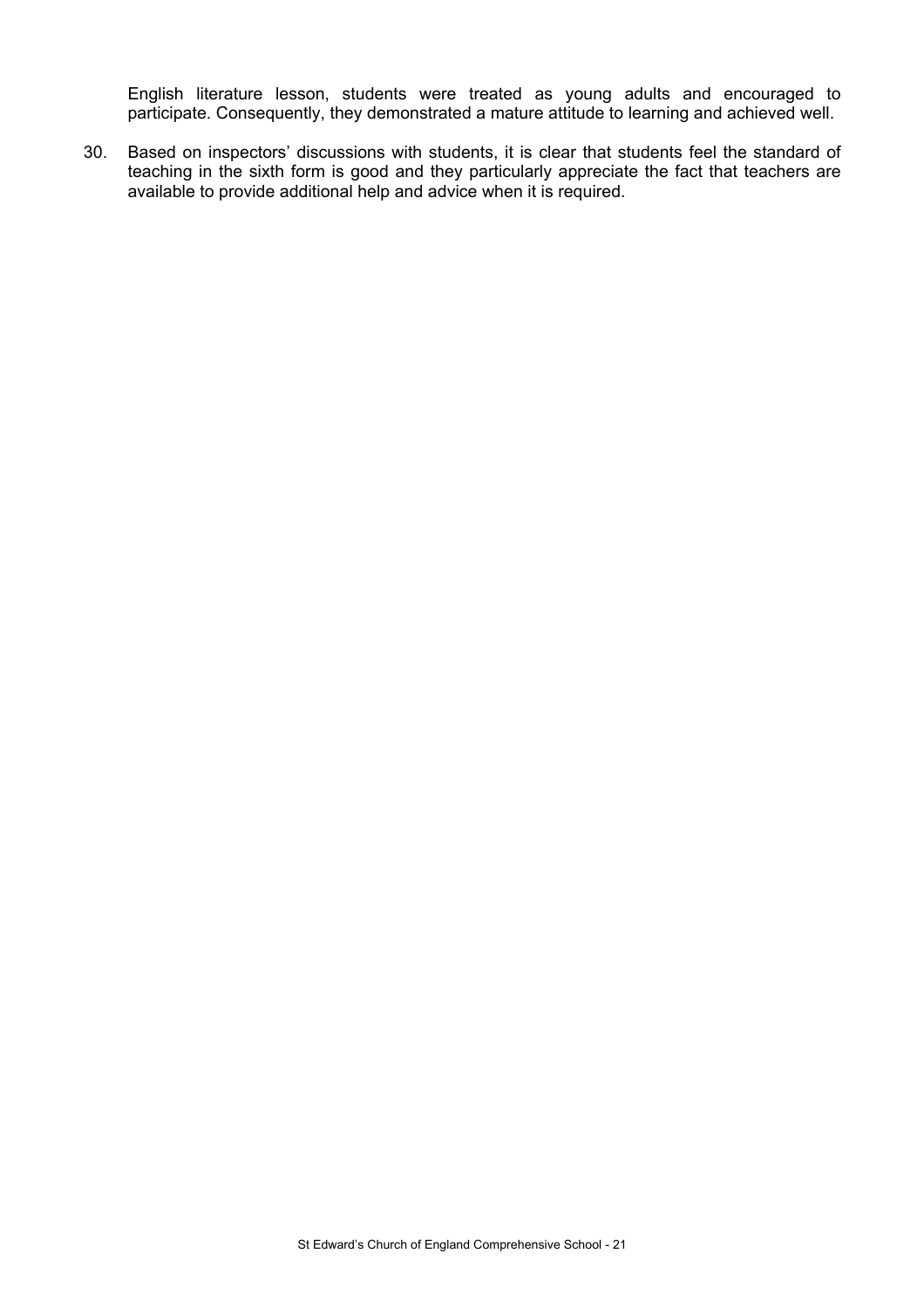English literature lesson, students were treated as young adults and encouraged to participate. Consequently, they demonstrated a mature attitude to learning and achieved well.

30. Based on inspectors' discussions with students, it is clear that students feel the standard of teaching in the sixth form is good and they particularly appreciate the fact that teachers are available to provide additional help and advice when it is required.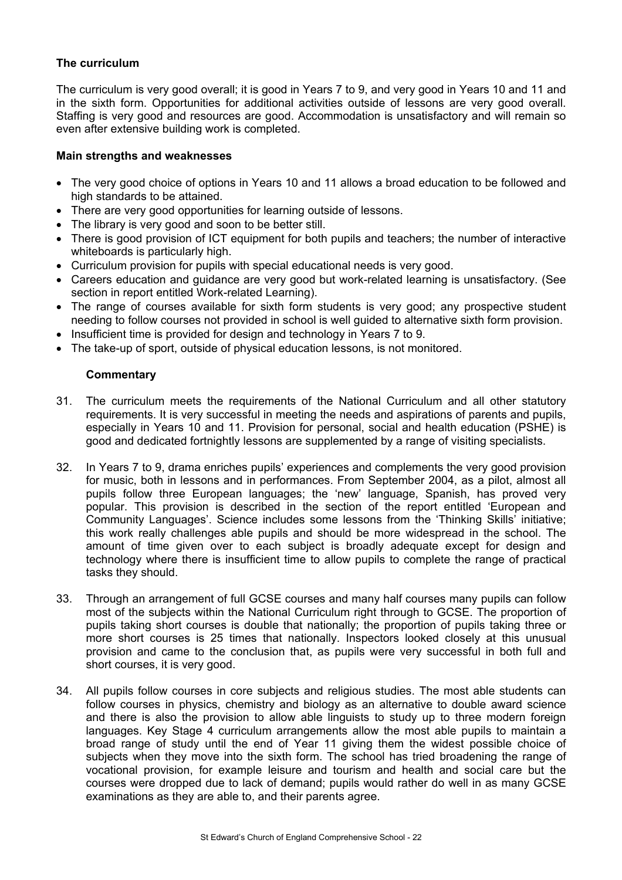## The curriculum

The curriculum is very good overall; it is good in Years 7 to 9, and very good in Years 10 and 11 and in the sixth form. Opportunities for additional activities outside of lessons are very good overall. Staffing is very good and resources are good. Accommodation is unsatisfactory and will remain so even after extensive building work is completed.

### Main strengths and weaknesses

- The very good choice of options in Years 10 and 11 allows a broad education to be followed and high standards to be attained.
- There are very good opportunities for learning outside of lessons.
- The library is very good and soon to be better still.
- There is good provision of ICT equipment for both pupils and teachers; the number of interactive whiteboards is particularly high.
- Curriculum provision for pupils with special educational needs is very good.
- Careers education and guidance are very good but work-related learning is unsatisfactory. (See section in report entitled Work-related Learning).
- The range of courses available for sixth form students is very good; any prospective student needing to follow courses not provided in school is well guided to alternative sixth form provision.
- Insufficient time is provided for design and technology in Years 7 to 9.
- The take-up of sport, outside of physical education lessons, is not monitored.

#### Commentary

31. The curriculum meets the requirements of the National Curriculum and all other statutory requirements. It is very successful in meeting the needs and aspirations of parents and pupils, especially in Years 10 and 11. Provision for personal, social and health education (PSHE) is good and dedicated fortnightly lessons are supplemented by a range of visiting specialists.

32. In Years 7 to 9, drama enriches pupils' experiences and complements the very good provision for music, both in lessons and in performances. From September 2004, as a pilot, almost all pupils follow three European languages; the 'new' language, Spanish, has proved very popular. This provision is described in the section of the report entitled 'European and Community Languages'. Science includes some lessons from the 'Thinking Skills' initiative; this work really challenges able pupils and should be more widespread in the school. The amount of time given over to each subject is broadly adequate except for design and technology where there is insufficient time to allow pupils to complete the range of practical tasks they should.

33. Through an arrangement of full GCSE courses and many half courses many pupils can follow most of the subjects within the National Curriculum right through to GCSE. The proportion of pupils taking short courses is double that nationally; the proportion of pupils taking three or more short courses is 25 times that nationally. Inspectors looked closely at this unusual provision and came to the conclusion that, as pupils were very successful in both full and short courses, it is very good.

34. All pupils follow courses in core subjects and religious studies. The most able students can follow courses in physics, chemistry and biology as an alternative to double award science and there is also the provision to allow able linguists to study up to three modern foreign languages. Key Stage 4 curriculum arrangements allow the most able pupils to maintain a broad range of study until the end of Year 11 giving them the widest possible choice of subjects when they move into the sixth form. The school has tried broadening the range of vocational provision, for example leisure and tourism and health and social care but the courses were dropped due to lack of demand; pupils would rather do well in as many GCSE examinations as they are able to, and their parents agree.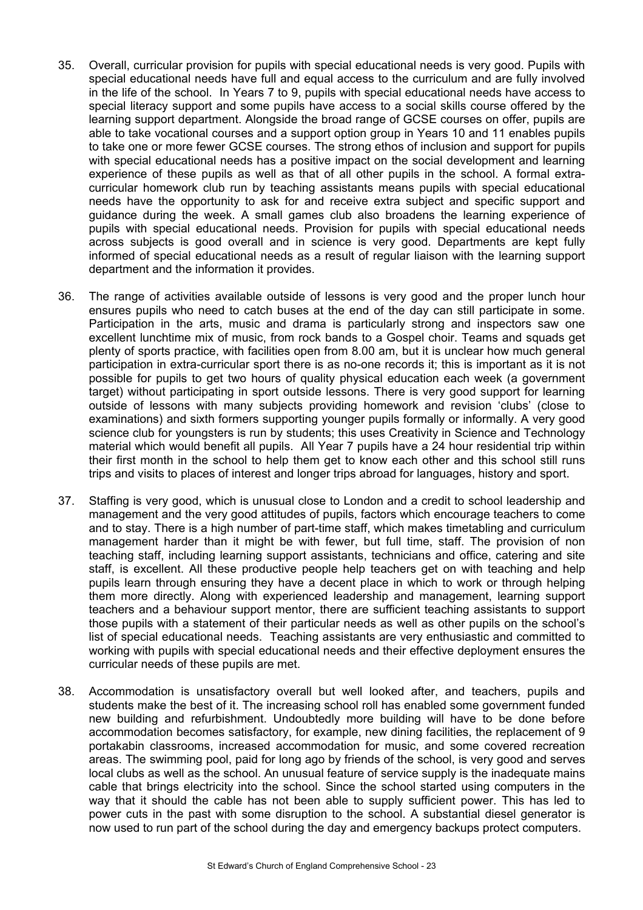35. Overall, curricular provision for pupils with special educational needs is very good. Pupils with special educational needs have full and equal access to the curriculum and are fully involved in the life of the school. In Years 7 to 9, pupils with special educational needs have access to special literacy support and some pupils have access to a social skills course offered by the learning support department. Alongside the broad range of GCSE courses on offer, pupils are able to take vocational courses and a support option group in Years 10 and 11 enables pupils to take one or more fewer GCSE courses. The strong ethos of inclusion and support for pupils with special educational needs has a positive impact on the social development and learning experience of these pupils as well as that of all other pupils in the school. A formal extra-curricular homework club run by teaching assistants means pupils with special educational needs have the opportunity to ask for and receive extra subject and specific support and guidance during the week. A small games club also broadens the learning experience of pupils with special educational needs. Provision for pupils with special educational needs across subjects is good overall and in science is very good. Departments are kept fully informed of special educational needs as a result of regular liaison with the learning support department and the information it provides.

36. The range of activities available outside of lessons is very good and the proper lunch hour ensures pupils who need to catch buses at the end of the day can still participate in some. Participation in the arts, music and drama is particularly strong and inspectors saw one excellent lunchtime mix of music, from rock bands to a Gospel choir. Teams and squads get plenty of sports practice, with facilities open from 8.00 am, but it is unclear how much general participation in extra-curricular sport there is as no-one records it; this is important as it is not possible for pupils to get two hours of quality physical education each week (a government target) without participating in sport outside lessons. There is very good support for learning outside of lessons with many subjects providing homework and revision 'clubs' (close to examinations) and sixth formers supporting younger pupils formally or informally. A very good science club for youngsters is run by students; this uses Creativity in Science and Technology material which would benefit all pupils. All Year 7 pupils have a 24 hour residential trip within their first month in the school to help them get to know each other and this school still runs trips and visits to places of interest and longer trips abroad for languages, history and sport.

37. Staffing is very good, which is unusual close to London and a credit to school leadership and management and the very good attitudes of pupils, factors which encourage teachers to come and to stay. There is a high number of part-time staff, which makes timetabling and curriculum management harder than it might be with fewer, but full time, staff. The provision of non teaching staff, including learning support assistants, technicians and office, catering and site staff, is excellent. All these productive people help teachers get on with teaching and help pupils learn through ensuring they have a decent place in which to work or through helping them more directly. Along with experienced leadership and management, learning support teachers and a behaviour support mentor, there are sufficient teaching assistants to support those pupils with a statement of their particular needs as well as other pupils on the school's list of special educational needs. Teaching assistants are very enthusiastic and committed to working with pupils with special educational needs and their effective deployment ensures the curricular needs of these pupils are met.

38. Accommodation is unsatisfactory overall but well looked after, and teachers, pupils and students make the best of it. The increasing school roll has enabled some government funded new building and refurbishment. Undoubtedly more building will have to be done before accommodation becomes satisfactory, for example, new dining facilities, the replacement of 9 portakabin classrooms, increased accommodation for music, and some covered recreation areas. The swimming pool, paid for long ago by friends of the school, is very good and serves local clubs as well as the school. An unusual feature of service supply is the inadequate mains cable that brings electricity into the school. Since the school started using computers in the way that it should the cable has not been able to supply sufficient power. This has led to power cuts in the past with some disruption to the school. A substantial diesel generator is now used to run part of the school during the day and emergency backups protect computers.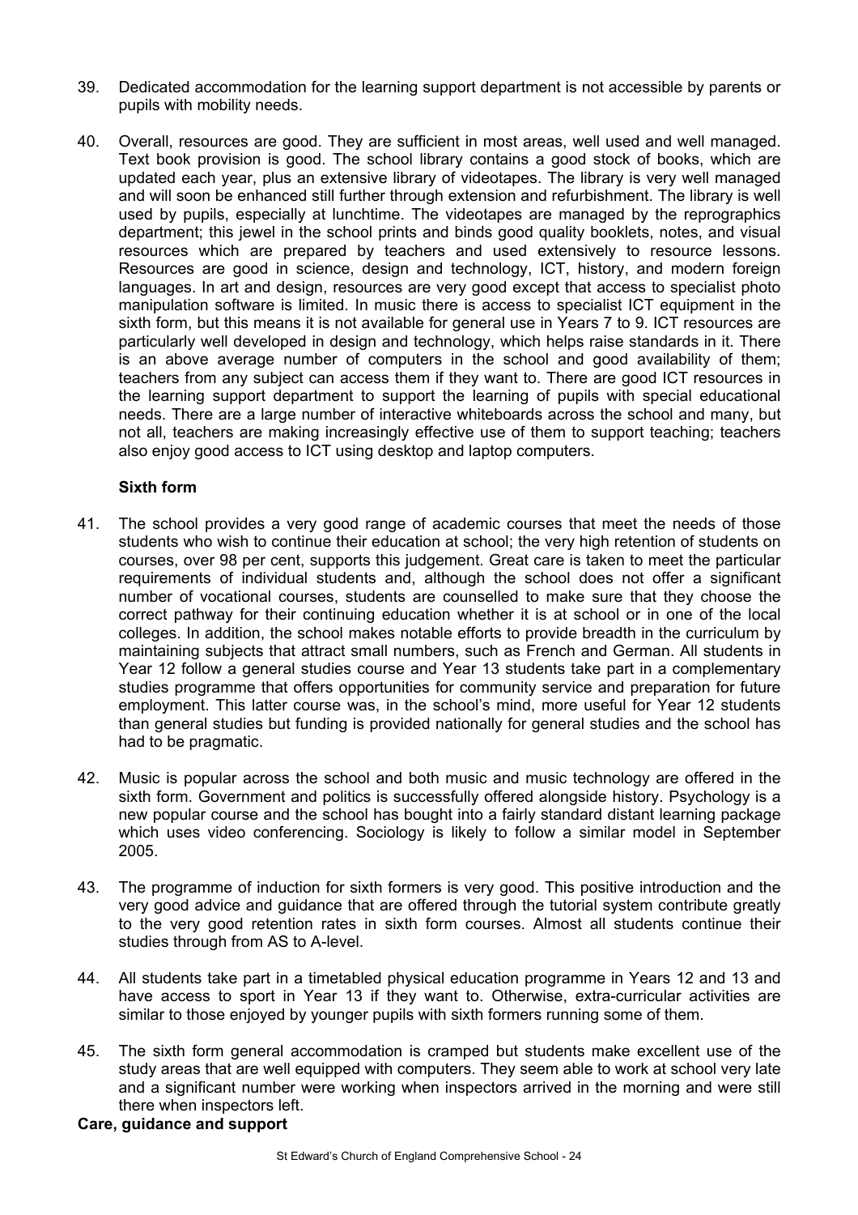39. Dedicated accommodation for the learning support department is not accessible by parents or pupils with mobility needs.

40. Overall, resources are good. They are sufficient in most areas, well used and well managed. Text book provision is good. The school library contains a good stock of books, which are updated each year, plus an extensive library of videotapes. The library is very well managed and will soon be enhanced still further through extension and refurbishment. The library is well used by pupils, especially at lunchtime. The videotapes are managed by the reprographics department; this jewel in the school prints and binds good quality booklets, notes, and visual resources which are prepared by teachers and used extensively to resource lessons. Resources are good in science, design and technology, ICT, history, and modern foreign languages. In art and design, resources are very good except that access to specialist photo manipulation software is limited. In music there is access to specialist ICT equipment in the sixth form, but this means it is not available for general use in Years 7 to 9. ICT resources are particularly well developed in design and technology, which helps raise standards in it. There is an above average number of computers in the school and good availability of them; teachers from any subject can access them if they want to. There are good ICT resources in the learning support department to support the learning of pupils with special educational needs. There are a large number of interactive whiteboards across the school and many, but not all, teachers are making increasingly effective use of them to support teaching; teachers also enjoy good access to ICT using desktop and laptop computers.

### Sixth form

41. The school provides a very good range of academic courses that meet the needs of those students who wish to continue their education at school; the very high retention of students on courses, over 98 per cent, supports this judgement. Great care is taken to meet the particular requirements of individual students and, although the school does not offer a significant number of vocational courses, students are counselled to make sure that they choose the correct pathway for their continuing education whether it is at school or in one of the local colleges. In addition, the school makes notable efforts to provide breadth in the curriculum by maintaining subjects that attract small numbers, such as French and German. All students in Year 12 follow a general studies course and Year 13 students take part in a complementary studies programme that offers opportunities for community service and preparation for future employment. This latter course was, in the school's mind, more useful for Year 12 students than general studies but funding is provided nationally for general studies and the school has had to be pragmatic.

42. Music is popular across the school and both music and music technology are offered in the sixth form. Government and politics is successfully offered alongside history. Psychology is a new popular course and the school has bought into a fairly standard distant learning package which uses video conferencing. Sociology is likely to follow a similar model in September 2005.

43. The programme of induction for sixth formers is very good. This positive introduction and the very good advice and guidance that are offered through the tutorial system contribute greatly to the very good retention rates in sixth form courses. Almost all students continue their studies through from AS to A-level.

44. All students take part in a timetabled physical education programme in Years 12 and 13 and have access to sport in Year 13 if they want to. Otherwise, extra-curricular activities are similar to those enjoyed by younger pupils with sixth formers running some of them.

45. The sixth form general accommodation is cramped but students make excellent use of the study areas that are well equipped with computers. They seem able to work at school very late and a significant number were working when inspectors arrived in the morning and were still there when inspectors left.

### Care, guidance and support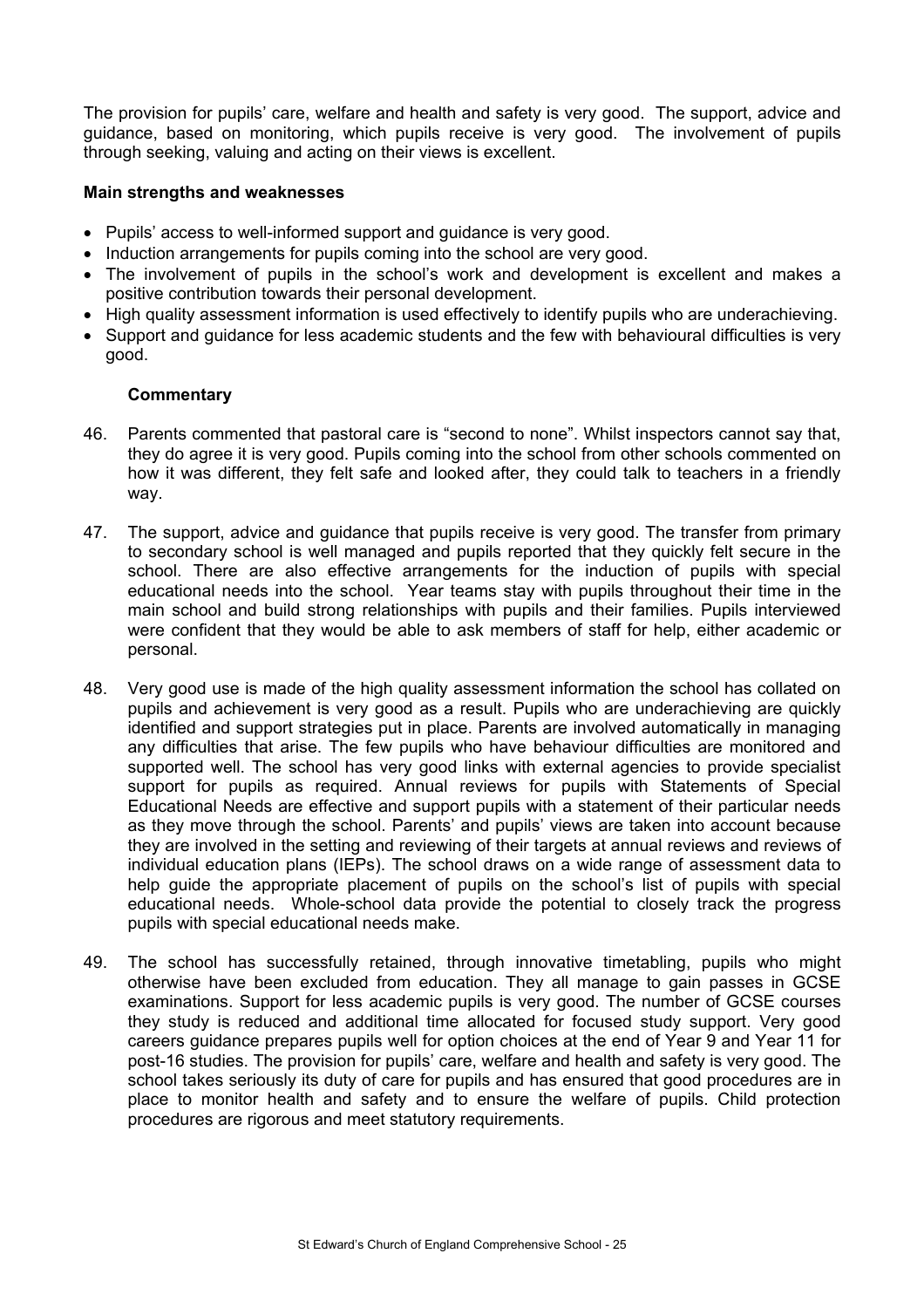The provision for pupils' care, welfare and health and safety is very good. The support, advice and guidance, based on monitoring, which pupils receive is very good. The involvement of pupils through seeking, valuing and acting on their views is excellent.

**Main strengths and weaknesses**

- Pupils' access to well-informed support and guidance is very good.
- Induction arrangements for pupils coming into the school are very good.
- The involvement of pupils in the school's work and development is excellent and makes a positive contribution towards their personal development.
- High quality assessment information is used effectively to identify pupils who are underachieving.
- Support and guidance for less academic students and the few with behavioural difficulties is very good.

**Commentary**

46. Parents commented that pastoral care is "second to none". Whilst inspectors cannot say that, they do agree it is very good. Pupils coming into the school from other schools commented on how it was different, they felt safe and looked after, they could talk to teachers in a friendly way.

47. The support, advice and guidance that pupils receive is very good. The transfer from primary to secondary school is well managed and pupils reported that they quickly felt secure in the school. There are also effective arrangements for the induction of pupils with special educational needs into the school. Year teams stay with pupils throughout their time in the main school and build strong relationships with pupils and their families. Pupils interviewed were confident that they would be able to ask members of staff for help, either academic or personal.

48. Very good use is made of the high quality assessment information the school has collated on pupils and achievement is very good as a result. Pupils who are underachieving are quickly identified and support strategies put in place. Parents are involved automatically in managing any difficulties that arise. The few pupils who have behaviour difficulties are monitored and supported well. The school has very good links with external agencies to provide specialist support for pupils as required. Annual reviews for pupils with Statements of Special Educational Needs are effective and support pupils with a statement of their particular needs as they move through the school. Parents' and pupils' views are taken into account because they are involved in the setting and reviewing of their targets at annual reviews and reviews of individual education plans (IEPs). The school draws on a wide range of assessment data to help guide the appropriate placement of pupils on the school's list of pupils with special educational needs. Whole-school data provide the potential to closely track the progress pupils with special educational needs make.

49. The school has successfully retained, through innovative timetabling, pupils who might otherwise have been excluded from education. They all manage to gain passes in GCSE examinations. Support for less academic pupils is very good. The number of GCSE courses they study is reduced and additional time allocated for focused study support. Very good careers guidance prepares pupils well for option choices at the end of Year 9 and Year 11 for post-16 studies. The provision for pupils' care, welfare and health and safety is very good. The school takes seriously its duty of care for pupils and has ensured that good procedures are in place to monitor health and safety and to ensure the welfare of pupils. Child protection procedures are rigorous and meet statutory requirements.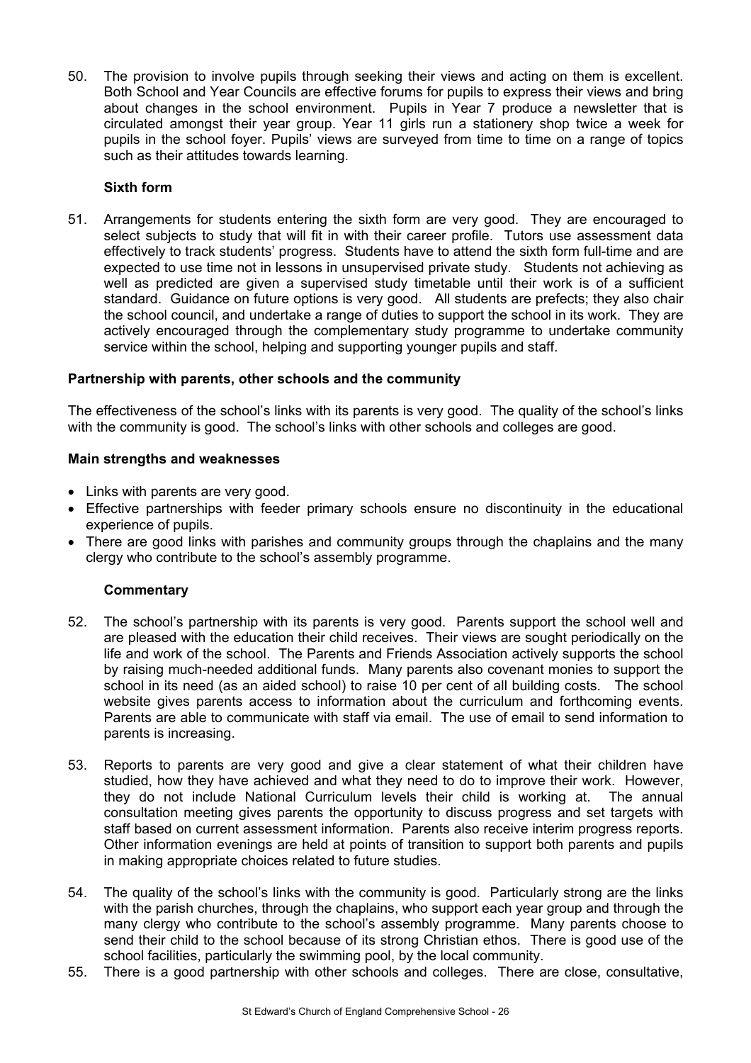50. The provision to involve pupils through seeking their views and acting on them is excellent. Both School and Year Councils are effective forums for pupils to express their views and bring about changes in the school environment. Pupils in Year 7 produce a newsletter that is circulated amongst their year group. Year 11 girls run a stationery shop twice a week for pupils in the school foyer. Pupils' views are surveyed from time to time on a range of topics such as their attitudes towards learning.

### Sixth form

51. Arrangements for students entering the sixth form are very good. They are encouraged to select subjects to study that will fit in with their career profile. Tutors use assessment data effectively to track students' progress. Students have to attend the sixth form full-time and are expected to use time not in lessons in unsupervised private study. Students not achieving as well as predicted are given a supervised study timetable until their work is of a sufficient standard. Guidance on future options is very good. All students are prefects; they also chair the school council, and undertake a range of duties to support the school in its work. They are actively encouraged through the complementary study programme to undertake community service within the school, helping and supporting younger pupils and staff.

## Partnership with parents, other schools and the community

The effectiveness of the school's links with its parents is very good. The quality of the school's links with the community is good. The school's links with other schools and colleges are good.

### Main strengths and weaknesses

- Links with parents are very good.
- Effective partnerships with feeder primary schools ensure no discontinuity in the educational experience of pupils.
- There are good links with parishes and community groups through the chaplains and the many clergy who contribute to the school's assembly programme.

### Commentary

52. The school's partnership with its parents is very good. Parents support the school well and are pleased with the education their child receives. Their views are sought periodically on the life and work of the school. The Parents and Friends Association actively supports the school by raising much-needed additional funds. Many parents also covenant monies to support the school in its need (as an aided school) to raise 10 per cent of all building costs. The school website gives parents access to information about the curriculum and forthcoming events. Parents are able to communicate with staff via email. The use of email to send information to parents is increasing.

53. Reports to parents are very good and give a clear statement of what their children have studied, how they have achieved and what they need to do to improve their work. However, they do not include National Curriculum levels their child is working at. The annual consultation meeting gives parents the opportunity to discuss progress and set targets with staff based on current assessment information. Parents also receive interim progress reports. Other information evenings are held at points of transition to support both parents and pupils in making appropriate choices related to future studies.

54. The quality of the school's links with the community is good. Particularly strong are the links with the parish churches, through the chaplains, who support each year group and through the many clergy who contribute to the school's assembly programme. Many parents choose to send their child to the school because of its strong Christian ethos. There is good use of the school facilities, particularly the swimming pool, by the local community.

55. There is a good partnership with other schools and colleges. There are close, consultative,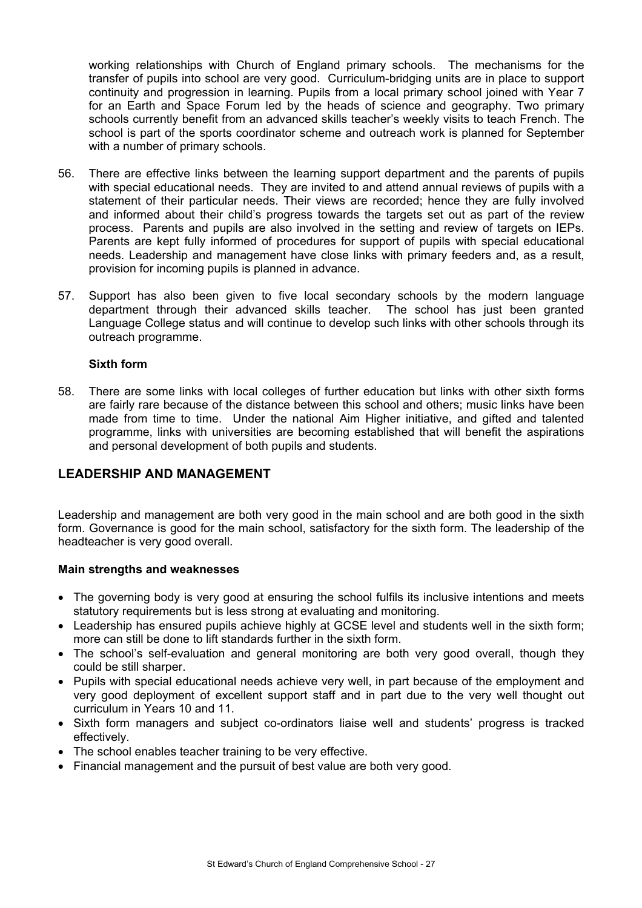working relationships with Church of England primary schools. The mechanisms for the transfer of pupils into school are very good. Curriculum-bridging units are in place to support continuity and progression in learning. Pupils from a local primary school joined with Year 7 for an Earth and Space Forum led by the heads of science and geography. Two primary schools currently benefit from an advanced skills teacher's weekly visits to teach French. The school is part of the sports coordinator scheme and outreach work is planned for September with a number of primary schools.

56. There are effective links between the learning support department and the parents of pupils with special educational needs. They are invited to and attend annual reviews of pupils with a statement of their particular needs. Their views are recorded; hence they are fully involved and informed about their child's progress towards the targets set out as part of the review process. Parents and pupils are also involved in the setting and review of targets on IEPs. Parents are kept fully informed of procedures for support of pupils with special educational needs. Leadership and management have close links with primary feeders and, as a result, provision for incoming pupils is planned in advance.

57. Support has also been given to five local secondary schools by the modern language department through their advanced skills teacher. The school has just been granted Language College status and will continue to develop such links with other schools through its outreach programme.

**Sixth form**

58. There are some links with local colleges of further education but links with other sixth forms are fairly rare because of the distance between this school and others; music links have been made from time to time. Under the national Aim Higher initiative, and gifted and talented programme, links with universities are becoming established that will benefit the aspirations and personal development of both pupils and students.

## LEADERSHIP AND MANAGEMENT

Leadership and management are both very good in the main school and are both good in the sixth form. Governance is good for the main school, satisfactory for the sixth form. The leadership of the headteacher is very good overall.

**Main strengths and weaknesses**

- The governing body is very good at ensuring the school fulfils its inclusive intentions and meets statutory requirements but is less strong at evaluating and monitoring.
- Leadership has ensured pupils achieve highly at GCSE level and students well in the sixth form; more can still be done to lift standards further in the sixth form.
- The school's self-evaluation and general monitoring are both very good overall, though they could be still sharper.
- Pupils with special educational needs achieve very well, in part because of the employment and very good deployment of excellent support staff and in part due to the very well thought out curriculum in Years 10 and 11.
- Sixth form managers and subject co-ordinators liaise well and students' progress is tracked effectively.
- The school enables teacher training to be very effective.
- Financial management and the pursuit of best value are both very good.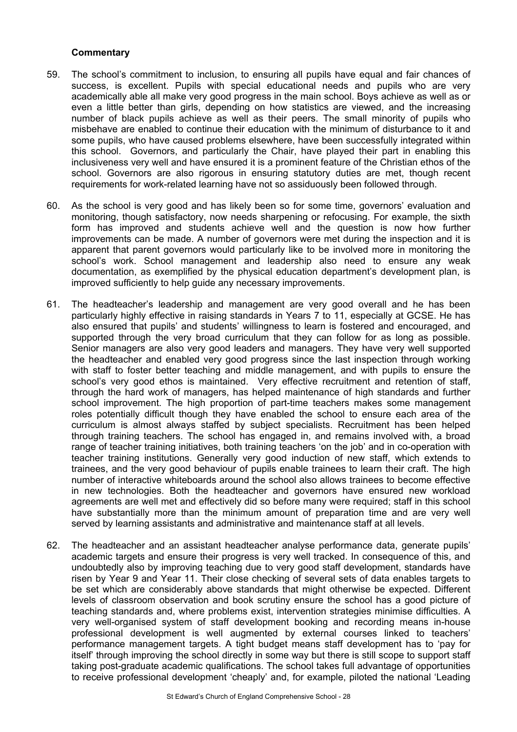### Commentary

59. The school's commitment to inclusion, to ensuring all pupils have equal and fair chances of success, is excellent. Pupils with special educational needs and pupils who are very academically able all make very good progress in the main school. Boys achieve as well as or even a little better than girls, depending on how statistics are viewed, and the increasing number of black pupils achieve as well as their peers. The small minority of pupils who misbehave are enabled to continue their education with the minimum of disturbance to it and some pupils, who have caused problems elsewhere, have been successfully integrated within this school. Governors, and particularly the Chair, have played their part in enabling this inclusiveness very well and have ensured it is a prominent feature of the Christian ethos of the school. Governors are also rigorous in ensuring statutory duties are met, though recent requirements for work-related learning have not so assiduously been followed through.

60. As the school is very good and has likely been so for some time, governors' evaluation and monitoring, though satisfactory, now needs sharpening or refocusing. For example, the sixth form has improved and students achieve well and the question is now how further improvements can be made. A number of governors were met during the inspection and it is apparent that parent governors would particularly like to be involved more in monitoring the school's work. School management and leadership also need to ensure any weak documentation, as exemplified by the physical education department's development plan, is improved sufficiently to help guide any necessary improvements.

61. The headteacher's leadership and management are very good overall and he has been particularly highly effective in raising standards in Years 7 to 11, especially at GCSE. He has also ensured that pupils' and students' willingness to learn is fostered and encouraged, and supported through the very broad curriculum that they can follow for as long as possible. Senior managers are also very good leaders and managers. They have very well supported the headteacher and enabled very good progress since the last inspection through working with staff to foster better teaching and middle management, and with pupils to ensure the school's very good ethos is maintained. Very effective recruitment and retention of staff, through the hard work of managers, has helped maintenance of high standards and further school improvement. The high proportion of part-time teachers makes some management roles potentially difficult though they have enabled the school to ensure each area of the curriculum is almost always staffed by subject specialists. Recruitment has been helped through training teachers. The school has engaged in, and remains involved with, a broad range of teacher training initiatives, both training teachers 'on the job' and in co-operation with teacher training institutions. Generally very good induction of new staff, which extends to trainees, and the very good behaviour of pupils enable trainees to learn their craft. The high number of interactive whiteboards around the school also allows trainees to become effective in new technologies. Both the headteacher and governors have ensured new workload agreements are well met and effectively did so before many were required; staff in this school have substantially more than the minimum amount of preparation time and are very well served by learning assistants and administrative and maintenance staff at all levels.

62. The headteacher and an assistant headteacher analyse performance data, generate pupils' academic targets and ensure their progress is very well tracked. In consequence of this, and undoubtedly also by improving teaching due to very good staff development, standards have risen by Year 9 and Year 11. Their close checking of several sets of data enables targets to be set which are considerably above standards that might otherwise be expected. Different levels of classroom observation and book scrutiny ensure the school has a good picture of teaching standards and, where problems exist, intervention strategies minimise difficulties. A very well-organised system of staff development booking and recording means in-house professional development is well augmented by external courses linked to teachers' performance management targets. A tight budget means staff development has to 'pay for itself' through improving the school directly in some way but there is still scope to support staff taking post-graduate academic qualifications. The school takes full advantage of opportunities to receive professional development 'cheaply' and, for example, piloted the national 'Leading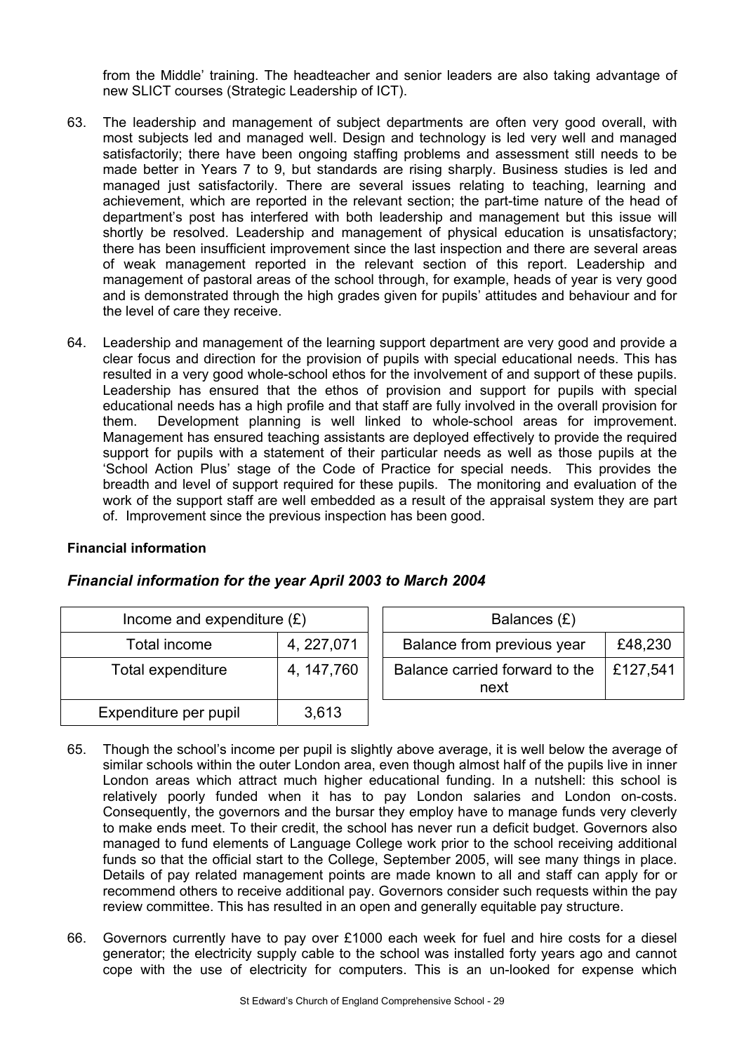from the Middle' training. The headteacher and senior leaders are also taking advantage of new SLICT courses (Strategic Leadership of ICT).

63. The leadership and management of subject departments are often very good overall, with most subjects led and managed well. Design and technology is led very well and managed satisfactorily; there have been ongoing staffing problems and assessment still needs to be made better in Years 7 to 9, but standards are rising sharply. Business studies is led and managed just satisfactorily. There are several issues relating to teaching, learning and achievement, which are reported in the relevant section; the part-time nature of the head of department's post has interfered with both leadership and management but this issue will shortly be resolved. Leadership and management of physical education is unsatisfactory; there has been insufficient improvement since the last inspection and there are several areas of weak management reported in the relevant section of this report. Leadership and management of pastoral areas of the school through, for example, heads of year is very good and is demonstrated through the high grades given for pupils' attitudes and behaviour and for the level of care they receive.

64. Leadership and management of the learning support department are very good and provide a clear focus and direction for the provision of pupils with special educational needs. This has resulted in a very good whole-school ethos for the involvement of and support of these pupils. Leadership has ensured that the ethos of provision and support for pupils with special educational needs has a high profile and that staff are fully involved in the overall provision for them. Development planning is well linked to whole-school areas for improvement. Management has ensured teaching assistants are deployed effectively to provide the required support for pupils with a statement of their particular needs as well as those pupils at the 'School Action Plus' stage of the Code of Practice for special needs. This provides the breadth and level of support required for these pupils. The monitoring and evaluation of the work of the support staff are well embedded as a result of the appraisal system they are part of. Improvement since the previous inspection has been good.

**Financial information**

### *Financial information for the year April 2003 to March 2004*

| Income and expenditure (£) | |
|---|---|
| Total income | 4, 227,071 |
| Total expenditure | 4, 147,760 |
| Expenditure per pupil | 3,613 |

| Balances (£) | |
|---|---|
| Balance from previous year | £48,230 |
| Balance carried forward to the next | £127,541 |

65. Though the school's income per pupil is slightly above average, it is well below the average of similar schools within the outer London area, even though almost half of the pupils live in inner London areas which attract much higher educational funding. In a nutshell: this school is relatively poorly funded when it has to pay London salaries and London on-costs. Consequently, the governors and the bursar they employ have to manage funds very cleverly to make ends meet. To their credit, the school has never run a deficit budget. Governors also managed to fund elements of Language College work prior to the school receiving additional funds so that the official start to the College, September 2005, will see many things in place. Details of pay related management points are made known to all and staff can apply for or recommend others to receive additional pay. Governors consider such requests within the pay review committee. This has resulted in an open and generally equitable pay structure.

66. Governors currently have to pay over £1000 each week for fuel and hire costs for a diesel generator; the electricity supply cable to the school was installed forty years ago and cannot cope with the use of electricity for computers. This is an un-looked for expense which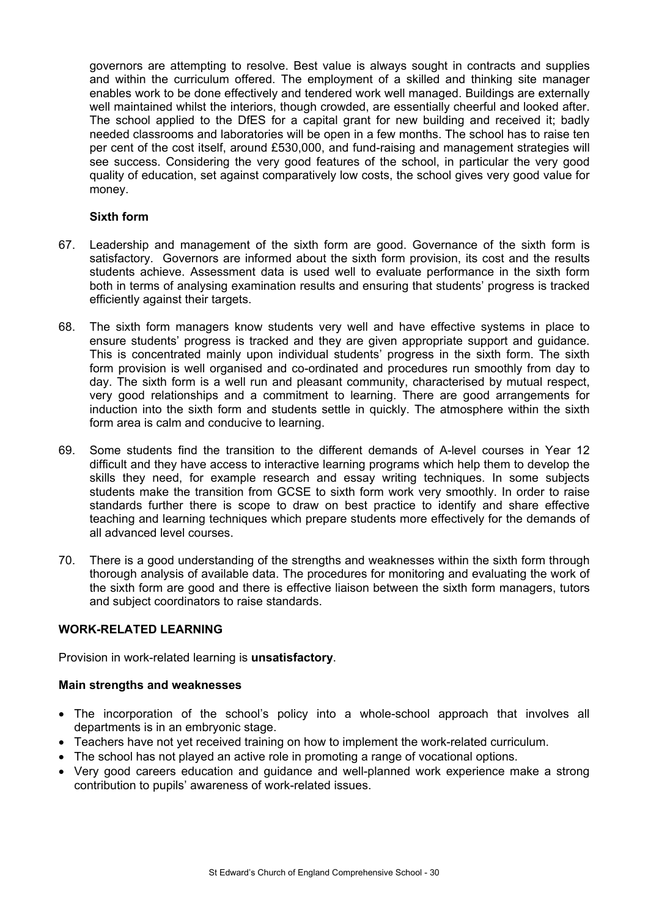governors are attempting to resolve. Best value is always sought in contracts and supplies and within the curriculum offered. The employment of a skilled and thinking site manager enables work to be done effectively and tendered work well managed. Buildings are externally well maintained whilst the interiors, though crowded, are essentially cheerful and looked after. The school applied to the DfES for a capital grant for new building and received it; badly needed classrooms and laboratories will be open in a few months. The school has to raise ten per cent of the cost itself, around £530,000, and fund-raising and management strategies will see success. Considering the very good features of the school, in particular the very good quality of education, set against comparatively low costs, the school gives very good value for money.

### Sixth form

67. Leadership and management of the sixth form are good. Governance of the sixth form is satisfactory. Governors are informed about the sixth form provision, its cost and the results students achieve. Assessment data is used well to evaluate performance in the sixth form both in terms of analysing examination results and ensuring that students' progress is tracked efficiently against their targets.

68. The sixth form managers know students very well and have effective systems in place to ensure students' progress is tracked and they are given appropriate support and guidance. This is concentrated mainly upon individual students' progress in the sixth form. The sixth form provision is well organised and co-ordinated and procedures run smoothly from day to day. The sixth form is a well run and pleasant community, characterised by mutual respect, very good relationships and a commitment to learning. There are good arrangements for induction into the sixth form and students settle in quickly. The atmosphere within the sixth form area is calm and conducive to learning.

69. Some students find the transition to the different demands of A-level courses in Year 12 difficult and they have access to interactive learning programs which help them to develop the skills they need, for example research and essay writing techniques. In some subjects students make the transition from GCSE to sixth form work very smoothly. In order to raise standards further there is scope to draw on best practice to identify and share effective teaching and learning techniques which prepare students more effectively for the demands of all advanced level courses.

70. There is a good understanding of the strengths and weaknesses within the sixth form through thorough analysis of available data. The procedures for monitoring and evaluating the work of the sixth form are good and there is effective liaison between the sixth form managers, tutors and subject coordinators to raise standards.

## WORK-RELATED LEARNING

Provision in work-related learning is **unsatisfactory**.

### Main strengths and weaknesses

- The incorporation of the school's policy into a whole-school approach that involves all departments is in an embryonic stage.
- Teachers have not yet received training on how to implement the work-related curriculum.
- The school has not played an active role in promoting a range of vocational options.
- Very good careers education and guidance and well-planned work experience make a strong contribution to pupils' awareness of work-related issues.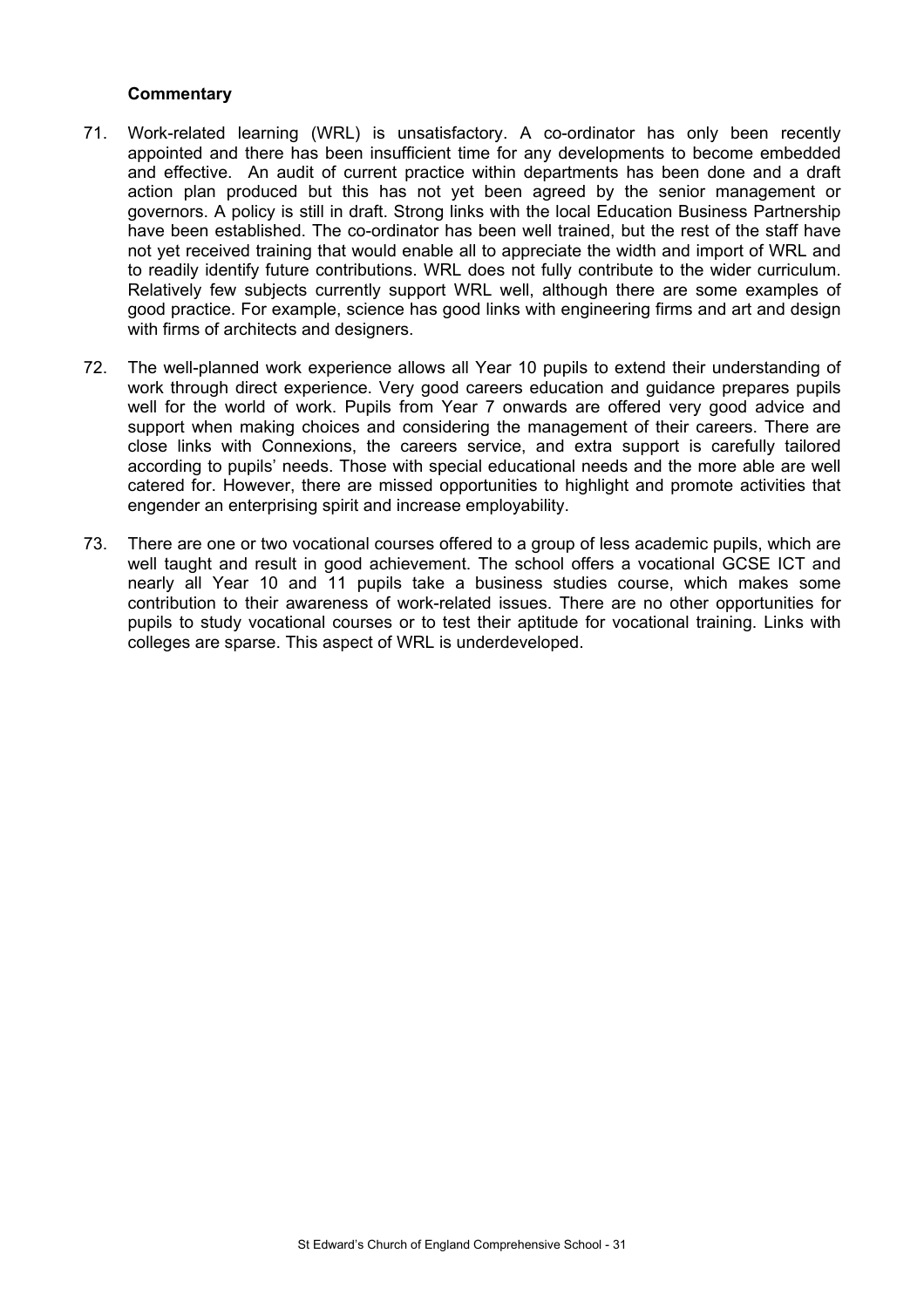**Commentary**

71. Work-related learning (WRL) is unsatisfactory. A co-ordinator has only been recently appointed and there has been insufficient time for any developments to become embedded and effective. An audit of current practice within departments has been done and a draft action plan produced but this has not yet been agreed by the senior management or governors. A policy is still in draft. Strong links with the local Education Business Partnership have been established. The co-ordinator has been well trained, but the rest of the staff have not yet received training that would enable all to appreciate the width and import of WRL and to readily identify future contributions. WRL does not fully contribute to the wider curriculum. Relatively few subjects currently support WRL well, although there are some examples of good practice. For example, science has good links with engineering firms and art and design with firms of architects and designers.

72. The well-planned work experience allows all Year 10 pupils to extend their understanding of work through direct experience. Very good careers education and guidance prepares pupils well for the world of work. Pupils from Year 7 onwards are offered very good advice and support when making choices and considering the management of their careers. There are close links with Connexions, the careers service, and extra support is carefully tailored according to pupils' needs. Those with special educational needs and the more able are well catered for. However, there are missed opportunities to highlight and promote activities that engender an enterprising spirit and increase employability.

73. There are one or two vocational courses offered to a group of less academic pupils, which are well taught and result in good achievement. The school offers a vocational GCSE ICT and nearly all Year 10 and 11 pupils take a business studies course, which makes some contribution to their awareness of work-related issues. There are no other opportunities for pupils to study vocational courses or to test their aptitude for vocational training. Links with colleges are sparse. This aspect of WRL is underdeveloped.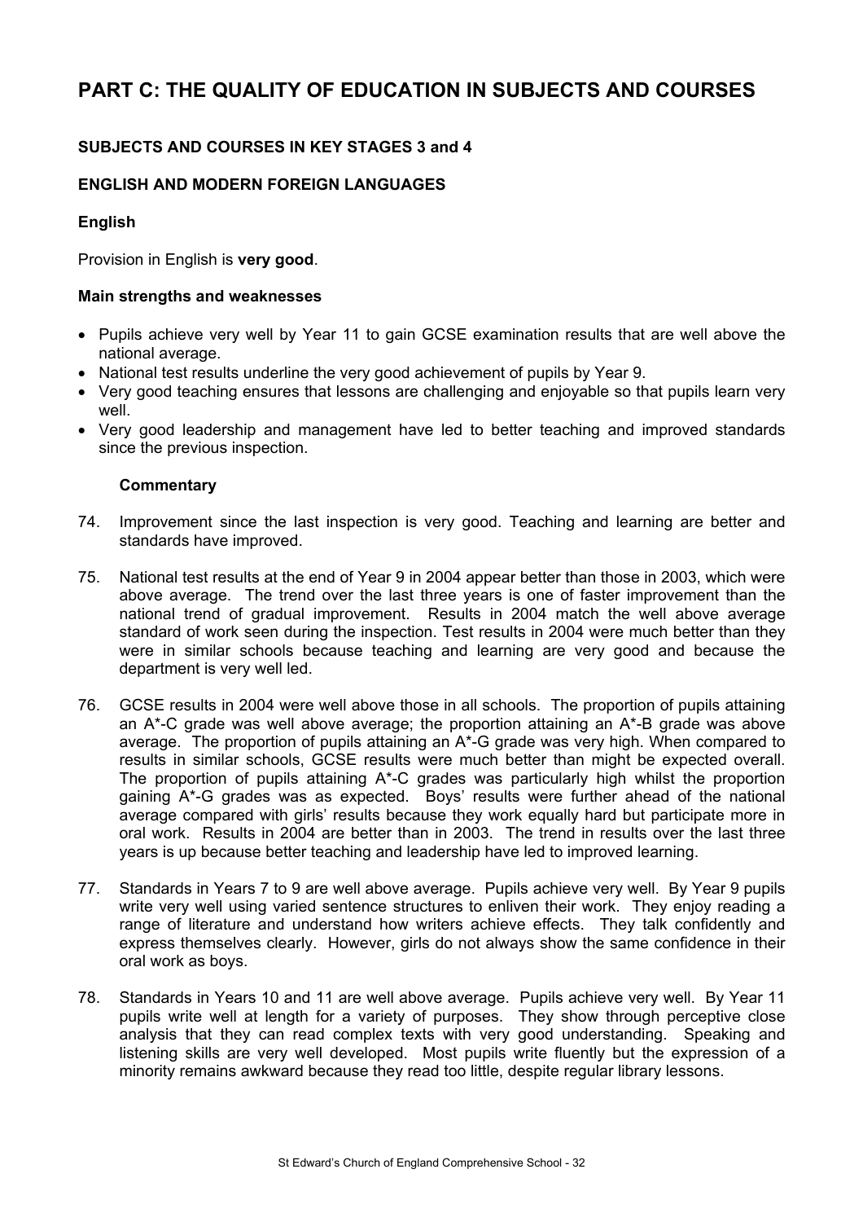# PART C: THE QUALITY OF EDUCATION IN SUBJECTS AND COURSES

## SUBJECTS AND COURSES IN KEY STAGES 3 and 4

### ENGLISH AND MODERN FOREIGN LANGUAGES

#### English

Provision in English is **very good**.

**Main strengths and weaknesses**

- Pupils achieve very well by Year 11 to gain GCSE examination results that are well above the national average.
- National test results underline the very good achievement of pupils by Year 9.
- Very good teaching ensures that lessons are challenging and enjoyable so that pupils learn very well.
- Very good leadership and management have led to better teaching and improved standards since the previous inspection.

**Commentary**

74. Improvement since the last inspection is very good. Teaching and learning are better and standards have improved.

75. National test results at the end of Year 9 in 2004 appear better than those in 2003, which were above average. The trend over the last three years is one of faster improvement than the national trend of gradual improvement. Results in 2004 match the well above average standard of work seen during the inspection. Test results in 2004 were much better than they were in similar schools because teaching and learning are very good and because the department is very well led.

76. GCSE results in 2004 were well above those in all schools. The proportion of pupils attaining an A*-C grade was well above average; the proportion attaining an A*-B grade was above average. The proportion of pupils attaining an A*-G grade was very high. When compared to results in similar schools, GCSE results were much better than might be expected overall. The proportion of pupils attaining A*-C grades was particularly high whilst the proportion gaining A*-G grades was as expected. Boys' results were further ahead of the national average compared with girls' results because they work equally hard but participate more in oral work. Results in 2004 are better than in 2003. The trend in results over the last three years is up because better teaching and leadership have led to improved learning.

77. Standards in Years 7 to 9 are well above average. Pupils achieve very well. By Year 9 pupils write very well using varied sentence structures to enliven their work. They enjoy reading a range of literature and understand how writers achieve effects. They talk confidently and express themselves clearly. However, girls do not always show the same confidence in their oral work as boys.

78. Standards in Years 10 and 11 are well above average. Pupils achieve very well. By Year 11 pupils write well at length for a variety of purposes. They show through perceptive close analysis that they can read complex texts with very good understanding. Speaking and listening skills are very well developed. Most pupils write fluently but the expression of a minority remains awkward because they read too little, despite regular library lessons.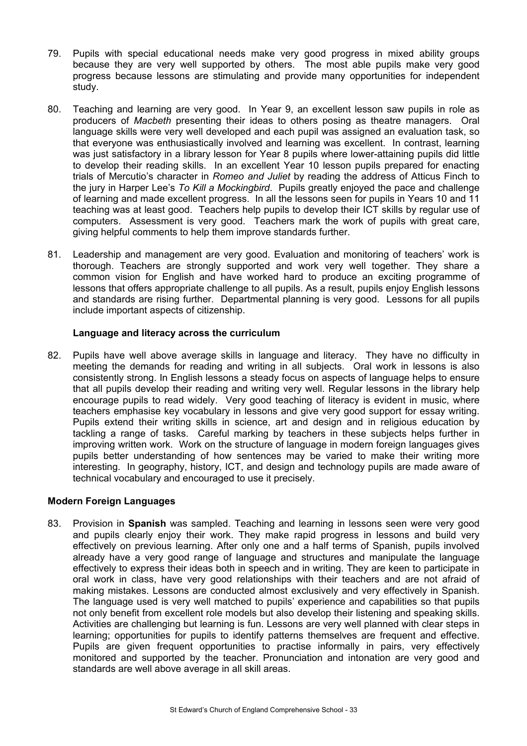79. Pupils with special educational needs make very good progress in mixed ability groups because they are very well supported by others. The most able pupils make very good progress because lessons are stimulating and provide many opportunities for independent study.

80. Teaching and learning are very good. In Year 9, an excellent lesson saw pupils in role as producers of *Macbeth* presenting their ideas to others posing as theatre managers. Oral language skills were very well developed and each pupil was assigned an evaluation task, so that everyone was enthusiastically involved and learning was excellent. In contrast, learning was just satisfactory in a library lesson for Year 8 pupils where lower-attaining pupils did little to develop their reading skills. In an excellent Year 10 lesson pupils prepared for enacting trials of Mercutio's character in *Romeo and Juliet* by reading the address of Atticus Finch to the jury in Harper Lee's *To Kill a Mockingbird*. Pupils greatly enjoyed the pace and challenge of learning and made excellent progress. In all the lessons seen for pupils in Years 10 and 11 teaching was at least good. Teachers help pupils to develop their ICT skills by regular use of computers. Assessment is very good. Teachers mark the work of pupils with great care, giving helpful comments to help them improve standards further.

81. Leadership and management are very good. Evaluation and monitoring of teachers' work is thorough. Teachers are strongly supported and work very well together. They share a common vision for English and have worked hard to produce an exciting programme of lessons that offers appropriate challenge to all pupils. As a result, pupils enjoy English lessons and standards are rising further. Departmental planning is very good. Lessons for all pupils include important aspects of citizenship.

### Language and literacy across the curriculum

82. Pupils have well above average skills in language and literacy. They have no difficulty in meeting the demands for reading and writing in all subjects. Oral work in lessons is also consistently strong. In English lessons a steady focus on aspects of language helps to ensure that all pupils develop their reading and writing very well. Regular lessons in the library help encourage pupils to read widely. Very good teaching of literacy is evident in music, where teachers emphasise key vocabulary in lessons and give very good support for essay writing. Pupils extend their writing skills in science, art and design and in religious education by tackling a range of tasks. Careful marking by teachers in these subjects helps further in improving written work. Work on the structure of language in modern foreign languages gives pupils better understanding of how sentences may be varied to make their writing more interesting. In geography, history, ICT, and design and technology pupils are made aware of technical vocabulary and encouraged to use it precisely.

## Modern Foreign Languages

83. Provision in **Spanish** was sampled. Teaching and learning in lessons seen were very good and pupils clearly enjoy their work. They make rapid progress in lessons and build very effectively on previous learning. After only one and a half terms of Spanish, pupils involved already have a very good range of language and structures and manipulate the language effectively to express their ideas both in speech and in writing. They are keen to participate in oral work in class, have very good relationships with their teachers and are not afraid of making mistakes. Lessons are conducted almost exclusively and very effectively in Spanish. The language used is very well matched to pupils' experience and capabilities so that pupils not only benefit from excellent role models but also develop their listening and speaking skills. Activities are challenging but learning is fun. Lessons are very well planned with clear steps in learning; opportunities for pupils to identify patterns themselves are frequent and effective. Pupils are given frequent opportunities to practise informally in pairs, very effectively monitored and supported by the teacher. Pronunciation and intonation are very good and standards are well above average in all skill areas.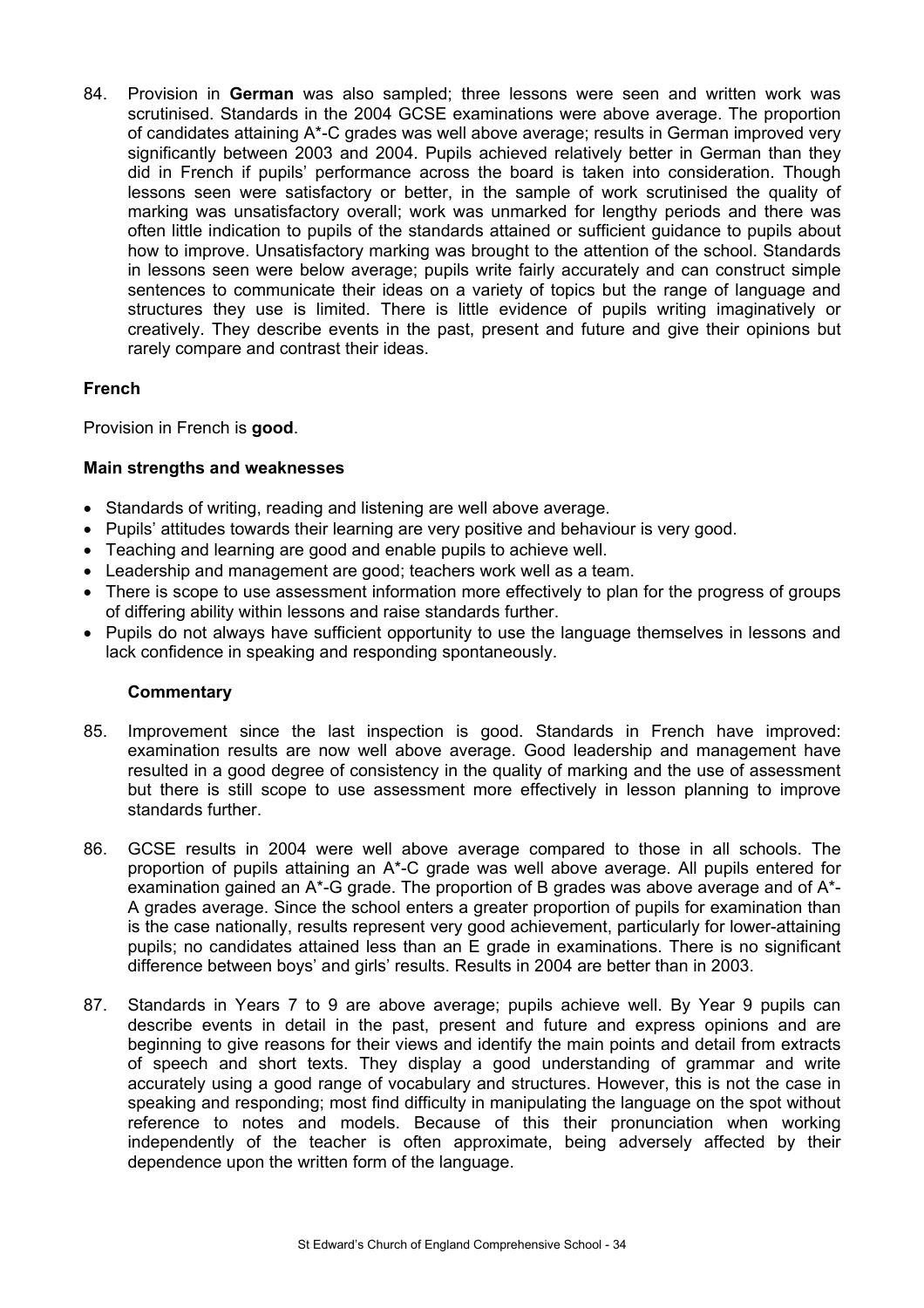84. Provision in **German** was also sampled; three lessons were seen and written work was scrutinised. Standards in the 2004 GCSE examinations were above average. The proportion of candidates attaining A*-C grades was well above average; results in German improved very significantly between 2003 and 2004. Pupils achieved relatively better in German than they did in French if pupils' performance across the board is taken into consideration. Though lessons seen were satisfactory or better, in the sample of work scrutinised the quality of marking was unsatisfactory overall; work was unmarked for lengthy periods and there was often little indication to pupils of the standards attained or sufficient guidance to pupils about how to improve. Unsatisfactory marking was brought to the attention of the school. Standards in lessons seen were below average; pupils write fairly accurately and can construct simple sentences to communicate their ideas on a variety of topics but the range of language and structures they use is limited. There is little evidence of pupils writing imaginatively or creatively. They describe events in the past, present and future and give their opinions but rarely compare and contrast their ideas.

## French

Provision in French is **good**.

### Main strengths and weaknesses

- Standards of writing, reading and listening are well above average.
- Pupils' attitudes towards their learning are very positive and behaviour is very good.
- Teaching and learning are good and enable pupils to achieve well.
- Leadership and management are good; teachers work well as a team.
- There is scope to use assessment information more effectively to plan for the progress of groups of differing ability within lessons and raise standards further.
- Pupils do not always have sufficient opportunity to use the language themselves in lessons and lack confidence in speaking and responding spontaneously.

### Commentary

85. Improvement since the last inspection is good. Standards in French have improved: examination results are now well above average. Good leadership and management have resulted in a good degree of consistency in the quality of marking and the use of assessment but there is still scope to use assessment more effectively in lesson planning to improve standards further.

86. GCSE results in 2004 were well above average compared to those in all schools. The proportion of pupils attaining an A*-C grade was well above average. All pupils entered for examination gained an A*-G grade. The proportion of B grades was above average and of A*-A grades average. Since the school enters a greater proportion of pupils for examination than is the case nationally, results represent very good achievement, particularly for lower-attaining pupils; no candidates attained less than an E grade in examinations. There is no significant difference between boys' and girls' results. Results in 2004 are better than in 2003.

87. Standards in Years 7 to 9 are above average; pupils achieve well. By Year 9 pupils can describe events in detail in the past, present and future and express opinions and are beginning to give reasons for their views and identify the main points and detail from extracts of speech and short texts. They display a good understanding of grammar and write accurately using a good range of vocabulary and structures. However, this is not the case in speaking and responding; most find difficulty in manipulating the language on the spot without reference to notes and models. Because of this their pronunciation when working independently of the teacher is often approximate, being adversely affected by their dependence upon the written form of the language.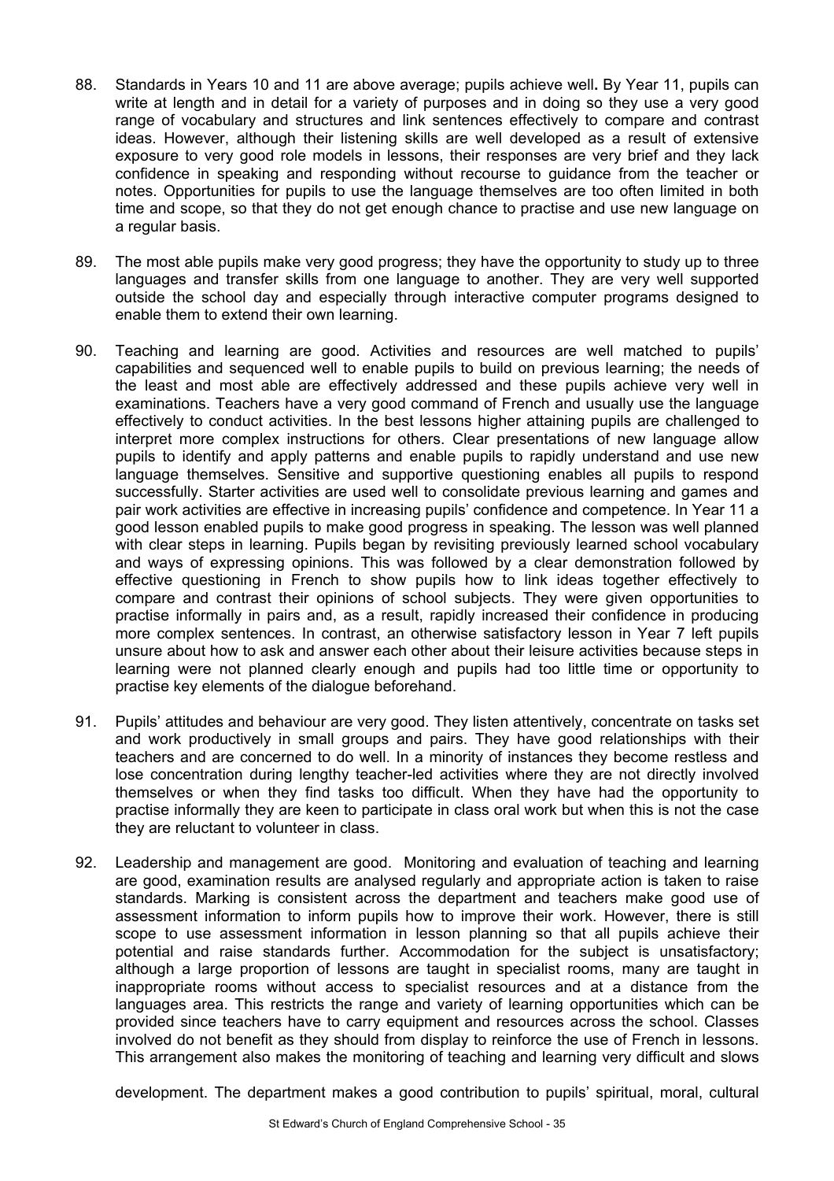88. Standards in Years 10 and 11 are above average; pupils achieve well**.** By Year 11, pupils can write at length and in detail for a variety of purposes and in doing so they use a very good range of vocabulary and structures and link sentences effectively to compare and contrast ideas. However, although their listening skills are well developed as a result of extensive exposure to very good role models in lessons, their responses are very brief and they lack confidence in speaking and responding without recourse to guidance from the teacher or notes. Opportunities for pupils to use the language themselves are too often limited in both time and scope, so that they do not get enough chance to practise and use new language on a regular basis.

89. The most able pupils make very good progress; they have the opportunity to study up to three languages and transfer skills from one language to another. They are very well supported outside the school day and especially through interactive computer programs designed to enable them to extend their own learning.

90. Teaching and learning are good. Activities and resources are well matched to pupils' capabilities and sequenced well to enable pupils to build on previous learning; the needs of the least and most able are effectively addressed and these pupils achieve very well in examinations. Teachers have a very good command of French and usually use the language effectively to conduct activities. In the best lessons higher attaining pupils are challenged to interpret more complex instructions for others. Clear presentations of new language allow pupils to identify and apply patterns and enable pupils to rapidly understand and use new language themselves. Sensitive and supportive questioning enables all pupils to respond successfully. Starter activities are used well to consolidate previous learning and games and pair work activities are effective in increasing pupils' confidence and competence. In Year 11 a good lesson enabled pupils to make good progress in speaking. The lesson was well planned with clear steps in learning. Pupils began by revisiting previously learned school vocabulary and ways of expressing opinions. This was followed by a clear demonstration followed by effective questioning in French to show pupils how to link ideas together effectively to compare and contrast their opinions of school subjects. They were given opportunities to practise informally in pairs and, as a result, rapidly increased their confidence in producing more complex sentences. In contrast, an otherwise satisfactory lesson in Year 7 left pupils unsure about how to ask and answer each other about their leisure activities because steps in learning were not planned clearly enough and pupils had too little time or opportunity to practise key elements of the dialogue beforehand.

91. Pupils' attitudes and behaviour are very good. They listen attentively, concentrate on tasks set and work productively in small groups and pairs. They have good relationships with their teachers and are concerned to do well. In a minority of instances they become restless and lose concentration during lengthy teacher-led activities where they are not directly involved themselves or when they find tasks too difficult. When they have had the opportunity to practise informally they are keen to participate in class oral work but when this is not the case they are reluctant to volunteer in class.

92. Leadership and management are good. Monitoring and evaluation of teaching and learning are good, examination results are analysed regularly and appropriate action is taken to raise standards. Marking is consistent across the department and teachers make good use of assessment information to inform pupils how to improve their work. However, there is still scope to use assessment information in lesson planning so that all pupils achieve their potential and raise standards further. Accommodation for the subject is unsatisfactory; although a large proportion of lessons are taught in specialist rooms, many are taught in inappropriate rooms without access to specialist resources and at a distance from the languages area. This restricts the range and variety of learning opportunities which can be provided since teachers have to carry equipment and resources across the school. Classes involved do not benefit as they should from display to reinforce the use of French in lessons. This arrangement also makes the monitoring of teaching and learning very difficult and slows development. The department makes a good contribution to pupils' spiritual, moral, cultural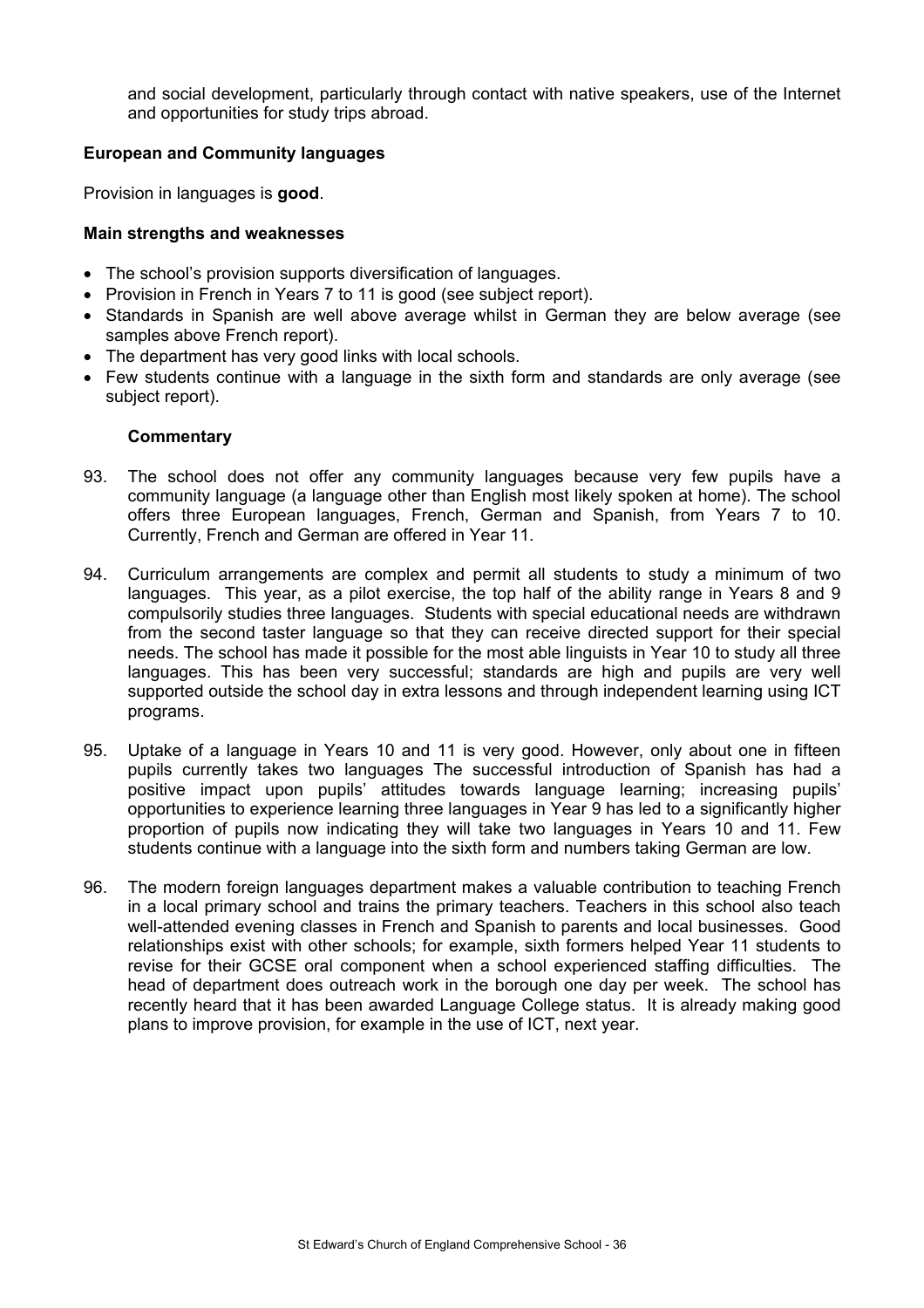and social development, particularly through contact with native speakers, use of the Internet and opportunities for study trips abroad.

**European and Community languages**

Provision in languages is **good**.

**Main strengths and weaknesses**

- The school's provision supports diversification of languages.
- Provision in French in Years 7 to 11 is good (see subject report).
- Standards in Spanish are well above average whilst in German they are below average (see samples above French report).
- The department has very good links with local schools.
- Few students continue with a language in the sixth form and standards are only average (see subject report).

**Commentary**

93. The school does not offer any community languages because very few pupils have a community language (a language other than English most likely spoken at home). The school offers three European languages, French, German and Spanish, from Years 7 to 10. Currently, French and German are offered in Year 11.

94. Curriculum arrangements are complex and permit all students to study a minimum of two languages. This year, as a pilot exercise, the top half of the ability range in Years 8 and 9 compulsorily studies three languages. Students with special educational needs are withdrawn from the second taster language so that they can receive directed support for their special needs. The school has made it possible for the most able linguists in Year 10 to study all three languages. This has been very successful; standards are high and pupils are very well supported outside the school day in extra lessons and through independent learning using ICT programs.

95. Uptake of a language in Years 10 and 11 is very good. However, only about one in fifteen pupils currently takes two languages The successful introduction of Spanish has had a positive impact upon pupils' attitudes towards language learning; increasing pupils' opportunities to experience learning three languages in Year 9 has led to a significantly higher proportion of pupils now indicating they will take two languages in Years 10 and 11. Few students continue with a language into the sixth form and numbers taking German are low.

96. The modern foreign languages department makes a valuable contribution to teaching French in a local primary school and trains the primary teachers. Teachers in this school also teach well-attended evening classes in French and Spanish to parents and local businesses. Good relationships exist with other schools; for example, sixth formers helped Year 11 students to revise for their GCSE oral component when a school experienced staffing difficulties. The head of department does outreach work in the borough one day per week. The school has recently heard that it has been awarded Language College status. It is already making good plans to improve provision, for example in the use of ICT, next year.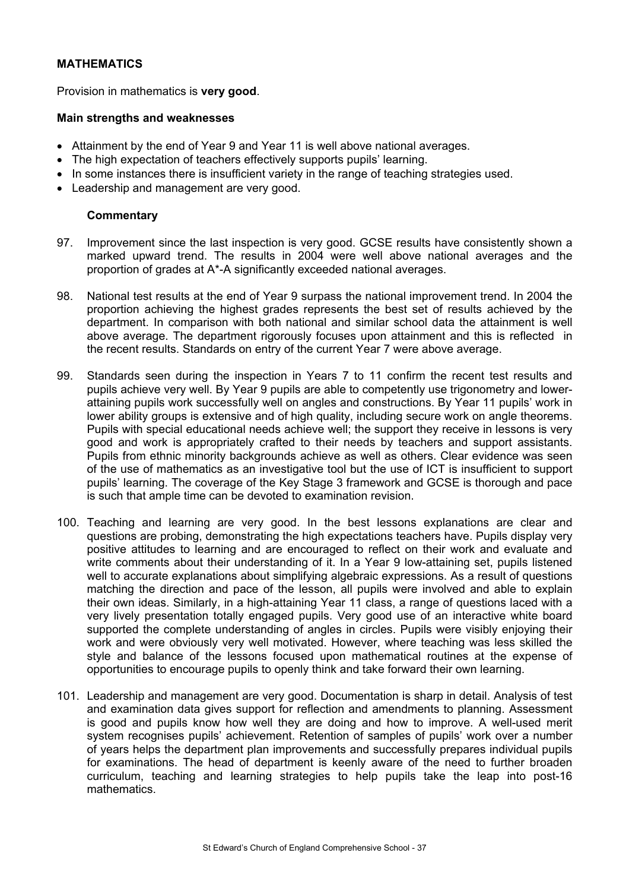## MATHEMATICS

Provision in mathematics is **very good**.

### Main strengths and weaknesses

- Attainment by the end of Year 9 and Year 11 is well above national averages.
- The high expectation of teachers effectively supports pupils' learning.
- In some instances there is insufficient variety in the range of teaching strategies used.
- Leadership and management are very good.

#### Commentary

97. Improvement since the last inspection is very good. GCSE results have consistently shown a marked upward trend. The results in 2004 were well above national averages and the proportion of grades at A*-A significantly exceeded national averages.

98. National test results at the end of Year 9 surpass the national improvement trend. In 2004 the proportion achieving the highest grades represents the best set of results achieved by the department. In comparison with both national and similar school data the attainment is well above average. The department rigorously focuses upon attainment and this is reflected in the recent results. Standards on entry of the current Year 7 were above average.

99. Standards seen during the inspection in Years 7 to 11 confirm the recent test results and pupils achieve very well. By Year 9 pupils are able to competently use trigonometry and lower-attaining pupils work successfully well on angles and constructions. By Year 11 pupils' work in lower ability groups is extensive and of high quality, including secure work on angle theorems. Pupils with special educational needs achieve well; the support they receive in lessons is very good and work is appropriately crafted to their needs by teachers and support assistants. Pupils from ethnic minority backgrounds achieve as well as others. Clear evidence was seen of the use of mathematics as an investigative tool but the use of ICT is insufficient to support pupils' learning. The coverage of the Key Stage 3 framework and GCSE is thorough and pace is such that ample time can be devoted to examination revision.

100. Teaching and learning are very good. In the best lessons explanations are clear and questions are probing, demonstrating the high expectations teachers have. Pupils display very positive attitudes to learning and are encouraged to reflect on their work and evaluate and write comments about their understanding of it. In a Year 9 low-attaining set, pupils listened well to accurate explanations about simplifying algebraic expressions. As a result of questions matching the direction and pace of the lesson, all pupils were involved and able to explain their own ideas. Similarly, in a high-attaining Year 11 class, a range of questions laced with a very lively presentation totally engaged pupils. Very good use of an interactive white board supported the complete understanding of angles in circles. Pupils were visibly enjoying their work and were obviously very well motivated. However, where teaching was less skilled the style and balance of the lessons focused upon mathematical routines at the expense of opportunities to encourage pupils to openly think and take forward their own learning.

101. Leadership and management are very good. Documentation is sharp in detail. Analysis of test and examination data gives support for reflection and amendments to planning. Assessment is good and pupils know how well they are doing and how to improve. A well-used merit system recognises pupils' achievement. Retention of samples of pupils' work over a number of years helps the department plan improvements and successfully prepares individual pupils for examinations. The head of department is keenly aware of the need to further broaden curriculum, teaching and learning strategies to help pupils take the leap into post-16 mathematics.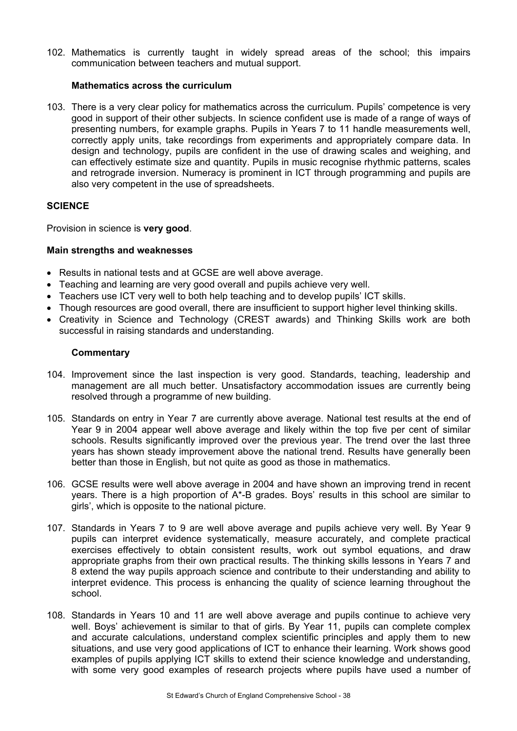102. Mathematics is currently taught in widely spread areas of the school; this impairs communication between teachers and mutual support.

### Mathematics across the curriculum

103. There is a very clear policy for mathematics across the curriculum. Pupils' competence is very good in support of their other subjects. In science confident use is made of a range of ways of presenting numbers, for example graphs. Pupils in Years 7 to 11 handle measurements well, correctly apply units, take recordings from experiments and appropriately compare data. In design and technology, pupils are confident in the use of drawing scales and weighing, and can effectively estimate size and quantity. Pupils in music recognise rhythmic patterns, scales and retrograde inversion. Numeracy is prominent in ICT through programming and pupils are also very competent in the use of spreadsheets.

## SCIENCE

Provision in science is **very good**.

### Main strengths and weaknesses

- Results in national tests and at GCSE are well above average.
- Teaching and learning are very good overall and pupils achieve very well.
- Teachers use ICT very well to both help teaching and to develop pupils' ICT skills.
- Though resources are good overall, there are insufficient to support higher level thinking skills.
- Creativity in Science and Technology (CREST awards) and Thinking Skills work are both successful in raising standards and understanding.

### Commentary

104. Improvement since the last inspection is very good. Standards, teaching, leadership and management are all much better. Unsatisfactory accommodation issues are currently being resolved through a programme of new building.

105. Standards on entry in Year 7 are currently above average. National test results at the end of Year 9 in 2004 appear well above average and likely within the top five per cent of similar schools. Results significantly improved over the previous year. The trend over the last three years has shown steady improvement above the national trend. Results have generally been better than those in English, but not quite as good as those in mathematics.

106. GCSE results were well above average in 2004 and have shown an improving trend in recent years. There is a high proportion of A*-B grades. Boys' results in this school are similar to girls', which is opposite to the national picture.

107. Standards in Years 7 to 9 are well above average and pupils achieve very well. By Year 9 pupils can interpret evidence systematically, measure accurately, and complete practical exercises effectively to obtain consistent results, work out symbol equations, and draw appropriate graphs from their own practical results. The thinking skills lessons in Years 7 and 8 extend the way pupils approach science and contribute to their understanding and ability to interpret evidence. This process is enhancing the quality of science learning throughout the school.

108. Standards in Years 10 and 11 are well above average and pupils continue to achieve very well. Boys' achievement is similar to that of girls. By Year 11, pupils can complete complex and accurate calculations, understand complex scientific principles and apply them to new situations, and use very good applications of ICT to enhance their learning. Work shows good examples of pupils applying ICT skills to extend their science knowledge and understanding, with some very good examples of research projects where pupils have used a number of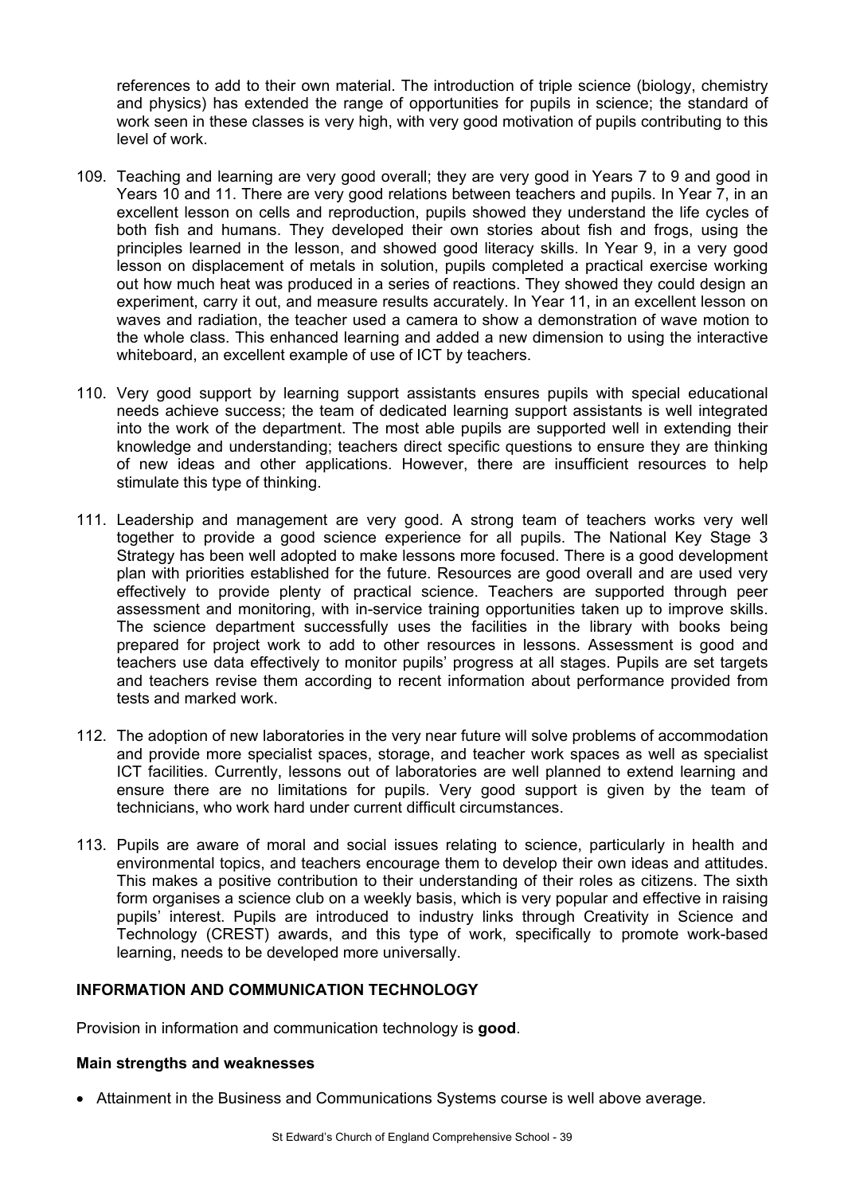references to add to their own material. The introduction of triple science (biology, chemistry and physics) has extended the range of opportunities for pupils in science; the standard of work seen in these classes is very high, with very good motivation of pupils contributing to this level of work.

109. Teaching and learning are very good overall; they are very good in Years 7 to 9 and good in Years 10 and 11. There are very good relations between teachers and pupils. In Year 7, in an excellent lesson on cells and reproduction, pupils showed they understand the life cycles of both fish and humans. They developed their own stories about fish and frogs, using the principles learned in the lesson, and showed good literacy skills. In Year 9, in a very good lesson on displacement of metals in solution, pupils completed a practical exercise working out how much heat was produced in a series of reactions. They showed they could design an experiment, carry it out, and measure results accurately. In Year 11, in an excellent lesson on waves and radiation, the teacher used a camera to show a demonstration of wave motion to the whole class. This enhanced learning and added a new dimension to using the interactive whiteboard, an excellent example of use of ICT by teachers.

110. Very good support by learning support assistants ensures pupils with special educational needs achieve success; the team of dedicated learning support assistants is well integrated into the work of the department. The most able pupils are supported well in extending their knowledge and understanding; teachers direct specific questions to ensure they are thinking of new ideas and other applications. However, there are insufficient resources to help stimulate this type of thinking.

111. Leadership and management are very good. A strong team of teachers works very well together to provide a good science experience for all pupils. The National Key Stage 3 Strategy has been well adopted to make lessons more focused. There is a good development plan with priorities established for the future. Resources are good overall and are used very effectively to provide plenty of practical science. Teachers are supported through peer assessment and monitoring, with in-service training opportunities taken up to improve skills. The science department successfully uses the facilities in the library with books being prepared for project work to add to other resources in lessons. Assessment is good and teachers use data effectively to monitor pupils' progress at all stages. Pupils are set targets and teachers revise them according to recent information about performance provided from tests and marked work.

112. The adoption of new laboratories in the very near future will solve problems of accommodation and provide more specialist spaces, storage, and teacher work spaces as well as specialist ICT facilities. Currently, lessons out of laboratories are well planned to extend learning and ensure there are no limitations for pupils. Very good support is given by the team of technicians, who work hard under current difficult circumstances.

113. Pupils are aware of moral and social issues relating to science, particularly in health and environmental topics, and teachers encourage them to develop their own ideas and attitudes. This makes a positive contribution to their understanding of their roles as citizens. The sixth form organises a science club on a weekly basis, which is very popular and effective in raising pupils' interest. Pupils are introduced to industry links through Creativity in Science and Technology (CREST) awards, and this type of work, specifically to promote work-based learning, needs to be developed more universally.

## INFORMATION AND COMMUNICATION TECHNOLOGY

Provision in information and communication technology is **good**.

### Main strengths and weaknesses

- Attainment in the Business and Communications Systems course is well above average.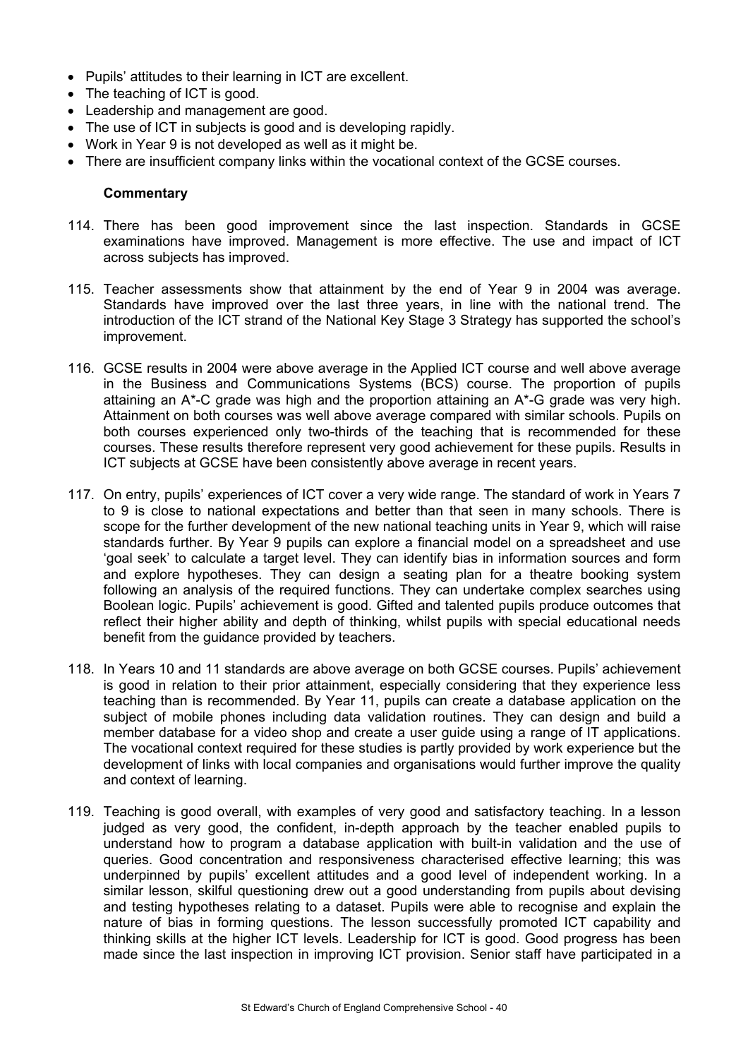- Pupils' attitudes to their learning in ICT are excellent.
- The teaching of ICT is good.
- Leadership and management are good.
- The use of ICT in subjects is good and is developing rapidly.
- Work in Year 9 is not developed as well as it might be.
- There are insufficient company links within the vocational context of the GCSE courses.

**Commentary**

114. There has been good improvement since the last inspection. Standards in GCSE examinations have improved. Management is more effective. The use and impact of ICT across subjects has improved.

115. Teacher assessments show that attainment by the end of Year 9 in 2004 was average. Standards have improved over the last three years, in line with the national trend. The introduction of the ICT strand of the National Key Stage 3 Strategy has supported the school's improvement.

116. GCSE results in 2004 were above average in the Applied ICT course and well above average in the Business and Communications Systems (BCS) course. The proportion of pupils attaining an A*-C grade was high and the proportion attaining an A*-G grade was very high. Attainment on both courses was well above average compared with similar schools. Pupils on both courses experienced only two-thirds of the teaching that is recommended for these courses. These results therefore represent very good achievement for these pupils. Results in ICT subjects at GCSE have been consistently above average in recent years.

117. On entry, pupils' experiences of ICT cover a very wide range. The standard of work in Years 7 to 9 is close to national expectations and better than that seen in many schools. There is scope for the further development of the new national teaching units in Year 9, which will raise standards further. By Year 9 pupils can explore a financial model on a spreadsheet and use 'goal seek' to calculate a target level. They can identify bias in information sources and form and explore hypotheses. They can design a seating plan for a theatre booking system following an analysis of the required functions. They can undertake complex searches using Boolean logic. Pupils' achievement is good. Gifted and talented pupils produce outcomes that reflect their higher ability and depth of thinking, whilst pupils with special educational needs benefit from the guidance provided by teachers.

118. In Years 10 and 11 standards are above average on both GCSE courses. Pupils' achievement is good in relation to their prior attainment, especially considering that they experience less teaching than is recommended. By Year 11, pupils can create a database application on the subject of mobile phones including data validation routines. They can design and build a member database for a video shop and create a user guide using a range of IT applications. The vocational context required for these studies is partly provided by work experience but the development of links with local companies and organisations would further improve the quality and context of learning.

119. Teaching is good overall, with examples of very good and satisfactory teaching. In a lesson judged as very good, the confident, in-depth approach by the teacher enabled pupils to understand how to program a database application with built-in validation and the use of queries. Good concentration and responsiveness characterised effective learning; this was underpinned by pupils' excellent attitudes and a good level of independent working. In a similar lesson, skilful questioning drew out a good understanding from pupils about devising and testing hypotheses relating to a dataset. Pupils were able to recognise and explain the nature of bias in forming questions. The lesson successfully promoted ICT capability and thinking skills at the higher ICT levels. Leadership for ICT is good. Good progress has been made since the last inspection in improving ICT provision. Senior staff have participated in a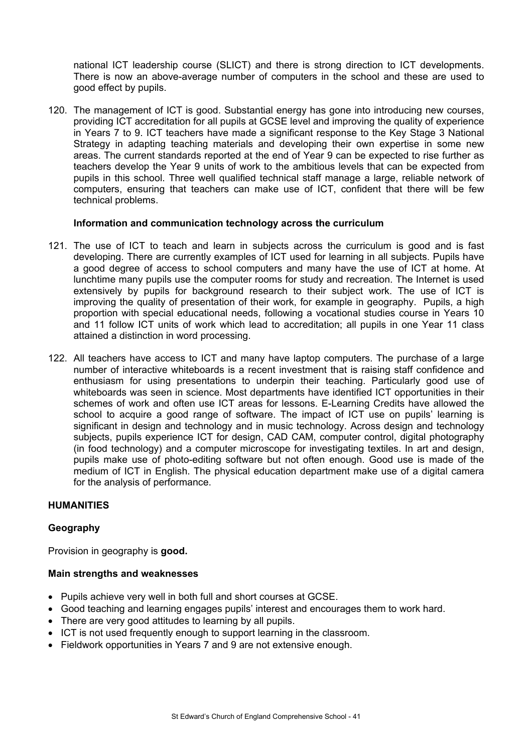national ICT leadership course (SLICT) and there is strong direction to ICT developments. There is now an above-average number of computers in the school and these are used to good effect by pupils.

120. The management of ICT is good. Substantial energy has gone into introducing new courses, providing ICT accreditation for all pupils at GCSE level and improving the quality of experience in Years 7 to 9. ICT teachers have made a significant response to the Key Stage 3 National Strategy in adapting teaching materials and developing their own expertise in some new areas. The current standards reported at the end of Year 9 can be expected to rise further as teachers develop the Year 9 units of work to the ambitious levels that can be expected from pupils in this school. Three well qualified technical staff manage a large, reliable network of computers, ensuring that teachers can make use of ICT, confident that there will be few technical problems.

**Information and communication technology across the curriculum**

121. The use of ICT to teach and learn in subjects across the curriculum is good and is fast developing. There are currently examples of ICT used for learning in all subjects. Pupils have a good degree of access to school computers and many have the use of ICT at home. At lunchtime many pupils use the computer rooms for study and recreation. The Internet is used extensively by pupils for background research to their subject work. The use of ICT is improving the quality of presentation of their work, for example in geography. Pupils, a high proportion with special educational needs, following a vocational studies course in Years 10 and 11 follow ICT units of work which lead to accreditation; all pupils in one Year 11 class attained a distinction in word processing.

122. All teachers have access to ICT and many have laptop computers. The purchase of a large number of interactive whiteboards is a recent investment that is raising staff confidence and enthusiasm for using presentations to underpin their teaching. Particularly good use of whiteboards was seen in science. Most departments have identified ICT opportunities in their schemes of work and often use ICT areas for lessons. E-Learning Credits have allowed the school to acquire a good range of software. The impact of ICT use on pupils' learning is significant in design and technology and in music technology. Across design and technology subjects, pupils experience ICT for design, CAD CAM, computer control, digital photography (in food technology) and a computer microscope for investigating textiles. In art and design, pupils make use of photo-editing software but not often enough. Good use is made of the medium of ICT in English. The physical education department make use of a digital camera for the analysis of performance.

## HUMANITIES

### Geography

Provision in geography is **good.**

**Main strengths and weaknesses**

- Pupils achieve very well in both full and short courses at GCSE.
- Good teaching and learning engages pupils' interest and encourages them to work hard.
- There are very good attitudes to learning by all pupils.
- ICT is not used frequently enough to support learning in the classroom.
- Fieldwork opportunities in Years 7 and 9 are not extensive enough.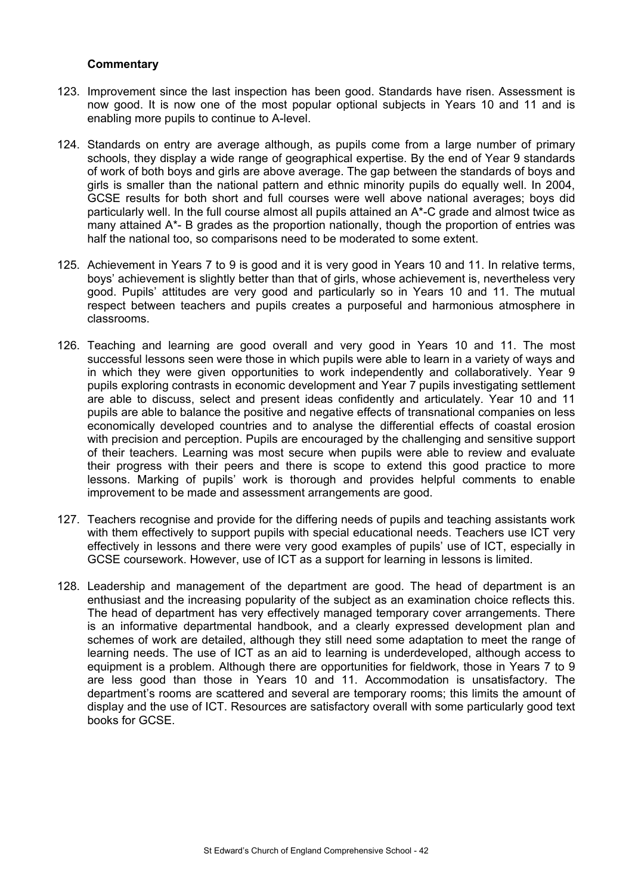**Commentary**

123. Improvement since the last inspection has been good. Standards have risen. Assessment is now good. It is now one of the most popular optional subjects in Years 10 and 11 and is enabling more pupils to continue to A-level.

124. Standards on entry are average although, as pupils come from a large number of primary schools, they display a wide range of geographical expertise. By the end of Year 9 standards of work of both boys and girls are above average. The gap between the standards of boys and girls is smaller than the national pattern and ethnic minority pupils do equally well. In 2004, GCSE results for both short and full courses were well above national averages; boys did particularly well. In the full course almost all pupils attained an A*-C grade and almost twice as many attained A*- B grades as the proportion nationally, though the proportion of entries was half the national too, so comparisons need to be moderated to some extent.

125. Achievement in Years 7 to 9 is good and it is very good in Years 10 and 11. In relative terms, boys' achievement is slightly better than that of girls, whose achievement is, nevertheless very good. Pupils' attitudes are very good and particularly so in Years 10 and 11. The mutual respect between teachers and pupils creates a purposeful and harmonious atmosphere in classrooms.

126. Teaching and learning are good overall and very good in Years 10 and 11. The most successful lessons seen were those in which pupils were able to learn in a variety of ways and in which they were given opportunities to work independently and collaboratively. Year 9 pupils exploring contrasts in economic development and Year 7 pupils investigating settlement are able to discuss, select and present ideas confidently and articulately. Year 10 and 11 pupils are able to balance the positive and negative effects of transnational companies on less economically developed countries and to analyse the differential effects of coastal erosion with precision and perception. Pupils are encouraged by the challenging and sensitive support of their teachers. Learning was most secure when pupils were able to review and evaluate their progress with their peers and there is scope to extend this good practice to more lessons. Marking of pupils' work is thorough and provides helpful comments to enable improvement to be made and assessment arrangements are good.

127. Teachers recognise and provide for the differing needs of pupils and teaching assistants work with them effectively to support pupils with special educational needs. Teachers use ICT very effectively in lessons and there were very good examples of pupils' use of ICT, especially in GCSE coursework. However, use of ICT as a support for learning in lessons is limited.

128. Leadership and management of the department are good. The head of department is an enthusiast and the increasing popularity of the subject as an examination choice reflects this. The head of department has very effectively managed temporary cover arrangements. There is an informative departmental handbook, and a clearly expressed development plan and schemes of work are detailed, although they still need some adaptation to meet the range of learning needs. The use of ICT as an aid to learning is underdeveloped, although access to equipment is a problem. Although there are opportunities for fieldwork, those in Years 7 to 9 are less good than those in Years 10 and 11. Accommodation is unsatisfactory. The department's rooms are scattered and several are temporary rooms; this limits the amount of display and the use of ICT. Resources are satisfactory overall with some particularly good text books for GCSE.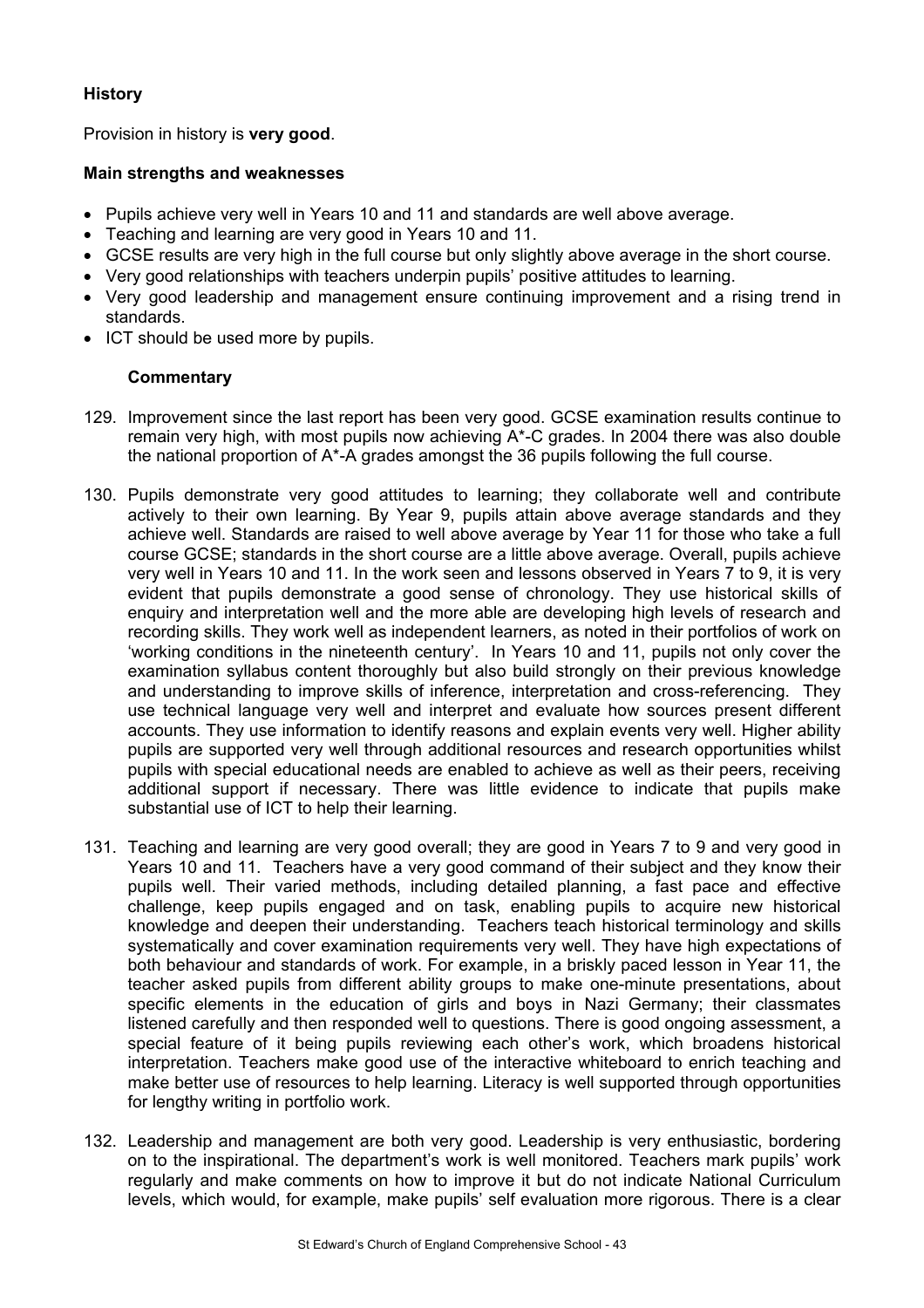### History

Provision in history is **very good**.

#### Main strengths and weaknesses

- Pupils achieve very well in Years 10 and 11 and standards are well above average.
- Teaching and learning are very good in Years 10 and 11.
- GCSE results are very high in the full course but only slightly above average in the short course.
- Very good relationships with teachers underpin pupils' positive attitudes to learning.
- Very good leadership and management ensure continuing improvement and a rising trend in standards.
- ICT should be used more by pupils.

#### Commentary

129. Improvement since the last report has been very good. GCSE examination results continue to remain very high, with most pupils now achieving A*-C grades. In 2004 there was also double the national proportion of A*-A grades amongst the 36 pupils following the full course.

130. Pupils demonstrate very good attitudes to learning; they collaborate well and contribute actively to their own learning. By Year 9, pupils attain above average standards and they achieve well. Standards are raised to well above average by Year 11 for those who take a full course GCSE; standards in the short course are a little above average. Overall, pupils achieve very well in Years 10 and 11. In the work seen and lessons observed in Years 7 to 9, it is very evident that pupils demonstrate a good sense of chronology. They use historical skills of enquiry and interpretation well and the more able are developing high levels of research and recording skills. They work well as independent learners, as noted in their portfolios of work on 'working conditions in the nineteenth century'. In Years 10 and 11, pupils not only cover the examination syllabus content thoroughly but also build strongly on their previous knowledge and understanding to improve skills of inference, interpretation and cross-referencing. They use technical language very well and interpret and evaluate how sources present different accounts. They use information to identify reasons and explain events very well. Higher ability pupils are supported very well through additional resources and research opportunities whilst pupils with special educational needs are enabled to achieve as well as their peers, receiving additional support if necessary. There was little evidence to indicate that pupils make substantial use of ICT to help their learning.

131. Teaching and learning are very good overall; they are good in Years 7 to 9 and very good in Years 10 and 11. Teachers have a very good command of their subject and they know their pupils well. Their varied methods, including detailed planning, a fast pace and effective challenge, keep pupils engaged and on task, enabling pupils to acquire new historical knowledge and deepen their understanding. Teachers teach historical terminology and skills systematically and cover examination requirements very well. They have high expectations of both behaviour and standards of work. For example, in a briskly paced lesson in Year 11, the teacher asked pupils from different ability groups to make one-minute presentations, about specific elements in the education of girls and boys in Nazi Germany; their classmates listened carefully and then responded well to questions. There is good ongoing assessment, a special feature of it being pupils reviewing each other's work, which broadens historical interpretation. Teachers make good use of the interactive whiteboard to enrich teaching and make better use of resources to help learning. Literacy is well supported through opportunities for lengthy writing in portfolio work.

132. Leadership and management are both very good. Leadership is very enthusiastic, bordering on to the inspirational. The department's work is well monitored. Teachers mark pupils' work regularly and make comments on how to improve it but do not indicate National Curriculum levels, which would, for example, make pupils' self evaluation more rigorous. There is a clear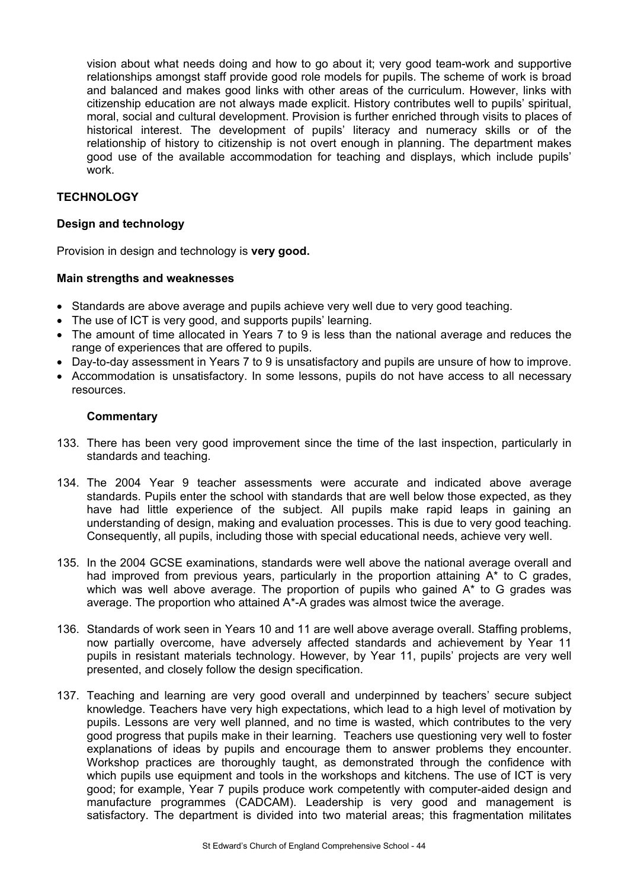vision about what needs doing and how to go about it; very good team-work and supportive relationships amongst staff provide good role models for pupils. The scheme of work is broad and balanced and makes good links with other areas of the curriculum. However, links with citizenship education are not always made explicit. History contributes well to pupils' spiritual, moral, social and cultural development. Provision is further enriched through visits to places of historical interest. The development of pupils' literacy and numeracy skills or of the relationship of history to citizenship is not overt enough in planning. The department makes good use of the available accommodation for teaching and displays, which include pupils' work.

## TECHNOLOGY

### Design and technology

Provision in design and technology is **very good.**

### Main strengths and weaknesses

- Standards are above average and pupils achieve very well due to very good teaching.
- The use of ICT is very good, and supports pupils' learning.
- The amount of time allocated in Years 7 to 9 is less than the national average and reduces the range of experiences that are offered to pupils.
- Day-to-day assessment in Years 7 to 9 is unsatisfactory and pupils are unsure of how to improve.
- Accommodation is unsatisfactory. In some lessons, pupils do not have access to all necessary resources.

#### Commentary

133. There has been very good improvement since the time of the last inspection, particularly in standards and teaching.

134. The 2004 Year 9 teacher assessments were accurate and indicated above average standards. Pupils enter the school with standards that are well below those expected, as they have had little experience of the subject. All pupils make rapid leaps in gaining an understanding of design, making and evaluation processes. This is due to very good teaching. Consequently, all pupils, including those with special educational needs, achieve very well.

135. In the 2004 GCSE examinations, standards were well above the national average overall and had improved from previous years, particularly in the proportion attaining A* to C grades, which was well above average. The proportion of pupils who gained A* to G grades was average. The proportion who attained A*-A grades was almost twice the average.

136. Standards of work seen in Years 10 and 11 are well above average overall. Staffing problems, now partially overcome, have adversely affected standards and achievement by Year 11 pupils in resistant materials technology. However, by Year 11, pupils' projects are very well presented, and closely follow the design specification.

137. Teaching and learning are very good overall and underpinned by teachers' secure subject knowledge. Teachers have very high expectations, which lead to a high level of motivation by pupils. Lessons are very well planned, and no time is wasted, which contributes to the very good progress that pupils make in their learning. Teachers use questioning very well to foster explanations of ideas by pupils and encourage them to answer problems they encounter. Workshop practices are thoroughly taught, as demonstrated through the confidence with which pupils use equipment and tools in the workshops and kitchens. The use of ICT is very good; for example, Year 7 pupils produce work competently with computer-aided design and manufacture programmes (CADCAM). Leadership is very good and management is satisfactory. The department is divided into two material areas; this fragmentation militates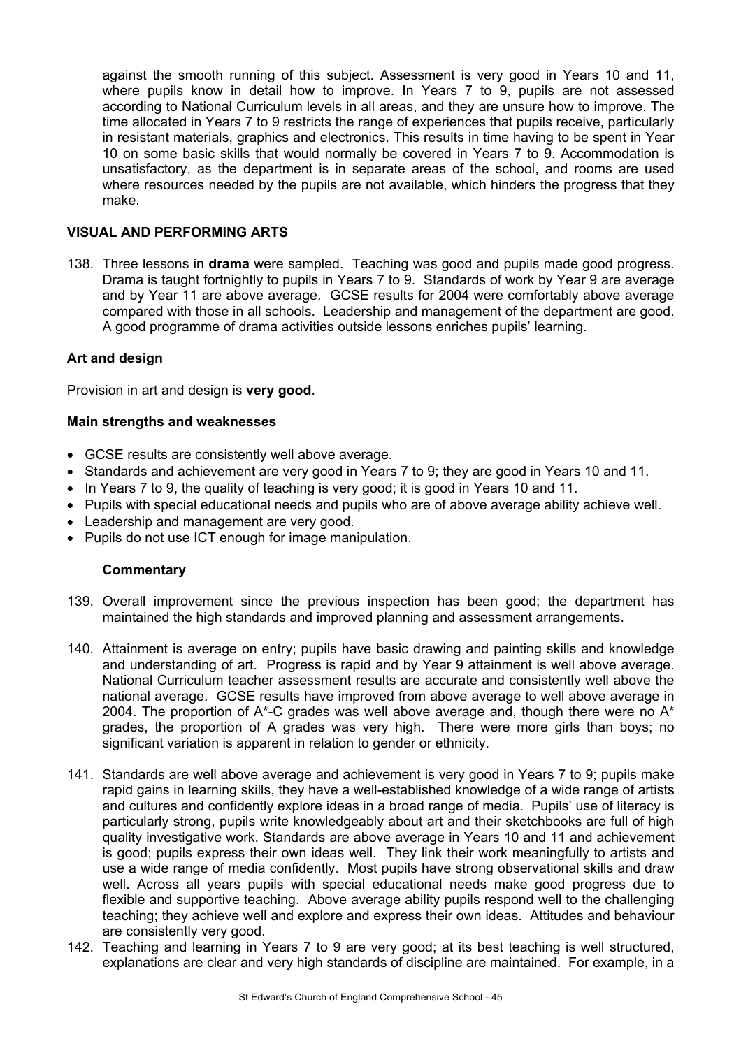against the smooth running of this subject. Assessment is very good in Years 10 and 11, where pupils know in detail how to improve. In Years 7 to 9, pupils are not assessed according to National Curriculum levels in all areas, and they are unsure how to improve. The time allocated in Years 7 to 9 restricts the range of experiences that pupils receive, particularly in resistant materials, graphics and electronics. This results in time having to be spent in Year 10 on some basic skills that would normally be covered in Years 7 to 9. Accommodation is unsatisfactory, as the department is in separate areas of the school, and rooms are used where resources needed by the pupils are not available, which hinders the progress that they make.

## VISUAL AND PERFORMING ARTS

138. Three lessons in **drama** were sampled. Teaching was good and pupils made good progress. Drama is taught fortnightly to pupils in Years 7 to 9. Standards of work by Year 9 are average and by Year 11 are above average. GCSE results for 2004 were comfortably above average compared with those in all schools. Leadership and management of the department are good. A good programme of drama activities outside lessons enriches pupils' learning.

### Art and design

Provision in art and design is **very good**.

#### Main strengths and weaknesses

- GCSE results are consistently well above average.
- Standards and achievement are very good in Years 7 to 9; they are good in Years 10 and 11.
- In Years 7 to 9, the quality of teaching is very good; it is good in Years 10 and 11.
- Pupils with special educational needs and pupils who are of above average ability achieve well.
- Leadership and management are very good.
- Pupils do not use ICT enough for image manipulation.

#### Commentary

139. Overall improvement since the previous inspection has been good; the department has maintained the high standards and improved planning and assessment arrangements.

140. Attainment is average on entry; pupils have basic drawing and painting skills and knowledge and understanding of art. Progress is rapid and by Year 9 attainment is well above average. National Curriculum teacher assessment results are accurate and consistently well above the national average. GCSE results have improved from above average to well above average in 2004. The proportion of A*-C grades was well above average and, though there were no A* grades, the proportion of A grades was very high. There were more girls than boys; no significant variation is apparent in relation to gender or ethnicity.

141. Standards are well above average and achievement is very good in Years 7 to 9; pupils make rapid gains in learning skills, they have a well-established knowledge of a wide range of artists and cultures and confidently explore ideas in a broad range of media. Pupils' use of literacy is particularly strong, pupils write knowledgeably about art and their sketchbooks are full of high quality investigative work. Standards are above average in Years 10 and 11 and achievement is good; pupils express their own ideas well. They link their work meaningfully to artists and use a wide range of media confidently. Most pupils have strong observational skills and draw well. Across all years pupils with special educational needs make good progress due to flexible and supportive teaching. Above average ability pupils respond well to the challenging teaching; they achieve well and explore and express their own ideas. Attitudes and behaviour are consistently very good.

142. Teaching and learning in Years 7 to 9 are very good; at its best teaching is well structured, explanations are clear and very high standards of discipline are maintained. For example, in a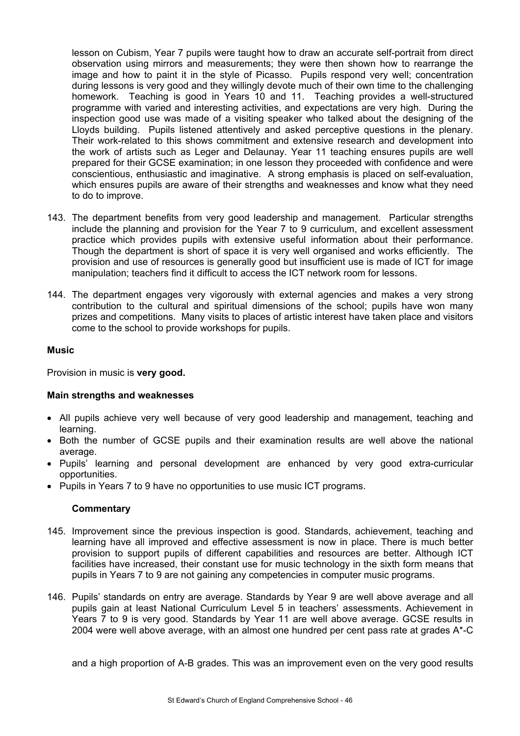lesson on Cubism, Year 7 pupils were taught how to draw an accurate self-portrait from direct observation using mirrors and measurements; they were then shown how to rearrange the image and how to paint it in the style of Picasso. Pupils respond very well; concentration during lessons is very good and they willingly devote much of their own time to the challenging homework. Teaching is good in Years 10 and 11. Teaching provides a well-structured programme with varied and interesting activities, and expectations are very high. During the inspection good use was made of a visiting speaker who talked about the designing of the Lloyds building. Pupils listened attentively and asked perceptive questions in the plenary. Their work-related to this shows commitment and extensive research and development into the work of artists such as Leger and Delaunay. Year 11 teaching ensures pupils are well prepared for their GCSE examination; in one lesson they proceeded with confidence and were conscientious, enthusiastic and imaginative. A strong emphasis is placed on self-evaluation, which ensures pupils are aware of their strengths and weaknesses and know what they need to do to improve.

143. The department benefits from very good leadership and management. Particular strengths include the planning and provision for the Year 7 to 9 curriculum, and excellent assessment practice which provides pupils with extensive useful information about their performance. Though the department is short of space it is very well organised and works efficiently. The provision and use of resources is generally good but insufficient use is made of ICT for image manipulation; teachers find it difficult to access the ICT network room for lessons.

144. The department engages very vigorously with external agencies and makes a very strong contribution to the cultural and spiritual dimensions of the school; pupils have won many prizes and competitions. Many visits to places of artistic interest have taken place and visitors come to the school to provide workshops for pupils.

**Music**

Provision in music is **very good.**

**Main strengths and weaknesses**

- All pupils achieve very well because of very good leadership and management, teaching and learning.
- Both the number of GCSE pupils and their examination results are well above the national average.
- Pupils' learning and personal development are enhanced by very good extra-curricular opportunities.
- Pupils in Years 7 to 9 have no opportunities to use music ICT programs.

**Commentary**

145. Improvement since the previous inspection is good. Standards, achievement, teaching and learning have all improved and effective assessment is now in place. There is much better provision to support pupils of different capabilities and resources are better. Although ICT facilities have increased, their constant use for music technology in the sixth form means that pupils in Years 7 to 9 are not gaining any competencies in computer music programs.

146. Pupils' standards on entry are average. Standards by Year 9 are well above average and all pupils gain at least National Curriculum Level 5 in teachers' assessments. Achievement in Years 7 to 9 is very good. Standards by Year 11 are well above average. GCSE results in 2004 were well above average, with an almost one hundred per cent pass rate at grades A*-C and a high proportion of A-B grades. This was an improvement even on the very good results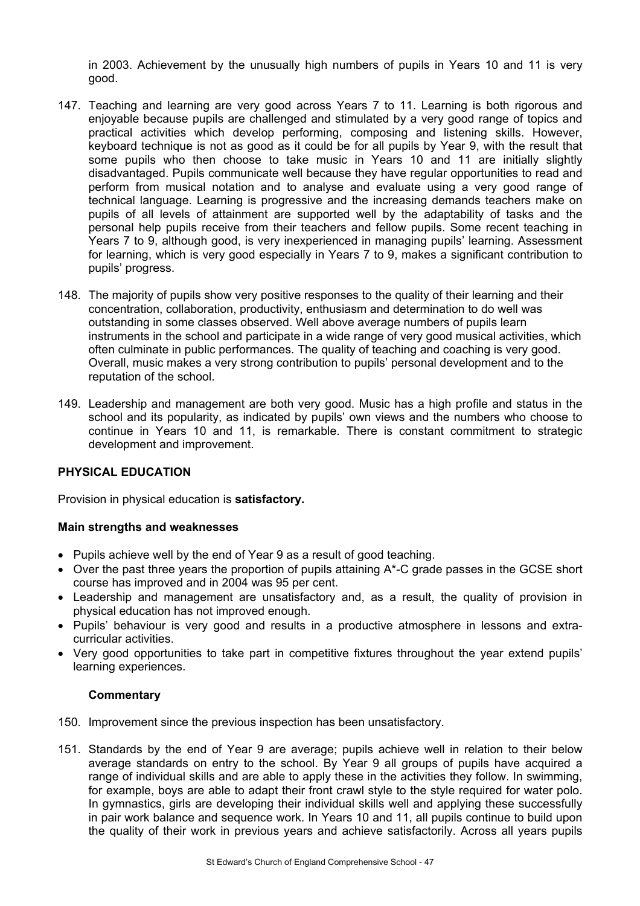in 2003. Achievement by the unusually high numbers of pupils in Years 10 and 11 is very good.

147. Teaching and learning are very good across Years 7 to 11. Learning is both rigorous and enjoyable because pupils are challenged and stimulated by a very good range of topics and practical activities which develop performing, composing and listening skills. However, keyboard technique is not as good as it could be for all pupils by Year 9, with the result that some pupils who then choose to take music in Years 10 and 11 are initially slightly disadvantaged. Pupils communicate well because they have regular opportunities to read and perform from musical notation and to analyse and evaluate using a very good range of technical language. Learning is progressive and the increasing demands teachers make on pupils of all levels of attainment are supported well by the adaptability of tasks and the personal help pupils receive from their teachers and fellow pupils. Some recent teaching in Years 7 to 9, although good, is very inexperienced in managing pupils' learning. Assessment for learning, which is very good especially in Years 7 to 9, makes a significant contribution to pupils' progress.

148. The majority of pupils show very positive responses to the quality of their learning and their concentration, collaboration, productivity, enthusiasm and determination to do well was outstanding in some classes observed. Well above average numbers of pupils learn instruments in the school and participate in a wide range of very good musical activities, which often culminate in public performances. The quality of teaching and coaching is very good. Overall, music makes a very strong contribution to pupils' personal development and to the reputation of the school.

149. Leadership and management are both very good. Music has a high profile and status in the school and its popularity, as indicated by pupils' own views and the numbers who choose to continue in Years 10 and 11, is remarkable. There is constant commitment to strategic development and improvement.

## PHYSICAL EDUCATION

Provision in physical education is **satisfactory.**

### Main strengths and weaknesses

- Pupils achieve well by the end of Year 9 as a result of good teaching.
- Over the past three years the proportion of pupils attaining A*-C grade passes in the GCSE short course has improved and in 2004 was 95 per cent.
- Leadership and management are unsatisfactory and, as a result, the quality of provision in physical education has not improved enough.
- Pupils' behaviour is very good and results in a productive atmosphere in lessons and extra-curricular activities.
- Very good opportunities to take part in competitive fixtures throughout the year extend pupils' learning experiences.

### Commentary

150. Improvement since the previous inspection has been unsatisfactory.

151. Standards by the end of Year 9 are average; pupils achieve well in relation to their below average standards on entry to the school. By Year 9 all groups of pupils have acquired a range of individual skills and are able to apply these in the activities they follow. In swimming, for example, boys are able to adapt their front crawl style to the style required for water polo. In gymnastics, girls are developing their individual skills well and applying these successfully in pair work balance and sequence work. In Years 10 and 11, all pupils continue to build upon the quality of their work in previous years and achieve satisfactorily. Across all years pupils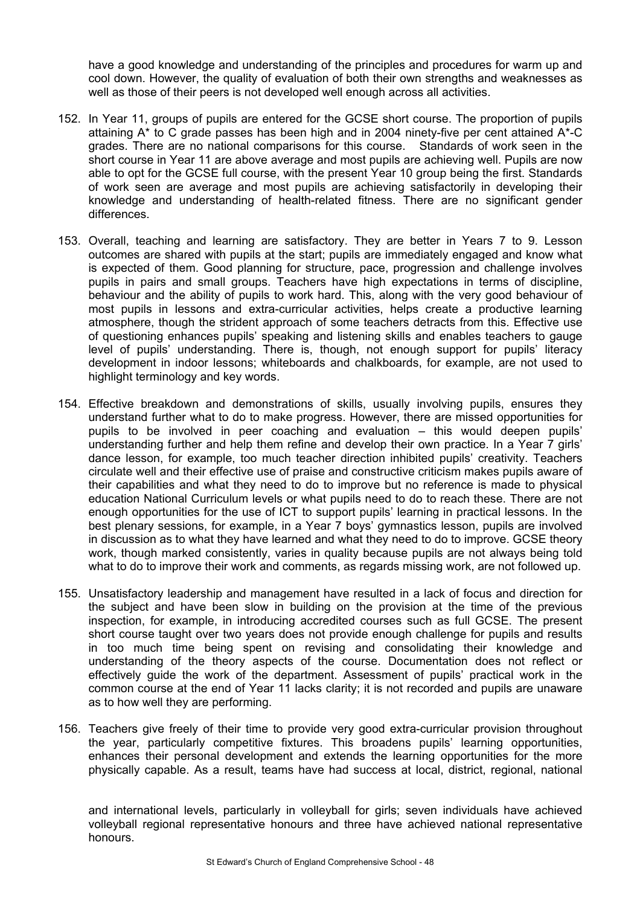have a good knowledge and understanding of the principles and procedures for warm up and cool down. However, the quality of evaluation of both their own strengths and weaknesses as well as those of their peers is not developed well enough across all activities.

152. In Year 11, groups of pupils are entered for the GCSE short course. The proportion of pupils attaining A* to C grade passes has been high and in 2004 ninety-five per cent attained A*-C grades. There are no national comparisons for this course. Standards of work seen in the short course in Year 11 are above average and most pupils are achieving well. Pupils are now able to opt for the GCSE full course, with the present Year 10 group being the first. Standards of work seen are average and most pupils are achieving satisfactorily in developing their knowledge and understanding of health-related fitness. There are no significant gender differences.

153. Overall, teaching and learning are satisfactory. They are better in Years 7 to 9. Lesson outcomes are shared with pupils at the start; pupils are immediately engaged and know what is expected of them. Good planning for structure, pace, progression and challenge involves pupils in pairs and small groups. Teachers have high expectations in terms of discipline, behaviour and the ability of pupils to work hard. This, along with the very good behaviour of most pupils in lessons and extra-curricular activities, helps create a productive learning atmosphere, though the strident approach of some teachers detracts from this. Effective use of questioning enhances pupils' speaking and listening skills and enables teachers to gauge level of pupils' understanding. There is, though, not enough support for pupils' literacy development in indoor lessons; whiteboards and chalkboards, for example, are not used to highlight terminology and key words.

154. Effective breakdown and demonstrations of skills, usually involving pupils, ensures they understand further what to do to make progress. However, there are missed opportunities for pupils to be involved in peer coaching and evaluation – this would deepen pupils' understanding further and help them refine and develop their own practice. In a Year 7 girls' dance lesson, for example, too much teacher direction inhibited pupils' creativity. Teachers circulate well and their effective use of praise and constructive criticism makes pupils aware of their capabilities and what they need to do to improve but no reference is made to physical education National Curriculum levels or what pupils need to do to reach these. There are not enough opportunities for the use of ICT to support pupils' learning in practical lessons. In the best plenary sessions, for example, in a Year 7 boys' gymnastics lesson, pupils are involved in discussion as to what they have learned and what they need to do to improve. GCSE theory work, though marked consistently, varies in quality because pupils are not always being told what to do to improve their work and comments, as regards missing work, are not followed up.

155. Unsatisfactory leadership and management have resulted in a lack of focus and direction for the subject and have been slow in building on the provision at the time of the previous inspection, for example, in introducing accredited courses such as full GCSE. The present short course taught over two years does not provide enough challenge for pupils and results in too much time being spent on revising and consolidating their knowledge and understanding of the theory aspects of the course. Documentation does not reflect or effectively guide the work of the department. Assessment of pupils' practical work in the common course at the end of Year 11 lacks clarity; it is not recorded and pupils are unaware as to how well they are performing.

156. Teachers give freely of their time to provide very good extra-curricular provision throughout the year, particularly competitive fixtures. This broadens pupils' learning opportunities, enhances their personal development and extends the learning opportunities for the more physically capable. As a result, teams have had success at local, district, regional, national and international levels, particularly in volleyball for girls; seven individuals have achieved volleyball regional representative honours and three have achieved national representative honours.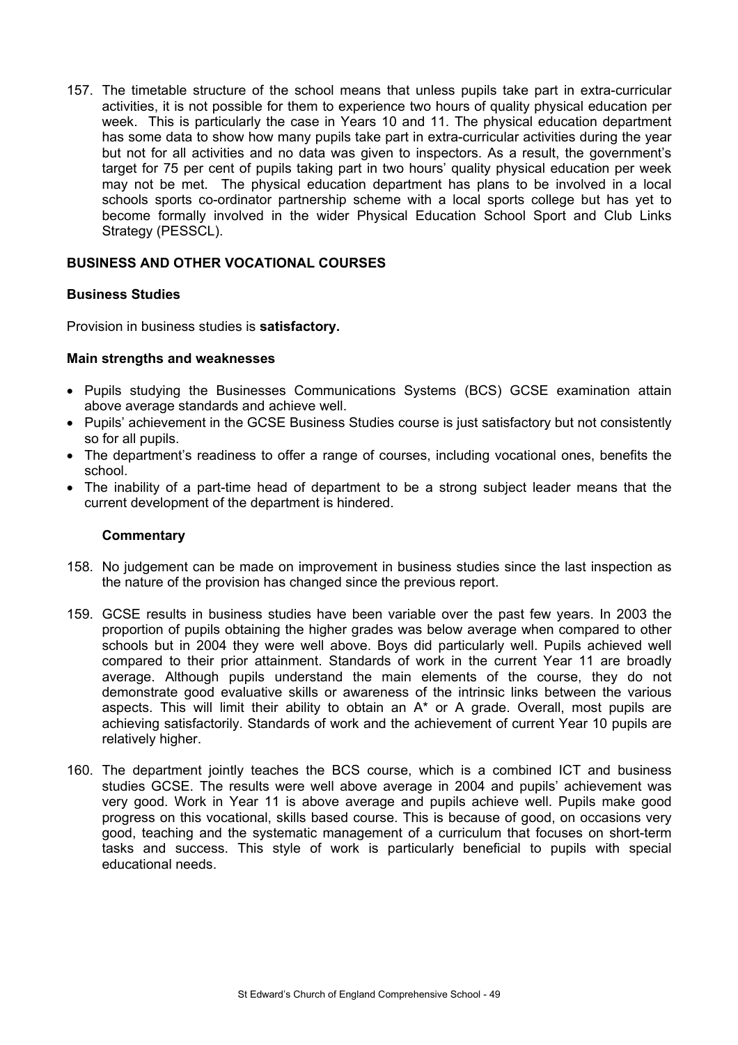157. The timetable structure of the school means that unless pupils take part in extra-curricular activities, it is not possible for them to experience two hours of quality physical education per week. This is particularly the case in Years 10 and 11. The physical education department has some data to show how many pupils take part in extra-curricular activities during the year but not for all activities and no data was given to inspectors. As a result, the government's target for 75 per cent of pupils taking part in two hours' quality physical education per week may not be met. The physical education department has plans to be involved in a local schools sports co-ordinator partnership scheme with a local sports college but has yet to become formally involved in the wider Physical Education School Sport and Club Links Strategy (PESSCL).

## BUSINESS AND OTHER VOCATIONAL COURSES

### Business Studies

Provision in business studies is **satisfactory.**

#### Main strengths and weaknesses

- Pupils studying the Businesses Communications Systems (BCS) GCSE examination attain above average standards and achieve well.
- Pupils' achievement in the GCSE Business Studies course is just satisfactory but not consistently so for all pupils.
- The department's readiness to offer a range of courses, including vocational ones, benefits the school.
- The inability of a part-time head of department to be a strong subject leader means that the current development of the department is hindered.

#### Commentary

158. No judgement can be made on improvement in business studies since the last inspection as the nature of the provision has changed since the previous report.

159. GCSE results in business studies have been variable over the past few years. In 2003 the proportion of pupils obtaining the higher grades was below average when compared to other schools but in 2004 they were well above. Boys did particularly well. Pupils achieved well compared to their prior attainment. Standards of work in the current Year 11 are broadly average. Although pupils understand the main elements of the course, they do not demonstrate good evaluative skills or awareness of the intrinsic links between the various aspects. This will limit their ability to obtain an A* or A grade. Overall, most pupils are achieving satisfactorily. Standards of work and the achievement of current Year 10 pupils are relatively higher.

160. The department jointly teaches the BCS course, which is a combined ICT and business studies GCSE. The results were well above average in 2004 and pupils' achievement was very good. Work in Year 11 is above average and pupils achieve well. Pupils make good progress on this vocational, skills based course. This is because of good, on occasions very good, teaching and the systematic management of a curriculum that focuses on short-term tasks and success. This style of work is particularly beneficial to pupils with special educational needs.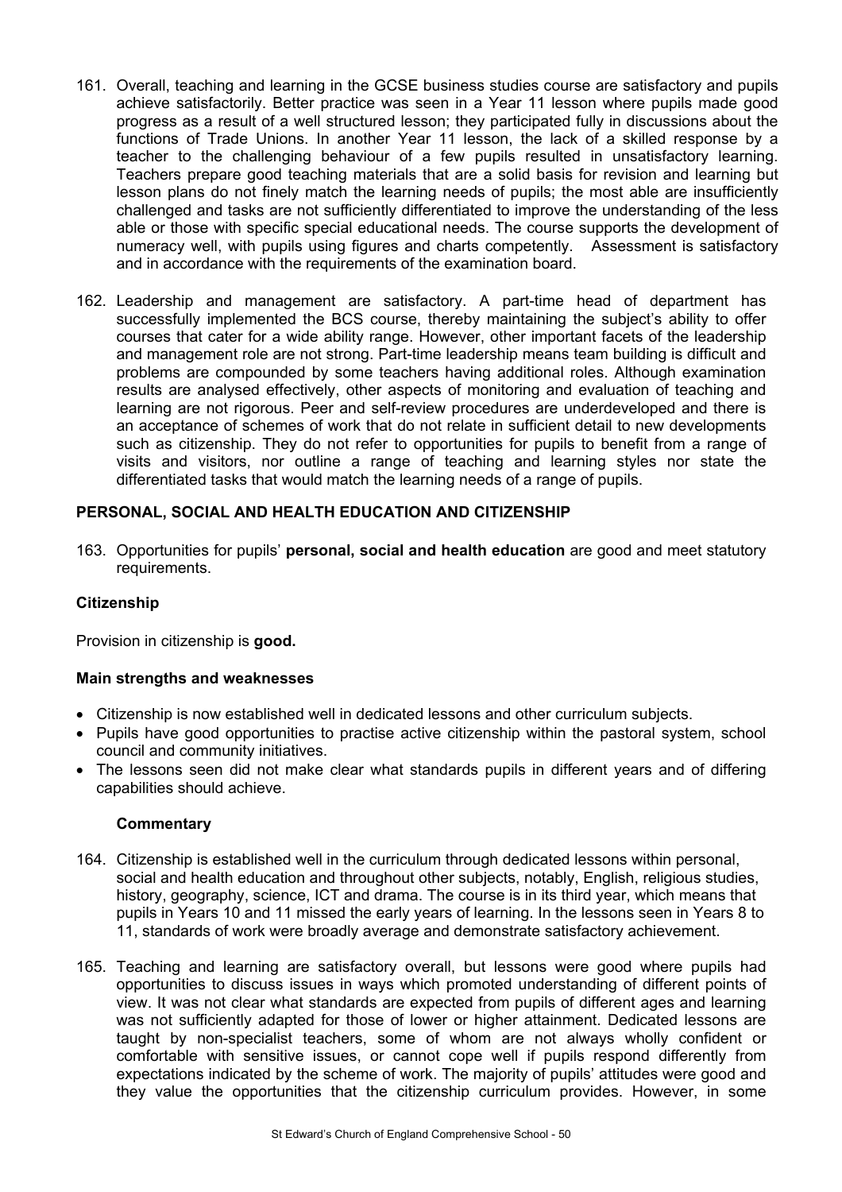161. Overall, teaching and learning in the GCSE business studies course are satisfactory and pupils achieve satisfactorily. Better practice was seen in a Year 11 lesson where pupils made good progress as a result of a well structured lesson; they participated fully in discussions about the functions of Trade Unions. In another Year 11 lesson, the lack of a skilled response by a teacher to the challenging behaviour of a few pupils resulted in unsatisfactory learning. Teachers prepare good teaching materials that are a solid basis for revision and learning but lesson plans do not finely match the learning needs of pupils; the most able are insufficiently challenged and tasks are not sufficiently differentiated to improve the understanding of the less able or those with specific special educational needs. The course supports the development of numeracy well, with pupils using figures and charts competently. Assessment is satisfactory and in accordance with the requirements of the examination board.

162. Leadership and management are satisfactory. A part-time head of department has successfully implemented the BCS course, thereby maintaining the subject's ability to offer courses that cater for a wide ability range. However, other important facets of the leadership and management role are not strong. Part-time leadership means team building is difficult and problems are compounded by some teachers having additional roles. Although examination results are analysed effectively, other aspects of monitoring and evaluation of teaching and learning are not rigorous. Peer and self-review procedures are underdeveloped and there is an acceptance of schemes of work that do not relate in sufficient detail to new developments such as citizenship. They do not refer to opportunities for pupils to benefit from a range of visits and visitors, nor outline a range of teaching and learning styles nor state the differentiated tasks that would match the learning needs of a range of pupils.

## PERSONAL, SOCIAL AND HEALTH EDUCATION AND CITIZENSHIP

163. Opportunities for pupils' **personal, social and health education** are good and meet statutory requirements.

### Citizenship

Provision in citizenship is **good.**

### Main strengths and weaknesses

- Citizenship is now established well in dedicated lessons and other curriculum subjects.
- Pupils have good opportunities to practise active citizenship within the pastoral system, school council and community initiatives.
- The lessons seen did not make clear what standards pupils in different years and of differing capabilities should achieve.

#### Commentary

164. Citizenship is established well in the curriculum through dedicated lessons within personal, social and health education and throughout other subjects, notably, English, religious studies, history, geography, science, ICT and drama. The course is in its third year, which means that pupils in Years 10 and 11 missed the early years of learning. In the lessons seen in Years 8 to 11, standards of work were broadly average and demonstrate satisfactory achievement.

165. Teaching and learning are satisfactory overall, but lessons were good where pupils had opportunities to discuss issues in ways which promoted understanding of different points of view. It was not clear what standards are expected from pupils of different ages and learning was not sufficiently adapted for those of lower or higher attainment. Dedicated lessons are taught by non-specialist teachers, some of whom are not always wholly confident or comfortable with sensitive issues, or cannot cope well if pupils respond differently from expectations indicated by the scheme of work. The majority of pupils' attitudes were good and they value the opportunities that the citizenship curriculum provides. However, in some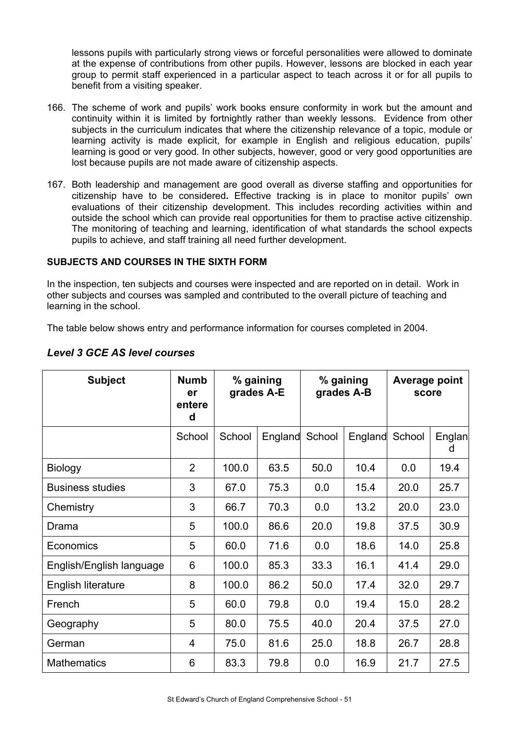lessons pupils with particularly strong views or forceful personalities were allowed to dominate at the expense of contributions from other pupils. However, lessons are blocked in each year group to permit staff experienced in a particular aspect to teach across it or for all pupils to benefit from a visiting speaker.

166. The scheme of work and pupils' work books ensure conformity in work but the amount and continuity within it is limited by fortnightly rather than weekly lessons. Evidence from other subjects in the curriculum indicates that where the citizenship relevance of a topic, module or learning activity is made explicit, for example in English and religious education, pupils' learning is good or very good. In other subjects, however, good or very good opportunities are lost because pupils are not made aware of citizenship aspects.

167. Both leadership and management are good overall as diverse staffing and opportunities for citizenship have to be considered**.** Effective tracking is in place to monitor pupils' own evaluations of their citizenship development. This includes recording activities within and outside the school which can provide real opportunities for them to practise active citizenship. The monitoring of teaching and learning, identification of what standards the school expects pupils to achieve, and staff training all need further development.

**SUBJECTS AND COURSES IN THE SIXTH FORM**

In the inspection, ten subjects and courses were inspected and are reported on in detail. Work in other subjects and courses was sampled and contributed to the overall picture of teaching and learning in the school.

The table below shows entry and performance information for courses completed in 2004.

### *Level 3 GCE AS level courses*

| Subject | Number entered | % gaining grades A-E | | % gaining grades A-B | | Average point score | |
|---|---|---|---|---|---|---|---|
| | School | School | England | School | England | School | England |
| Biology | 2 | 100.0 | 63.5 | 50.0 | 10.4 | 0.0 | 19.4 |
| Business studies | 3 | 67.0 | 75.3 | 0.0 | 15.4 | 20.0 | 25.7 |
| Chemistry | 3 | 66.7 | 70.3 | 0.0 | 13.2 | 20.0 | 23.0 |
| Drama | 5 | 100.0 | 86.6 | 20.0 | 19.8 | 37.5 | 30.9 |
| Economics | 5 | 60.0 | 71.6 | 0.0 | 18.6 | 14.0 | 25.8 |
| English/English language | 6 | 100.0 | 85.3 | 33.3 | 16.1 | 41.4 | 29.0 |
| English literature | 8 | 100.0 | 86.2 | 50.0 | 17.4 | 32.0 | 29.7 |
| French | 5 | 60.0 | 79.8 | 0.0 | 19.4 | 15.0 | 28.2 |
| Geography | 5 | 80.0 | 75.5 | 40.0 | 20.4 | 37.5 | 27.0 |
| German | 4 | 75.0 | 81.6 | 25.0 | 18.8 | 26.7 | 28.8 |
| Mathematics | 6 | 83.3 | 79.8 | 0.0 | 16.9 | 21.7 | 27.5 |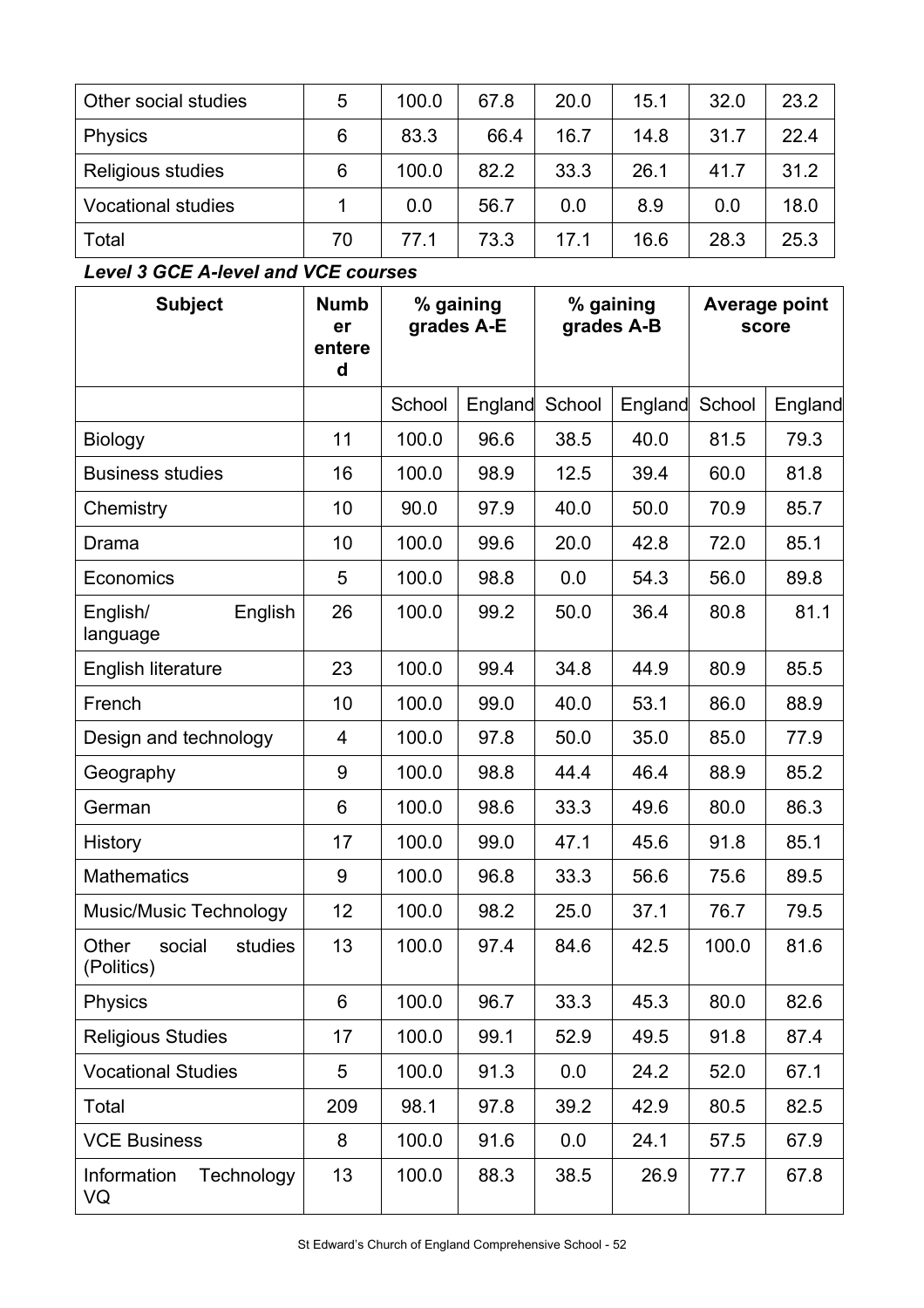| Other social studies | 5 | 100.0 | 67.8 | 20.0 | 15.1 | 32.0 | 23.2 |
|---|---|---|---|---|---|---|---|
| Physics | 6 | 83.3 | 66.4 | 16.7 | 14.8 | 31.7 | 22.4 |
| Religious studies | 6 | 100.0 | 82.2 | 33.3 | 26.1 | 41.7 | 31.2 |
| Vocational studies | 1 | 0.0 | 56.7 | 0.0 | 8.9 | 0.0 | 18.0 |
| Total | 70 | 77.1 | 73.3 | 17.1 | 16.6 | 28.3 | 25.3 |

***Level 3 GCE A-level and VCE courses***

| Subject | Number entered | % gaining grades A-E | | % gaining grades A-B | | Average point score | |
|---|---|---|---|---|---|---|---|
| | | School | England | School | England | School | England |
| Biology | 11 | 100.0 | 96.6 | 38.5 | 40.0 | 81.5 | 79.3 |
| Business studies | 16 | 100.0 | 98.9 | 12.5 | 39.4 | 60.0 | 81.8 |
| Chemistry | 10 | 90.0 | 97.9 | 40.0 | 50.0 | 70.9 | 85.7 |
| Drama | 10 | 100.0 | 99.6 | 20.0 | 42.8 | 72.0 | 85.1 |
| Economics | 5 | 100.0 | 98.8 | 0.0 | 54.3 | 56.0 | 89.8 |
| English/ English language | 26 | 100.0 | 99.2 | 50.0 | 36.4 | 80.8 | 81.1 |
| English literature | 23 | 100.0 | 99.4 | 34.8 | 44.9 | 80.9 | 85.5 |
| French | 10 | 100.0 | 99.0 | 40.0 | 53.1 | 86.0 | 88.9 |
| Design and technology | 4 | 100.0 | 97.8 | 50.0 | 35.0 | 85.0 | 77.9 |
| Geography | 9 | 100.0 | 98.8 | 44.4 | 46.4 | 88.9 | 85.2 |
| German | 6 | 100.0 | 98.6 | 33.3 | 49.6 | 80.0 | 86.3 |
| History | 17 | 100.0 | 99.0 | 47.1 | 45.6 | 91.8 | 85.1 |
| Mathematics | 9 | 100.0 | 96.8 | 33.3 | 56.6 | 75.6 | 89.5 |
| Music/Music Technology | 12 | 100.0 | 98.2 | 25.0 | 37.1 | 76.7 | 79.5 |
| Other social studies (Politics) | 13 | 100.0 | 97.4 | 84.6 | 42.5 | 100.0 | 81.6 |
| Physics | 6 | 100.0 | 96.7 | 33.3 | 45.3 | 80.0 | 82.6 |
| Religious Studies | 17 | 100.0 | 99.1 | 52.9 | 49.5 | 91.8 | 87.4 |
| Vocational Studies | 5 | 100.0 | 91.3 | 0.0 | 24.2 | 52.0 | 67.1 |
| Total | 209 | 98.1 | 97.8 | 39.2 | 42.9 | 80.5 | 82.5 |
| VCE Business | 8 | 100.0 | 91.6 | 0.0 | 24.1 | 57.5 | 67.9 |
| Information Technology VQ | 13 | 100.0 | 88.3 | 38.5 | 26.9 | 77.7 | 67.8 |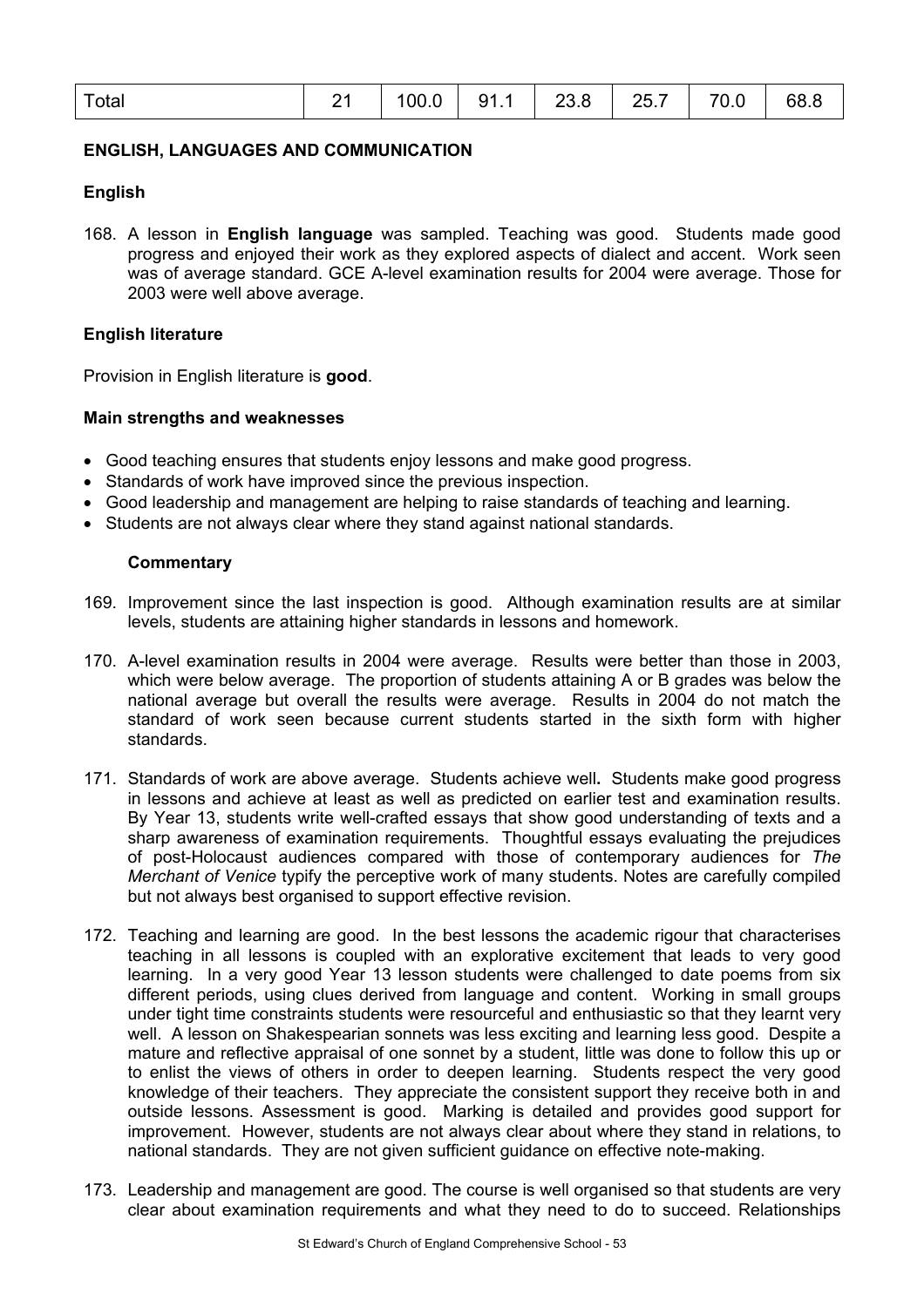| Total | 21 | 100.0 | 91.1 | 23.8 | 25.7 | 70.0 | 68.8 |
|---|---|---|---|---|---|---|---|

**ENGLISH, LANGUAGES AND COMMUNICATION**

**English**

168. A lesson in **English language** was sampled. Teaching was good. Students made good progress and enjoyed their work as they explored aspects of dialect and accent. Work seen was of average standard. GCE A-level examination results for 2004 were average. Those for 2003 were well above average.

**English literature**

Provision in English literature is **good**.

**Main strengths and weaknesses**

- Good teaching ensures that students enjoy lessons and make good progress.
- Standards of work have improved since the previous inspection.
- Good leadership and management are helping to raise standards of teaching and learning.
- Students are not always clear where they stand against national standards.

**Commentary**

169. Improvement since the last inspection is good. Although examination results are at similar levels, students are attaining higher standards in lessons and homework.

170. A-level examination results in 2004 were average. Results were better than those in 2003, which were below average. The proportion of students attaining A or B grades was below the national average but overall the results were average. Results in 2004 do not match the standard of work seen because current students started in the sixth form with higher standards.

171. Standards of work are above average. Students achieve well**.** Students make good progress in lessons and achieve at least as well as predicted on earlier test and examination results. By Year 13, students write well-crafted essays that show good understanding of texts and a sharp awareness of examination requirements. Thoughtful essays evaluating the prejudices of post-Holocaust audiences compared with those of contemporary audiences for *The Merchant of Venice* typify the perceptive work of many students. Notes are carefully compiled but not always best organised to support effective revision.

172. Teaching and learning are good. In the best lessons the academic rigour that characterises teaching in all lessons is coupled with an explorative excitement that leads to very good learning. In a very good Year 13 lesson students were challenged to date poems from six different periods, using clues derived from language and content. Working in small groups under tight time constraints students were resourceful and enthusiastic so that they learnt very well. A lesson on Shakespearian sonnets was less exciting and learning less good. Despite a mature and reflective appraisal of one sonnet by a student, little was done to follow this up or to enlist the views of others in order to deepen learning. Students respect the very good knowledge of their teachers. They appreciate the consistent support they receive both in and outside lessons. Assessment is good. Marking is detailed and provides good support for improvement. However, students are not always clear about where they stand in relations, to national standards. They are not given sufficient guidance on effective note-making.

173. Leadership and management are good. The course is well organised so that students are very clear about examination requirements and what they need to do to succeed. Relationships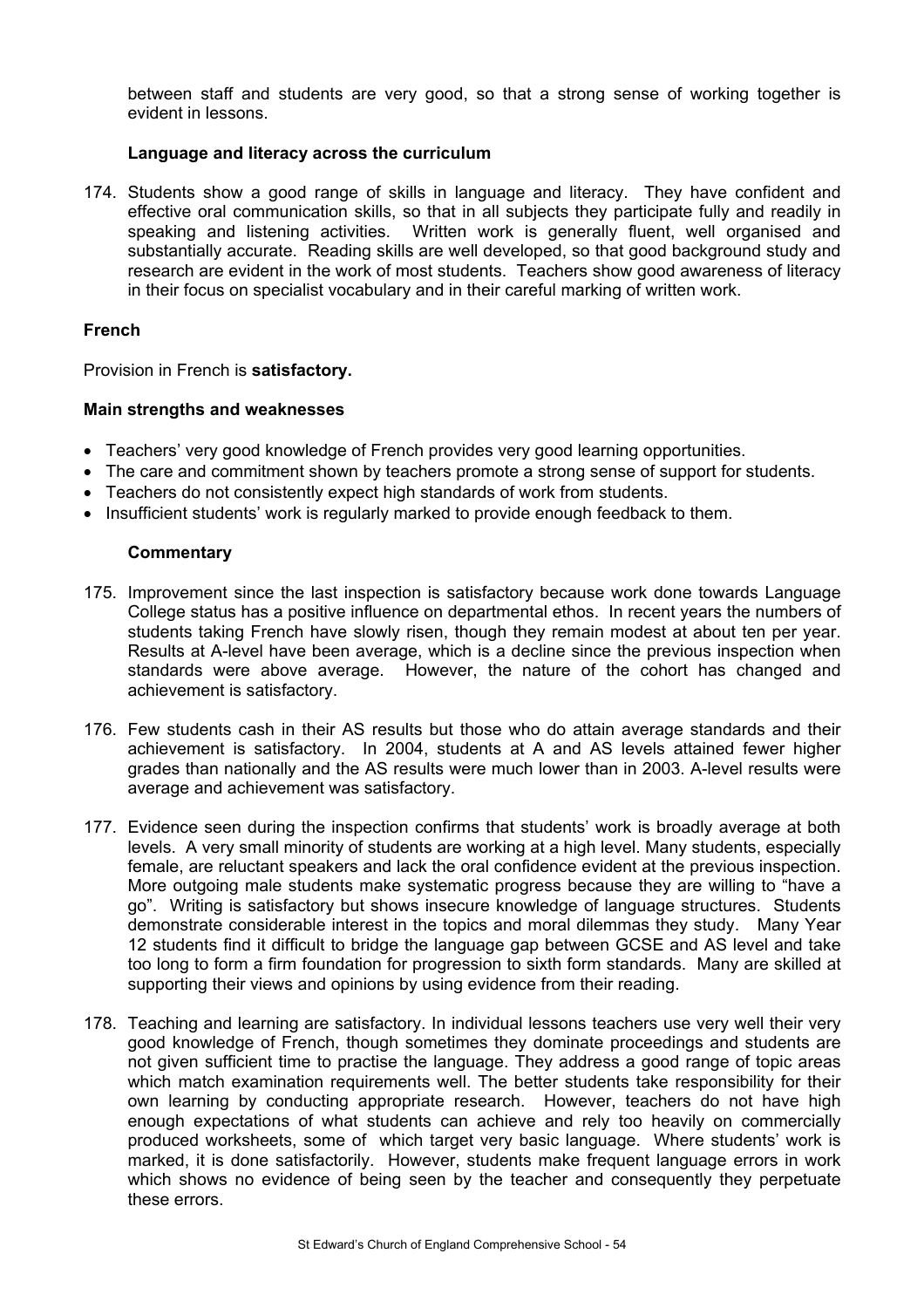between staff and students are very good, so that a strong sense of working together is evident in lessons.

### Language and literacy across the curriculum

174. Students show a good range of skills in language and literacy. They have confident and effective oral communication skills, so that in all subjects they participate fully and readily in speaking and listening activities. Written work is generally fluent, well organised and substantially accurate. Reading skills are well developed, so that good background study and research are evident in the work of most students. Teachers show good awareness of literacy in their focus on specialist vocabulary and in their careful marking of written work.

## French

Provision in French is **satisfactory.**

### Main strengths and weaknesses

- Teachers' very good knowledge of French provides very good learning opportunities.
- The care and commitment shown by teachers promote a strong sense of support for students.
- Teachers do not consistently expect high standards of work from students.
- Insufficient students' work is regularly marked to provide enough feedback to them.

### Commentary

175. Improvement since the last inspection is satisfactory because work done towards Language College status has a positive influence on departmental ethos. In recent years the numbers of students taking French have slowly risen, though they remain modest at about ten per year. Results at A-level have been average, which is a decline since the previous inspection when standards were above average. However, the nature of the cohort has changed and achievement is satisfactory.

176. Few students cash in their AS results but those who do attain average standards and their achievement is satisfactory. In 2004, students at A and AS levels attained fewer higher grades than nationally and the AS results were much lower than in 2003. A-level results were average and achievement was satisfactory.

177. Evidence seen during the inspection confirms that students' work is broadly average at both levels. A very small minority of students are working at a high level. Many students, especially female, are reluctant speakers and lack the oral confidence evident at the previous inspection. More outgoing male students make systematic progress because they are willing to "have a go". Writing is satisfactory but shows insecure knowledge of language structures. Students demonstrate considerable interest in the topics and moral dilemmas they study. Many Year 12 students find it difficult to bridge the language gap between GCSE and AS level and take too long to form a firm foundation for progression to sixth form standards. Many are skilled at supporting their views and opinions by using evidence from their reading.

178. Teaching and learning are satisfactory. In individual lessons teachers use very well their very good knowledge of French, though sometimes they dominate proceedings and students are not given sufficient time to practise the language. They address a good range of topic areas which match examination requirements well. The better students take responsibility for their own learning by conducting appropriate research. However, teachers do not have high enough expectations of what students can achieve and rely too heavily on commercially produced worksheets, some of which target very basic language. Where students' work is marked, it is done satisfactorily. However, students make frequent language errors in work which shows no evidence of being seen by the teacher and consequently they perpetuate these errors.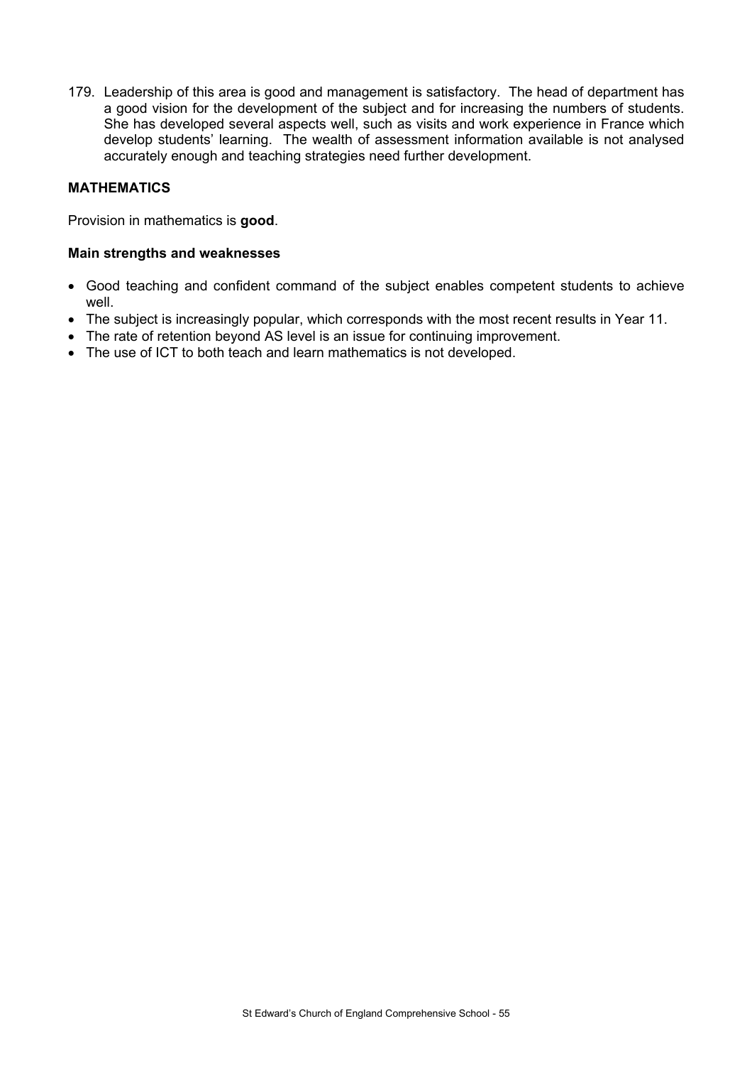179. Leadership of this area is good and management is satisfactory. The head of department has a good vision for the development of the subject and for increasing the numbers of students. She has developed several aspects well, such as visits and work experience in France which develop students' learning. The wealth of assessment information available is not analysed accurately enough and teaching strategies need further development.

**MATHEMATICS**

Provision in mathematics is **good**.

**Main strengths and weaknesses**

- Good teaching and confident command of the subject enables competent students to achieve well.
- The subject is increasingly popular, which corresponds with the most recent results in Year 11.
- The rate of retention beyond AS level is an issue for continuing improvement.
- The use of ICT to both teach and learn mathematics is not developed.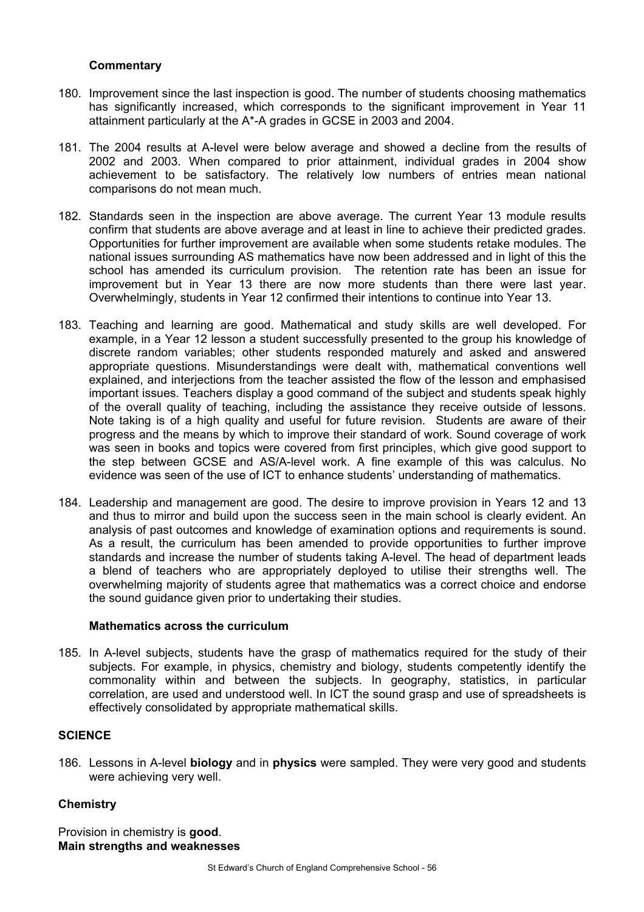#### Commentary

180. Improvement since the last inspection is good. The number of students choosing mathematics has significantly increased, which corresponds to the significant improvement in Year 11 attainment particularly at the A*-A grades in GCSE in 2003 and 2004.

181. The 2004 results at A-level were below average and showed a decline from the results of 2002 and 2003. When compared to prior attainment, individual grades in 2004 show achievement to be satisfactory. The relatively low numbers of entries mean national comparisons do not mean much.

182. Standards seen in the inspection are above average. The current Year 13 module results confirm that students are above average and at least in line to achieve their predicted grades. Opportunities for further improvement are available when some students retake modules. The national issues surrounding AS mathematics have now been addressed and in light of this the school has amended its curriculum provision. The retention rate has been an issue for improvement but in Year 13 there are now more students than there were last year. Overwhelmingly, students in Year 12 confirmed their intentions to continue into Year 13.

183. Teaching and learning are good. Mathematical and study skills are well developed. For example, in a Year 12 lesson a student successfully presented to the group his knowledge of discrete random variables; other students responded maturely and asked and answered appropriate questions. Misunderstandings were dealt with, mathematical conventions well explained, and interjections from the teacher assisted the flow of the lesson and emphasised important issues. Teachers display a good command of the subject and students speak highly of the overall quality of teaching, including the assistance they receive outside of lessons. Note taking is of a high quality and useful for future revision. Students are aware of their progress and the means by which to improve their standard of work. Sound coverage of work was seen in books and topics were covered from first principles, which give good support to the step between GCSE and AS/A-level work. A fine example of this was calculus. No evidence was seen of the use of ICT to enhance students' understanding of mathematics.

184. Leadership and management are good. The desire to improve provision in Years 12 and 13 and thus to mirror and build upon the success seen in the main school is clearly evident. An analysis of past outcomes and knowledge of examination options and requirements is sound. As a result, the curriculum has been amended to provide opportunities to further improve standards and increase the number of students taking A-level. The head of department leads a blend of teachers who are appropriately deployed to utilise their strengths well. The overwhelming majority of students agree that mathematics was a correct choice and endorse the sound guidance given prior to undertaking their studies.

#### Mathematics across the curriculum

185. In A-level subjects, students have the grasp of mathematics required for the study of their subjects. For example, in physics, chemistry and biology, students competently identify the commonality within and between the subjects. In geography, statistics, in particular correlation, are used and understood well. In ICT the sound grasp and use of spreadsheets is effectively consolidated by appropriate mathematical skills.

### SCIENCE

186. Lessons in A-level **biology** and in **physics** were sampled. They were very good and students were achieving very well.

### Chemistry

Provision in chemistry is **good**.

**Main strengths and weaknesses**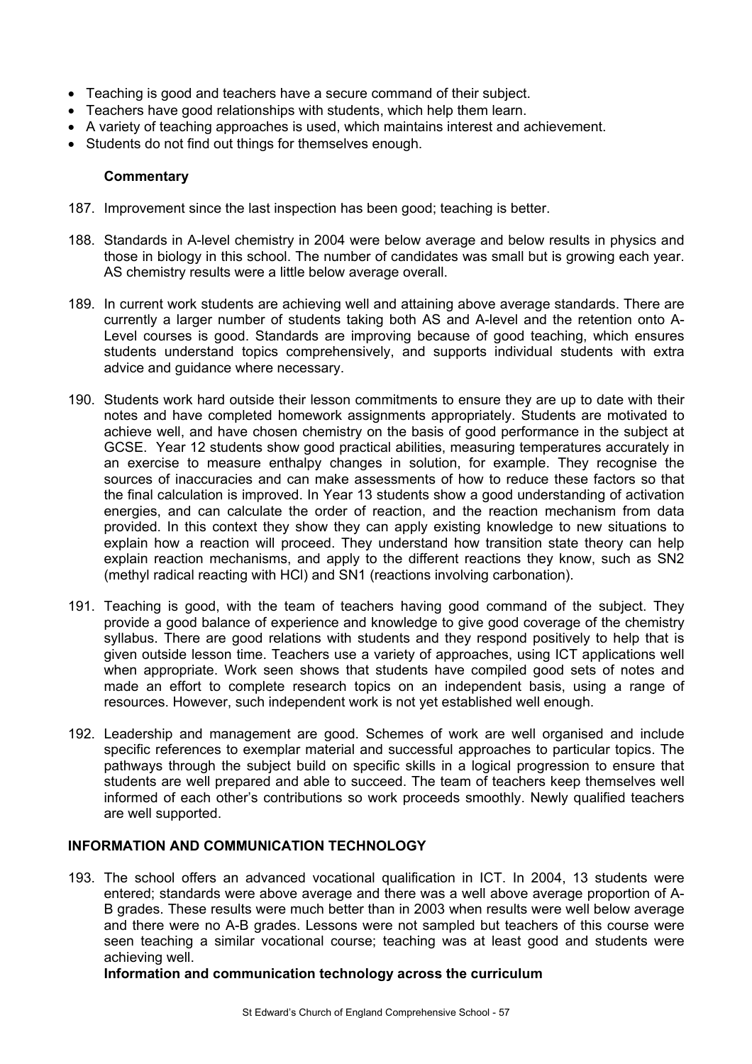- Teaching is good and teachers have a secure command of their subject.
- Teachers have good relationships with students, which help them learn.
- A variety of teaching approaches is used, which maintains interest and achievement.
- Students do not find out things for themselves enough.

**Commentary**

187. Improvement since the last inspection has been good; teaching is better.

188. Standards in A-level chemistry in 2004 were below average and below results in physics and those in biology in this school. The number of candidates was small but is growing each year. AS chemistry results were a little below average overall.

189. In current work students are achieving well and attaining above average standards. There are currently a larger number of students taking both AS and A-level and the retention onto A-Level courses is good. Standards are improving because of good teaching, which ensures students understand topics comprehensively, and supports individual students with extra advice and guidance where necessary.

190. Students work hard outside their lesson commitments to ensure they are up to date with their notes and have completed homework assignments appropriately. Students are motivated to achieve well, and have chosen chemistry on the basis of good performance in the subject at GCSE. Year 12 students show good practical abilities, measuring temperatures accurately in an exercise to measure enthalpy changes in solution, for example. They recognise the sources of inaccuracies and can make assessments of how to reduce these factors so that the final calculation is improved. In Year 13 students show a good understanding of activation energies, and can calculate the order of reaction, and the reaction mechanism from data provided. In this context they show they can apply existing knowledge to new situations to explain how a reaction will proceed. They understand how transition state theory can help explain reaction mechanisms, and apply to the different reactions they know, such as SN2 (methyl radical reacting with HCl) and SN1 (reactions involving carbonation).

191. Teaching is good, with the team of teachers having good command of the subject. They provide a good balance of experience and knowledge to give good coverage of the chemistry syllabus. There are good relations with students and they respond positively to help that is given outside lesson time. Teachers use a variety of approaches, using ICT applications well when appropriate. Work seen shows that students have compiled good sets of notes and made an effort to complete research topics on an independent basis, using a range of resources. However, such independent work is not yet established well enough.

192. Leadership and management are good. Schemes of work are well organised and include specific references to exemplar material and successful approaches to particular topics. The pathways through the subject build on specific skills in a logical progression to ensure that students are well prepared and able to succeed. The team of teachers keep themselves well informed of each other's contributions so work proceeds smoothly. Newly qualified teachers are well supported.

## INFORMATION AND COMMUNICATION TECHNOLOGY

193. The school offers an advanced vocational qualification in ICT. In 2004, 13 students were entered; standards were above average and there was a well above average proportion of A-B grades. These results were much better than in 2003 when results were well below average and there were no A-B grades. Lessons were not sampled but teachers of this course were seen teaching a similar vocational course; teaching was at least good and students were achieving well.

**Information and communication technology across the curriculum**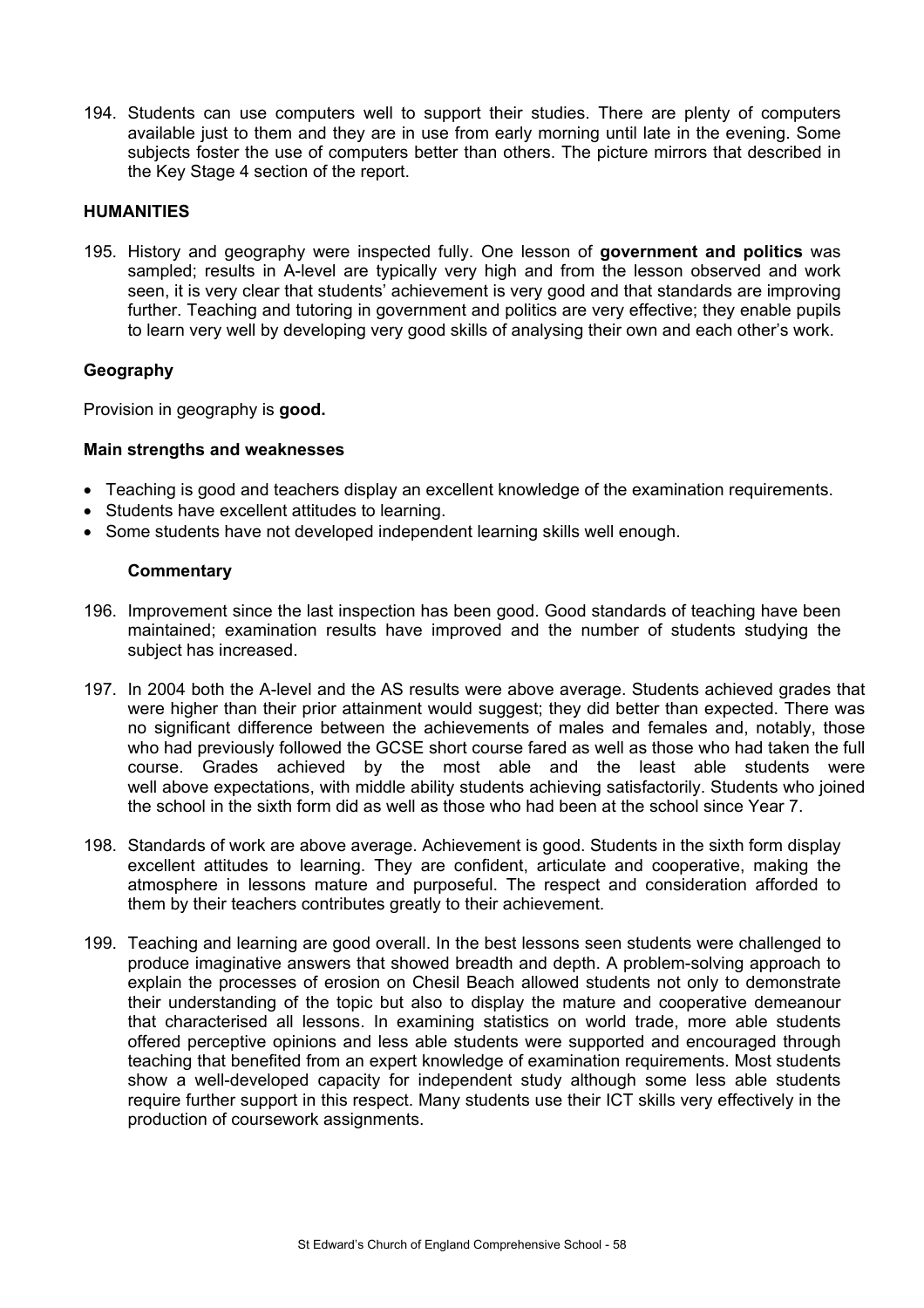194. Students can use computers well to support their studies. There are plenty of computers available just to them and they are in use from early morning until late in the evening. Some subjects foster the use of computers better than others. The picture mirrors that described in the Key Stage 4 section of the report.

## HUMANITIES

195. History and geography were inspected fully. One lesson of **government and politics** was sampled; results in A-level are typically very high and from the lesson observed and work seen, it is very clear that students' achievement is very good and that standards are improving further. Teaching and tutoring in government and politics are very effective; they enable pupils to learn very well by developing very good skills of analysing their own and each other's work.

### Geography

Provision in geography is **good.**

#### Main strengths and weaknesses

- Teaching is good and teachers display an excellent knowledge of the examination requirements.
- Students have excellent attitudes to learning.
- Some students have not developed independent learning skills well enough.

#### Commentary

196. Improvement since the last inspection has been good. Good standards of teaching have been maintained; examination results have improved and the number of students studying the subject has increased.

197. In 2004 both the A-level and the AS results were above average. Students achieved grades that were higher than their prior attainment would suggest; they did better than expected. There was no significant difference between the achievements of males and females and, notably, those who had previously followed the GCSE short course fared as well as those who had taken the full course. Grades achieved by the most able and the least able students were well above expectations, with middle ability students achieving satisfactorily. Students who joined the school in the sixth form did as well as those who had been at the school since Year 7.

198. Standards of work are above average. Achievement is good. Students in the sixth form display excellent attitudes to learning. They are confident, articulate and cooperative, making the atmosphere in lessons mature and purposeful. The respect and consideration afforded to them by their teachers contributes greatly to their achievement.

199. Teaching and learning are good overall. In the best lessons seen students were challenged to produce imaginative answers that showed breadth and depth. A problem-solving approach to explain the processes of erosion on Chesil Beach allowed students not only to demonstrate their understanding of the topic but also to display the mature and cooperative demeanour that characterised all lessons. In examining statistics on world trade, more able students offered perceptive opinions and less able students were supported and encouraged through teaching that benefited from an expert knowledge of examination requirements. Most students show a well-developed capacity for independent study although some less able students require further support in this respect. Many students use their ICT skills very effectively in the production of coursework assignments.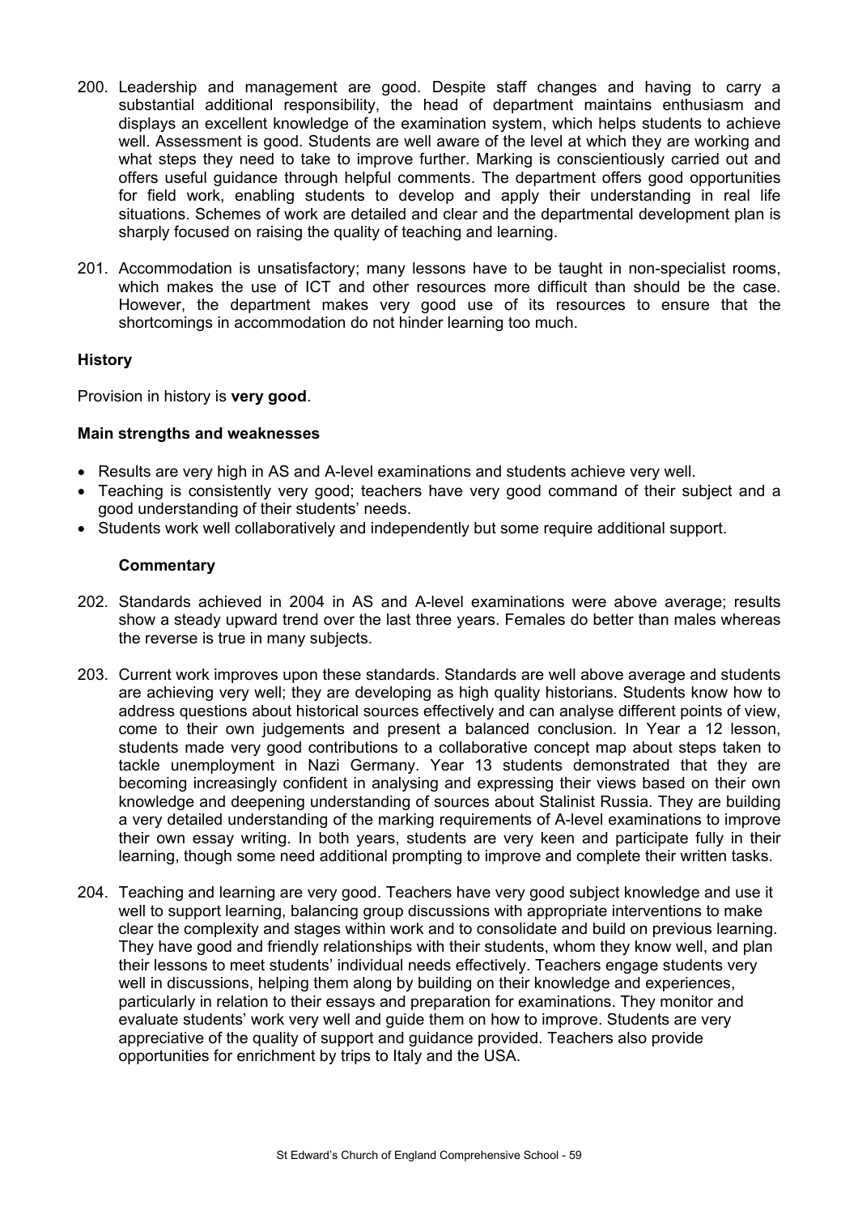200. Leadership and management are good. Despite staff changes and having to carry a substantial additional responsibility, the head of department maintains enthusiasm and displays an excellent knowledge of the examination system, which helps students to achieve well. Assessment is good. Students are well aware of the level at which they are working and what steps they need to take to improve further. Marking is conscientiously carried out and offers useful guidance through helpful comments. The department offers good opportunities for field work, enabling students to develop and apply their understanding in real life situations. Schemes of work are detailed and clear and the departmental development plan is sharply focused on raising the quality of teaching and learning.

201. Accommodation is unsatisfactory; many lessons have to be taught in non-specialist rooms, which makes the use of ICT and other resources more difficult than should be the case. However, the department makes very good use of its resources to ensure that the shortcomings in accommodation do not hinder learning too much.

**History**

Provision in history is **very good**.

**Main strengths and weaknesses**

- Results are very high in AS and A-level examinations and students achieve very well.
- Teaching is consistently very good; teachers have very good command of their subject and a good understanding of their students' needs.
- Students work well collaboratively and independently but some require additional support.

**Commentary**

202. Standards achieved in 2004 in AS and A-level examinations were above average; results show a steady upward trend over the last three years. Females do better than males whereas the reverse is true in many subjects.

203. Current work improves upon these standards. Standards are well above average and students are achieving very well; they are developing as high quality historians. Students know how to address questions about historical sources effectively and can analyse different points of view, come to their own judgements and present a balanced conclusion. In Year a 12 lesson, students made very good contributions to a collaborative concept map about steps taken to tackle unemployment in Nazi Germany. Year 13 students demonstrated that they are becoming increasingly confident in analysing and expressing their views based on their own knowledge and deepening understanding of sources about Stalinist Russia. They are building a very detailed understanding of the marking requirements of A-level examinations to improve their own essay writing. In both years, students are very keen and participate fully in their learning, though some need additional prompting to improve and complete their written tasks.

204. Teaching and learning are very good. Teachers have very good subject knowledge and use it well to support learning, balancing group discussions with appropriate interventions to make clear the complexity and stages within work and to consolidate and build on previous learning. They have good and friendly relationships with their students, whom they know well, and plan their lessons to meet students' individual needs effectively. Teachers engage students very well in discussions, helping them along by building on their knowledge and experiences, particularly in relation to their essays and preparation for examinations. They monitor and evaluate students' work very well and guide them on how to improve. Students are very appreciative of the quality of support and guidance provided. Teachers also provide opportunities for enrichment by trips to Italy and the USA.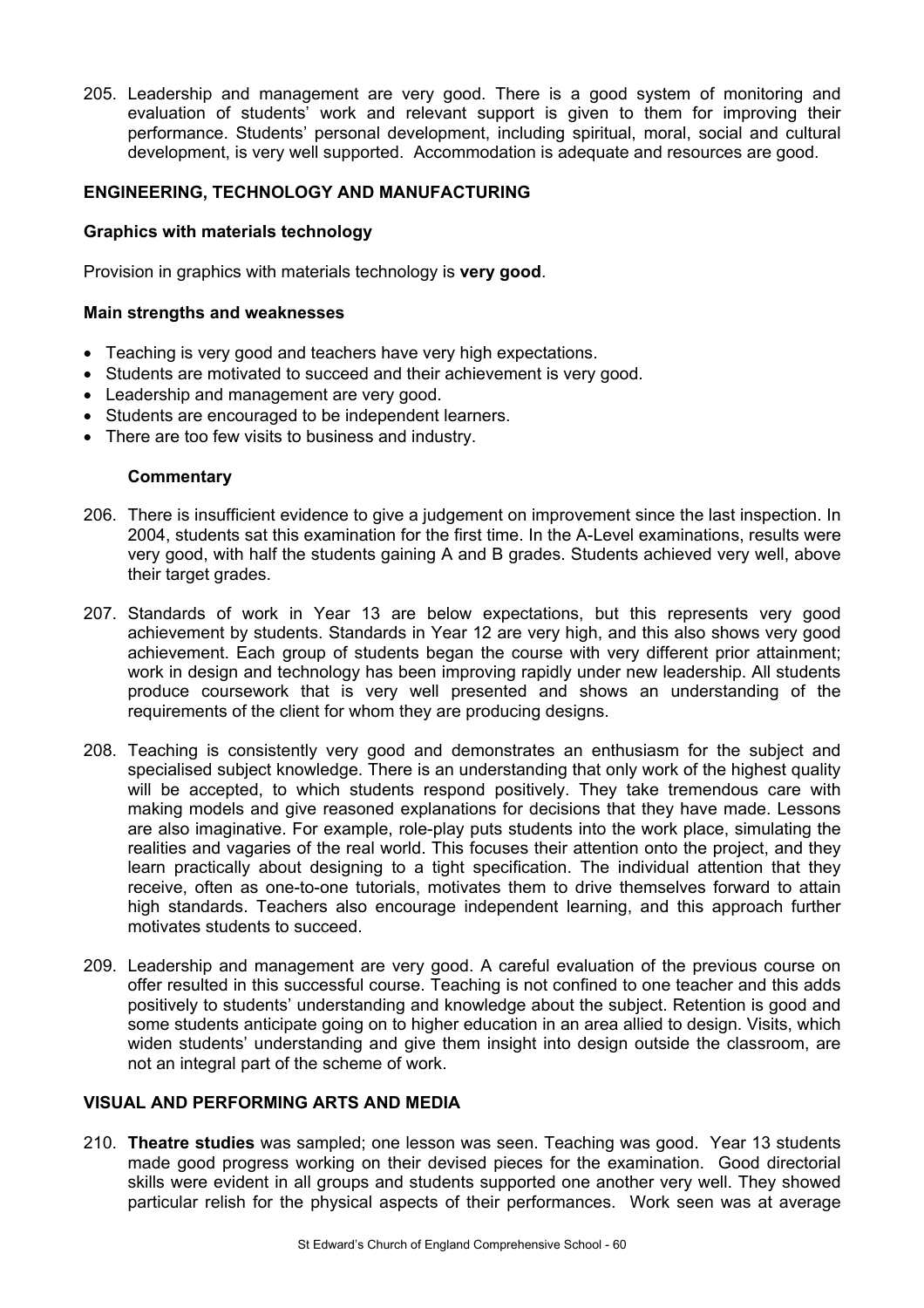205. Leadership and management are very good. There is a good system of monitoring and evaluation of students' work and relevant support is given to them for improving their performance. Students' personal development, including spiritual, moral, social and cultural development, is very well supported. Accommodation is adequate and resources are good.

## ENGINEERING, TECHNOLOGY AND MANUFACTURING

### Graphics with materials technology

Provision in graphics with materials technology is **very good**.

#### Main strengths and weaknesses

- Teaching is very good and teachers have very high expectations.
- Students are motivated to succeed and their achievement is very good.
- Leadership and management are very good.
- Students are encouraged to be independent learners.
- There are too few visits to business and industry.

#### Commentary

206. There is insufficient evidence to give a judgement on improvement since the last inspection. In 2004, students sat this examination for the first time. In the A-Level examinations, results were very good, with half the students gaining A and B grades. Students achieved very well, above their target grades.

207. Standards of work in Year 13 are below expectations, but this represents very good achievement by students. Standards in Year 12 are very high, and this also shows very good achievement. Each group of students began the course with very different prior attainment; work in design and technology has been improving rapidly under new leadership. All students produce coursework that is very well presented and shows an understanding of the requirements of the client for whom they are producing designs.

208. Teaching is consistently very good and demonstrates an enthusiasm for the subject and specialised subject knowledge. There is an understanding that only work of the highest quality will be accepted, to which students respond positively. They take tremendous care with making models and give reasoned explanations for decisions that they have made. Lessons are also imaginative. For example, role-play puts students into the work place, simulating the realities and vagaries of the real world. This focuses their attention onto the project, and they learn practically about designing to a tight specification. The individual attention that they receive, often as one-to-one tutorials, motivates them to drive themselves forward to attain high standards. Teachers also encourage independent learning, and this approach further motivates students to succeed.

209. Leadership and management are very good. A careful evaluation of the previous course on offer resulted in this successful course. Teaching is not confined to one teacher and this adds positively to students' understanding and knowledge about the subject. Retention is good and some students anticipate going on to higher education in an area allied to design. Visits, which widen students' understanding and give them insight into design outside the classroom, are not an integral part of the scheme of work.

## VISUAL AND PERFORMING ARTS AND MEDIA

210. **Theatre studies** was sampled; one lesson was seen. Teaching was good. Year 13 students made good progress working on their devised pieces for the examination. Good directorial skills were evident in all groups and students supported one another very well. They showed particular relish for the physical aspects of their performances. Work seen was at average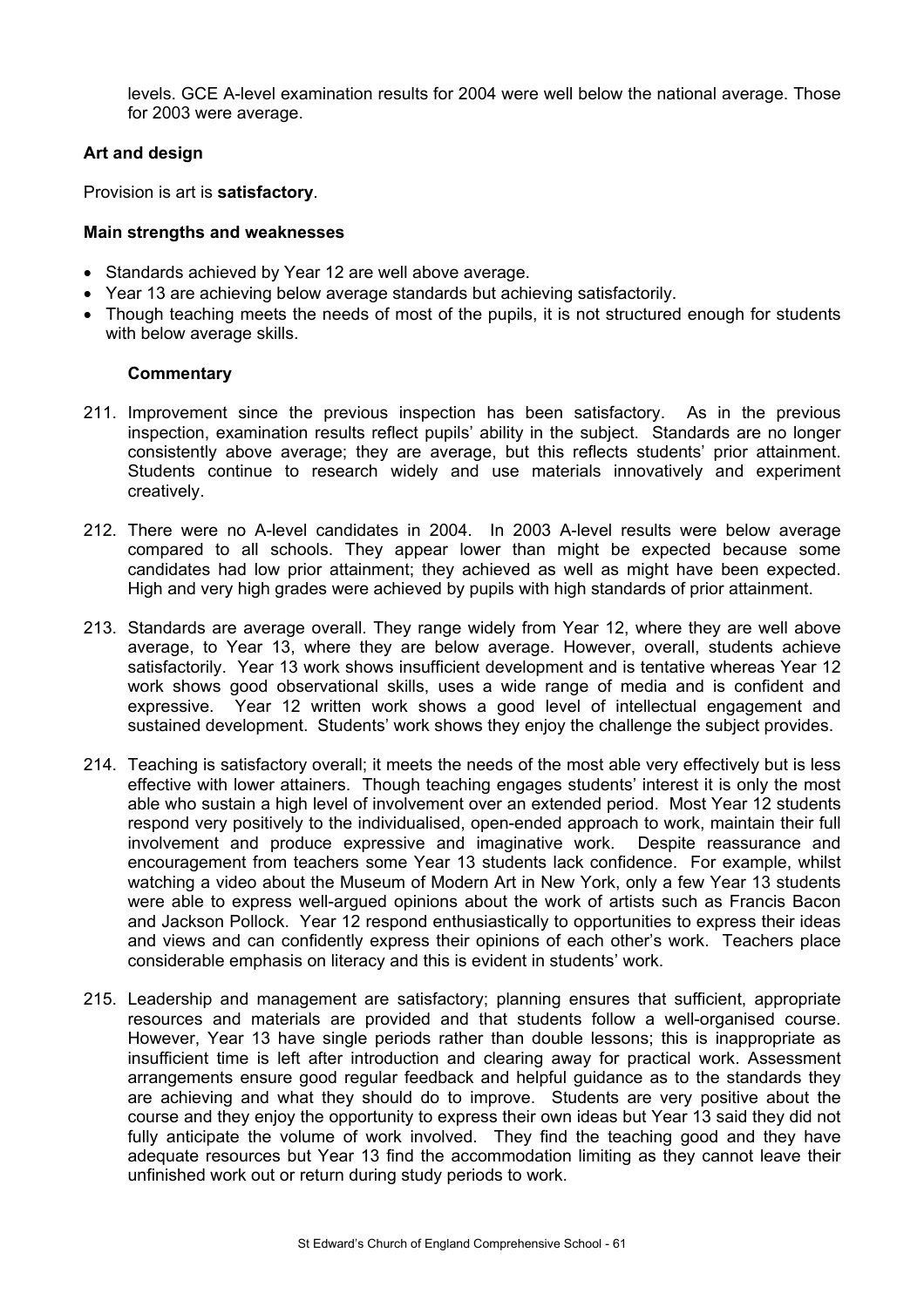levels. GCE A-level examination results for 2004 were well below the national average. Those for 2003 were average.

### Art and design

Provision is art is **satisfactory**.

#### Main strengths and weaknesses

- Standards achieved by Year 12 are well above average.
- Year 13 are achieving below average standards but achieving satisfactorily.
- Though teaching meets the needs of most of the pupils, it is not structured enough for students with below average skills.

#### Commentary

211. Improvement since the previous inspection has been satisfactory. As in the previous inspection, examination results reflect pupils' ability in the subject. Standards are no longer consistently above average; they are average, but this reflects students' prior attainment. Students continue to research widely and use materials innovatively and experiment creatively.

212. There were no A-level candidates in 2004. In 2003 A-level results were below average compared to all schools. They appear lower than might be expected because some candidates had low prior attainment; they achieved as well as might have been expected. High and very high grades were achieved by pupils with high standards of prior attainment.

213. Standards are average overall. They range widely from Year 12, where they are well above average, to Year 13, where they are below average. However, overall, students achieve satisfactorily. Year 13 work shows insufficient development and is tentative whereas Year 12 work shows good observational skills, uses a wide range of media and is confident and expressive. Year 12 written work shows a good level of intellectual engagement and sustained development. Students' work shows they enjoy the challenge the subject provides.

214. Teaching is satisfactory overall; it meets the needs of the most able very effectively but is less effective with lower attainers. Though teaching engages students' interest it is only the most able who sustain a high level of involvement over an extended period. Most Year 12 students respond very positively to the individualised, open-ended approach to work, maintain their full involvement and produce expressive and imaginative work. Despite reassurance and encouragement from teachers some Year 13 students lack confidence. For example, whilst watching a video about the Museum of Modern Art in New York, only a few Year 13 students were able to express well-argued opinions about the work of artists such as Francis Bacon and Jackson Pollock. Year 12 respond enthusiastically to opportunities to express their ideas and views and can confidently express their opinions of each other's work. Teachers place considerable emphasis on literacy and this is evident in students' work.

215. Leadership and management are satisfactory; planning ensures that sufficient, appropriate resources and materials are provided and that students follow a well-organised course. However, Year 13 have single periods rather than double lessons; this is inappropriate as insufficient time is left after introduction and clearing away for practical work. Assessment arrangements ensure good regular feedback and helpful guidance as to the standards they are achieving and what they should do to improve. Students are very positive about the course and they enjoy the opportunity to express their own ideas but Year 13 said they did not fully anticipate the volume of work involved. They find the teaching good and they have adequate resources but Year 13 find the accommodation limiting as they cannot leave their unfinished work out or return during study periods to work.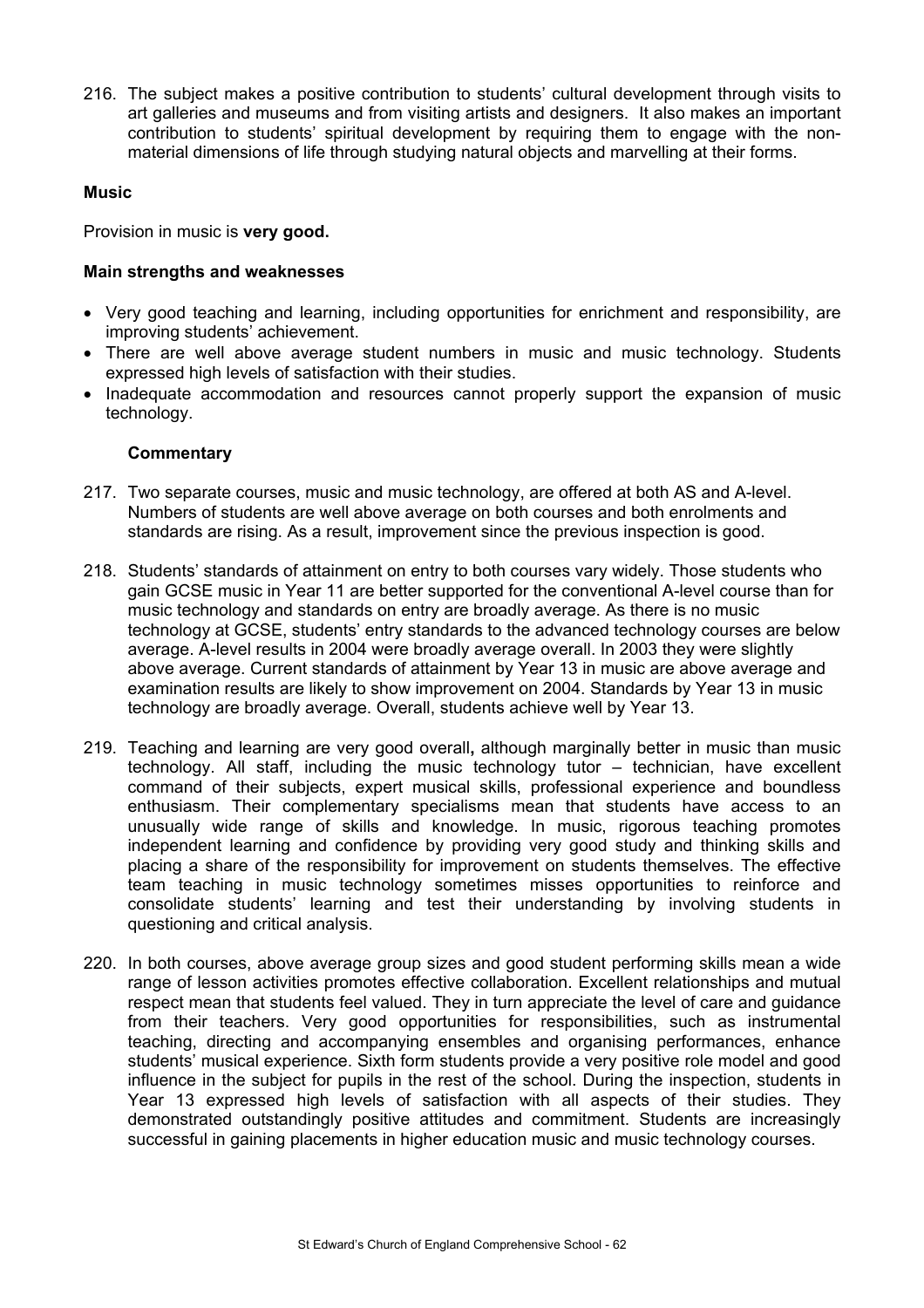216. The subject makes a positive contribution to students' cultural development through visits to art galleries and museums and from visiting artists and designers. It also makes an important contribution to students' spiritual development by requiring them to engage with the non-material dimensions of life through studying natural objects and marvelling at their forms.

**Music**

Provision in music is **very good.**

**Main strengths and weaknesses**

- Very good teaching and learning, including opportunities for enrichment and responsibility, are improving students' achievement.
- There are well above average student numbers in music and music technology. Students expressed high levels of satisfaction with their studies.
- Inadequate accommodation and resources cannot properly support the expansion of music technology.

**Commentary**

217. Two separate courses, music and music technology, are offered at both AS and A-level. Numbers of students are well above average on both courses and both enrolments and standards are rising. As a result, improvement since the previous inspection is good.

218. Students' standards of attainment on entry to both courses vary widely. Those students who gain GCSE music in Year 11 are better supported for the conventional A-level course than for music technology and standards on entry are broadly average. As there is no music technology at GCSE, students' entry standards to the advanced technology courses are below average. A-level results in 2004 were broadly average overall. In 2003 they were slightly above average. Current standards of attainment by Year 13 in music are above average and examination results are likely to show improvement on 2004. Standards by Year 13 in music technology are broadly average. Overall, students achieve well by Year 13.

219. Teaching and learning are very good overall**,** although marginally better in music than music technology. All staff, including the music technology tutor – technician, have excellent command of their subjects, expert musical skills, professional experience and boundless enthusiasm. Their complementary specialisms mean that students have access to an unusually wide range of skills and knowledge. In music, rigorous teaching promotes independent learning and confidence by providing very good study and thinking skills and placing a share of the responsibility for improvement on students themselves. The effective team teaching in music technology sometimes misses opportunities to reinforce and consolidate students' learning and test their understanding by involving students in questioning and critical analysis.

220. In both courses, above average group sizes and good student performing skills mean a wide range of lesson activities promotes effective collaboration. Excellent relationships and mutual respect mean that students feel valued. They in turn appreciate the level of care and guidance from their teachers. Very good opportunities for responsibilities, such as instrumental teaching, directing and accompanying ensembles and organising performances, enhance students' musical experience. Sixth form students provide a very positive role model and good influence in the subject for pupils in the rest of the school. During the inspection, students in Year 13 expressed high levels of satisfaction with all aspects of their studies. They demonstrated outstandingly positive attitudes and commitment. Students are increasingly successful in gaining placements in higher education music and music technology courses.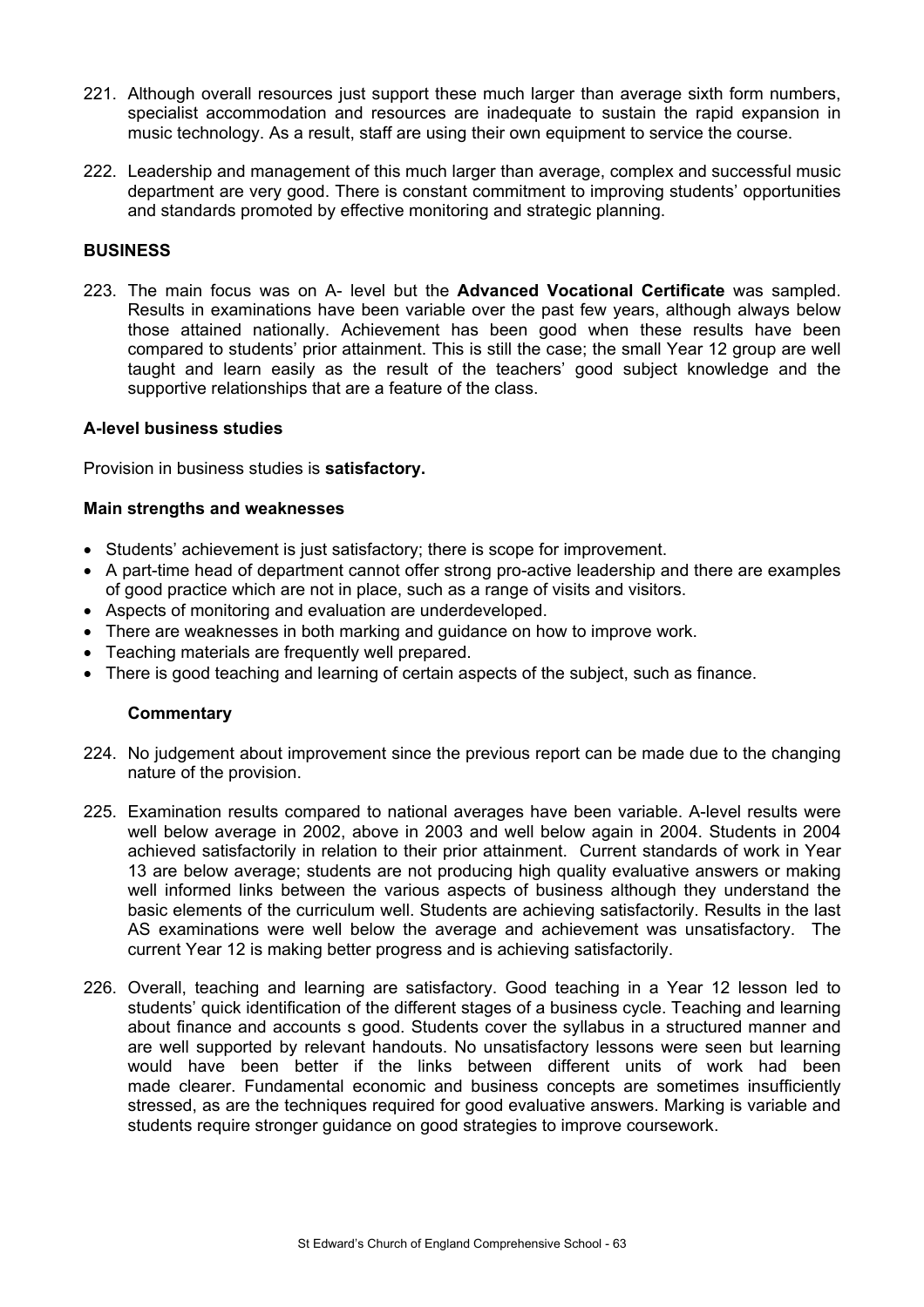221. Although overall resources just support these much larger than average sixth form numbers, specialist accommodation and resources are inadequate to sustain the rapid expansion in music technology. As a result, staff are using their own equipment to service the course.

222. Leadership and management of this much larger than average, complex and successful music department are very good. There is constant commitment to improving students' opportunities and standards promoted by effective monitoring and strategic planning.

**BUSINESS**

223. The main focus was on A- level but the **Advanced Vocational Certificate** was sampled. Results in examinations have been variable over the past few years, although always below those attained nationally. Achievement has been good when these results have been compared to students' prior attainment. This is still the case; the small Year 12 group are well taught and learn easily as the result of the teachers' good subject knowledge and the supportive relationships that are a feature of the class.

**A-level business studies**

Provision in business studies is **satisfactory.**

**Main strengths and weaknesses**

- Students' achievement is just satisfactory; there is scope for improvement.
- A part-time head of department cannot offer strong pro-active leadership and there are examples of good practice which are not in place, such as a range of visits and visitors.
- Aspects of monitoring and evaluation are underdeveloped.
- There are weaknesses in both marking and guidance on how to improve work.
- Teaching materials are frequently well prepared.
- There is good teaching and learning of certain aspects of the subject, such as finance.

**Commentary**

224. No judgement about improvement since the previous report can be made due to the changing nature of the provision.

225. Examination results compared to national averages have been variable. A-level results were well below average in 2002, above in 2003 and well below again in 2004. Students in 2004 achieved satisfactorily in relation to their prior attainment. Current standards of work in Year 13 are below average; students are not producing high quality evaluative answers or making well informed links between the various aspects of business although they understand the basic elements of the curriculum well. Students are achieving satisfactorily. Results in the last AS examinations were well below the average and achievement was unsatisfactory. The current Year 12 is making better progress and is achieving satisfactorily.

226. Overall, teaching and learning are satisfactory. Good teaching in a Year 12 lesson led to students' quick identification of the different stages of a business cycle. Teaching and learning about finance and accounts s good. Students cover the syllabus in a structured manner and are well supported by relevant handouts. No unsatisfactory lessons were seen but learning would have been better if the links between different units of work had been made clearer. Fundamental economic and business concepts are sometimes insufficiently stressed, as are the techniques required for good evaluative answers. Marking is variable and students require stronger guidance on good strategies to improve coursework.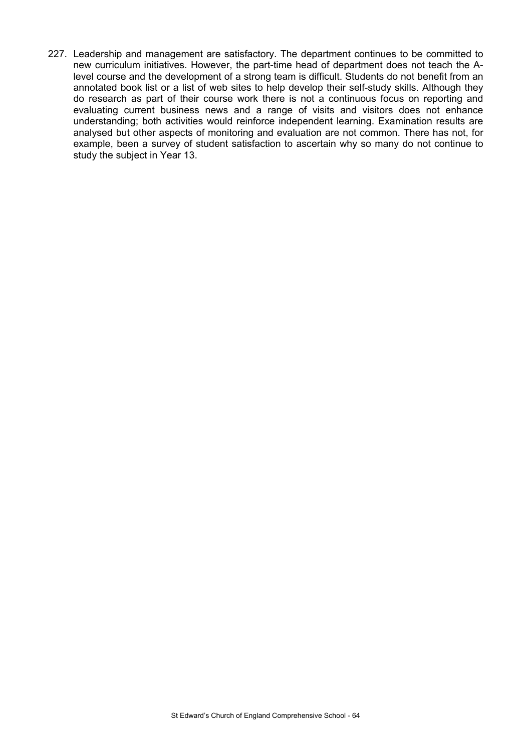227. Leadership and management are satisfactory. The department continues to be committed to new curriculum initiatives. However, the part-time head of department does not teach the A-level course and the development of a strong team is difficult. Students do not benefit from an annotated book list or a list of web sites to help develop their self-study skills. Although they do research as part of their course work there is not a continuous focus on reporting and evaluating current business news and a range of visits and visitors does not enhance understanding; both activities would reinforce independent learning. Examination results are analysed but other aspects of monitoring and evaluation are not common. There has not, for example, been a survey of student satisfaction to ascertain why so many do not continue to study the subject in Year 13.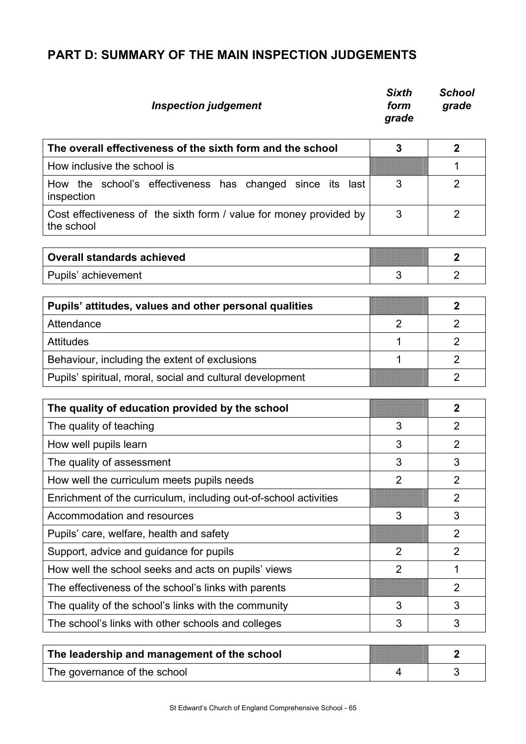## PART D: SUMMARY OF THE MAIN INSPECTION JUDGEMENTS

| *Inspection judgement* | *Sixth form grade* | *School grade* |
|---|---|---|
| **The overall effectiveness of the sixth form and the school** | **3** | **2** |
| How inclusive the school is | | 1 |
| How the school's effectiveness has changed since its last inspection | 3 | 2 |
| Cost effectiveness of the sixth form / value for money provided by the school | 3 | 2 |
| **Overall standards achieved** | | **2** |
| Pupils' achievement | 3 | 2 |
| **Pupils' attitudes, values and other personal qualities** | | **2** |
| Attendance | 2 | 2 |
| Attitudes | 1 | 2 |
| Behaviour, including the extent of exclusions | 1 | 2 |
| Pupils' spiritual, moral, social and cultural development | | 2 |
| **The quality of education provided by the school** | | **2** |
| The quality of teaching | 3 | 2 |
| How well pupils learn | 3 | 2 |
| The quality of assessment | 3 | 3 |
| How well the curriculum meets pupils needs | 2 | 2 |
| Enrichment of the curriculum, including out-of-school activities | | 2 |
| Accommodation and resources | 3 | 3 |
| Pupils' care, welfare, health and safety | | 2 |
| Support, advice and guidance for pupils | 2 | 2 |
| How well the school seeks and acts on pupils' views | 2 | 1 |
| The effectiveness of the school's links with parents | | 2 |
| The quality of the school's links with the community | 3 | 3 |
| The school's links with other schools and colleges | 3 | 3 |
| **The leadership and management of the school** | | **2** |
| The governance of the school | 4 | 3 |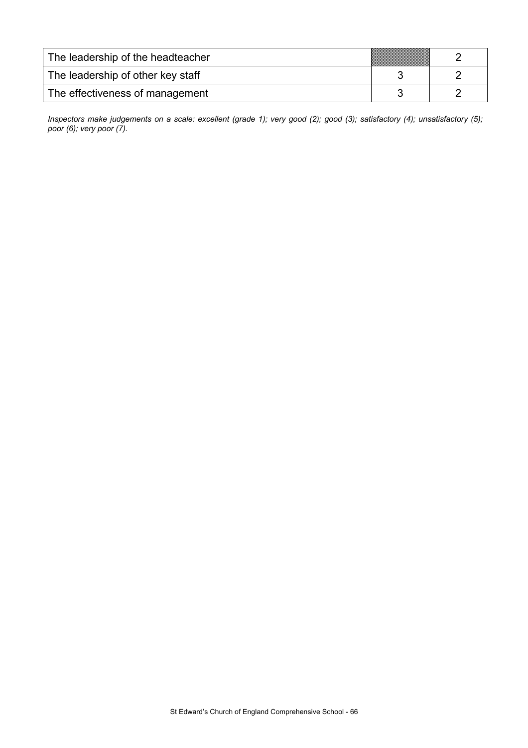| | | |
|---|---|---|
| The leadership of the headteacher | | 2 |
| The leadership of other key staff | 3 | 2 |
| The effectiveness of management | 3 | 2 |

*Inspectors make judgements on a scale: excellent (grade 1); very good (2); good (3); satisfactory (4); unsatisfactory (5); poor (6); very poor (7).*